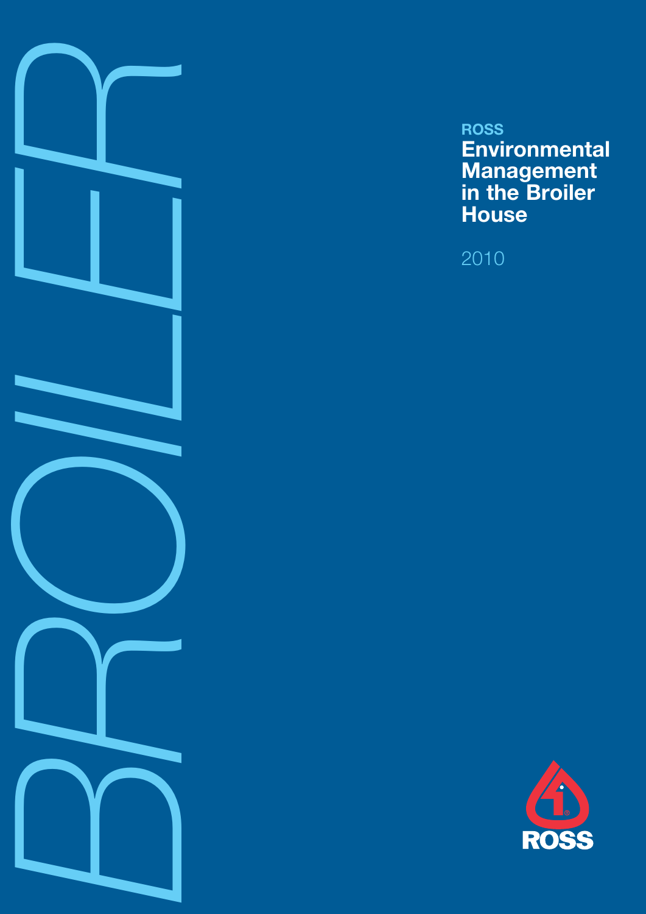BROILER

ROSS

# Environmental Management in the Broiler House

2010

ROSS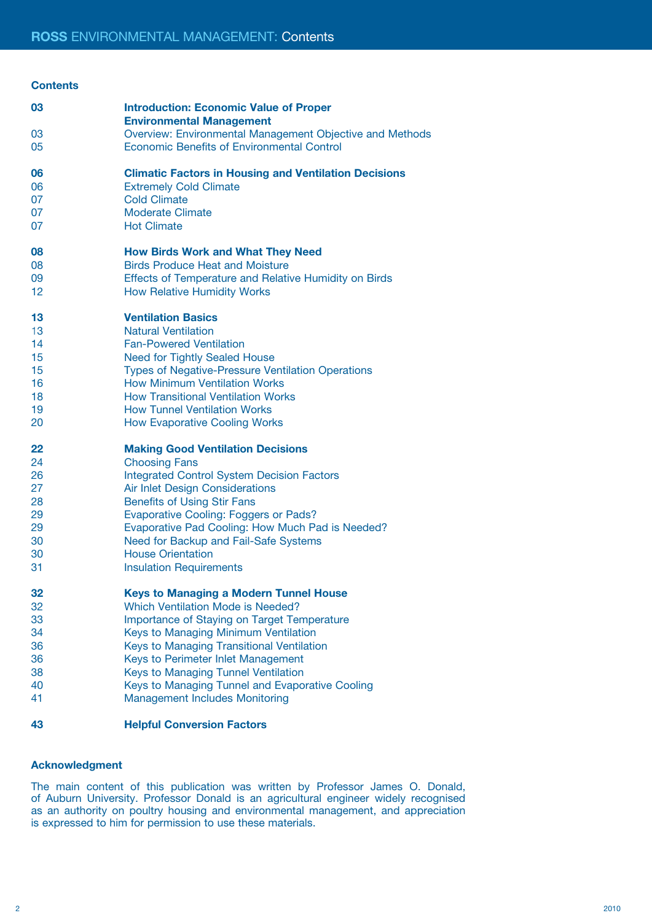## Contents

| | |
|---|---|
| **03** | **Introduction: Economic Value of Proper Environmental Management** |
| 03 | Overview: Environmental Management Objective and Methods |
| 05 | Economic Benefits of Environmental Control |
| **06** | **Climatic Factors in Housing and Ventilation Decisions** |
| 06 | Extremely Cold Climate |
| 07 | Cold Climate |
| 07 | Moderate Climate |
| 07 | Hot Climate |
| **08** | **How Birds Work and What They Need** |
| 08 | Birds Produce Heat and Moisture |
| 09 | Effects of Temperature and Relative Humidity on Birds |
| 12 | How Relative Humidity Works |
| **13** | **Ventilation Basics** |
| 13 | Natural Ventilation |
| 14 | Fan-Powered Ventilation |
| 15 | Need for Tightly Sealed House |
| 15 | Types of Negative-Pressure Ventilation Operations |
| 16 | How Minimum Ventilation Works |
| 18 | How Transitional Ventilation Works |
| 19 | How Tunnel Ventilation Works |
| 20 | How Evaporative Cooling Works |
| **22** | **Making Good Ventilation Decisions** |
| 24 | Choosing Fans |
| 26 | Integrated Control System Decision Factors |
| 27 | Air Inlet Design Considerations |
| 28 | Benefits of Using Stir Fans |
| 29 | Evaporative Cooling: Foggers or Pads? |
| 29 | Evaporative Pad Cooling: How Much Pad is Needed? |
| 30 | Need for Backup and Fail-Safe Systems |
| 30 | House Orientation |
| 31 | Insulation Requirements |
| **32** | **Keys to Managing a Modern Tunnel House** |
| 32 | Which Ventilation Mode is Needed? |
| 33 | Importance of Staying on Target Temperature |
| 34 | Keys to Managing Minimum Ventilation |
| 36 | Keys to Managing Transitional Ventilation |
| 36 | Keys to Perimeter Inlet Management |
| 38 | Keys to Managing Tunnel Ventilation |
| 40 | Keys to Managing Tunnel and Evaporative Cooling |
| 41 | Management Includes Monitoring |
| **43** | **Helpful Conversion Factors** |

### Acknowledgment

The main content of this publication was written by Professor James O. Donald, of Auburn University. Professor Donald is an agricultural engineer widely recognised as an authority on poultry housing and environmental management, and appreciation is expressed to him for permission to use these materials.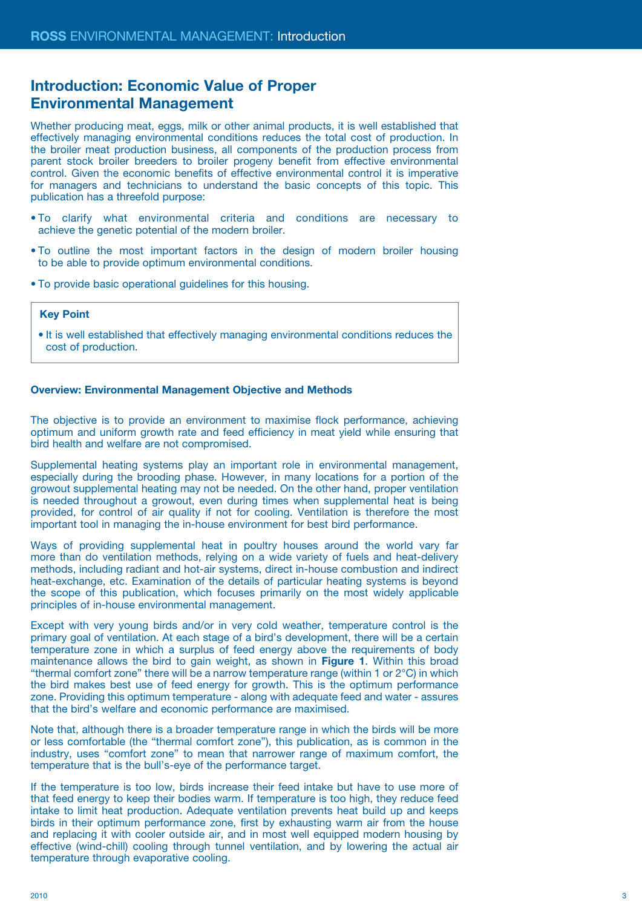# Introduction: Economic Value of Proper Environmental Management

Whether producing meat, eggs, milk or other animal products, it is well established that effectively managing environmental conditions reduces the total cost of production. In the broiler meat production business, all components of the production process from parent stock broiler breeders to broiler progeny benefit from effective environmental control. Given the economic benefits of effective environmental control it is imperative for managers and technicians to understand the basic concepts of this topic. This publication has a threefold purpose:

- To clarify what environmental criteria and conditions are necessary to achieve the genetic potential of the modern broiler.
- To outline the most important factors in the design of modern broiler housing to be able to provide optimum environmental conditions.
- To provide basic operational guidelines for this housing.

**Key Point**

- It is well established that effectively managing environmental conditions reduces the cost of production.

### Overview: Environmental Management Objective and Methods

The objective is to provide an environment to maximise flock performance, achieving optimum and uniform growth rate and feed efficiency in meat yield while ensuring that bird health and welfare are not compromised.

Supplemental heating systems play an important role in environmental management, especially during the brooding phase. However, in many locations for a portion of the growout supplemental heating may not be needed. On the other hand, proper ventilation is needed throughout a growout, even during times when supplemental heat is being provided, for control of air quality if not for cooling. Ventilation is therefore the most important tool in managing the in-house environment for best bird performance.

Ways of providing supplemental heat in poultry houses around the world vary far more than do ventilation methods, relying on a wide variety of fuels and heat-delivery methods, including radiant and hot-air systems, direct in-house combustion and indirect heat-exchange, etc. Examination of the details of particular heating systems is beyond the scope of this publication, which focuses primarily on the most widely applicable principles of in-house environmental management.

Except with very young birds and/or in very cold weather, temperature control is the primary goal of ventilation. At each stage of a bird's development, there will be a certain temperature zone in which a surplus of feed energy above the requirements of body maintenance allows the bird to gain weight, as shown in **Figure 1**. Within this broad "thermal comfort zone" there will be a narrow temperature range (within 1 or 2°C) in which the bird makes best use of feed energy for growth. This is the optimum performance zone. Providing this optimum temperature - along with adequate feed and water - assures that the bird's welfare and economic performance are maximised.

Note that, although there is a broader temperature range in which the birds will be more or less comfortable (the "thermal comfort zone"), this publication, as is common in the industry, uses "comfort zone" to mean that narrower range of maximum comfort, the temperature that is the bull's-eye of the performance target.

If the temperature is too low, birds increase their feed intake but have to use more of that feed energy to keep their bodies warm. If temperature is too high, they reduce feed intake to limit heat production. Adequate ventilation prevents heat build up and keeps birds in their optimum performance zone, first by exhausting warm air from the house and replacing it with cooler outside air, and in most well equipped modern housing by effective (wind-chill) cooling through tunnel ventilation, and by lowering the actual air temperature through evaporative cooling.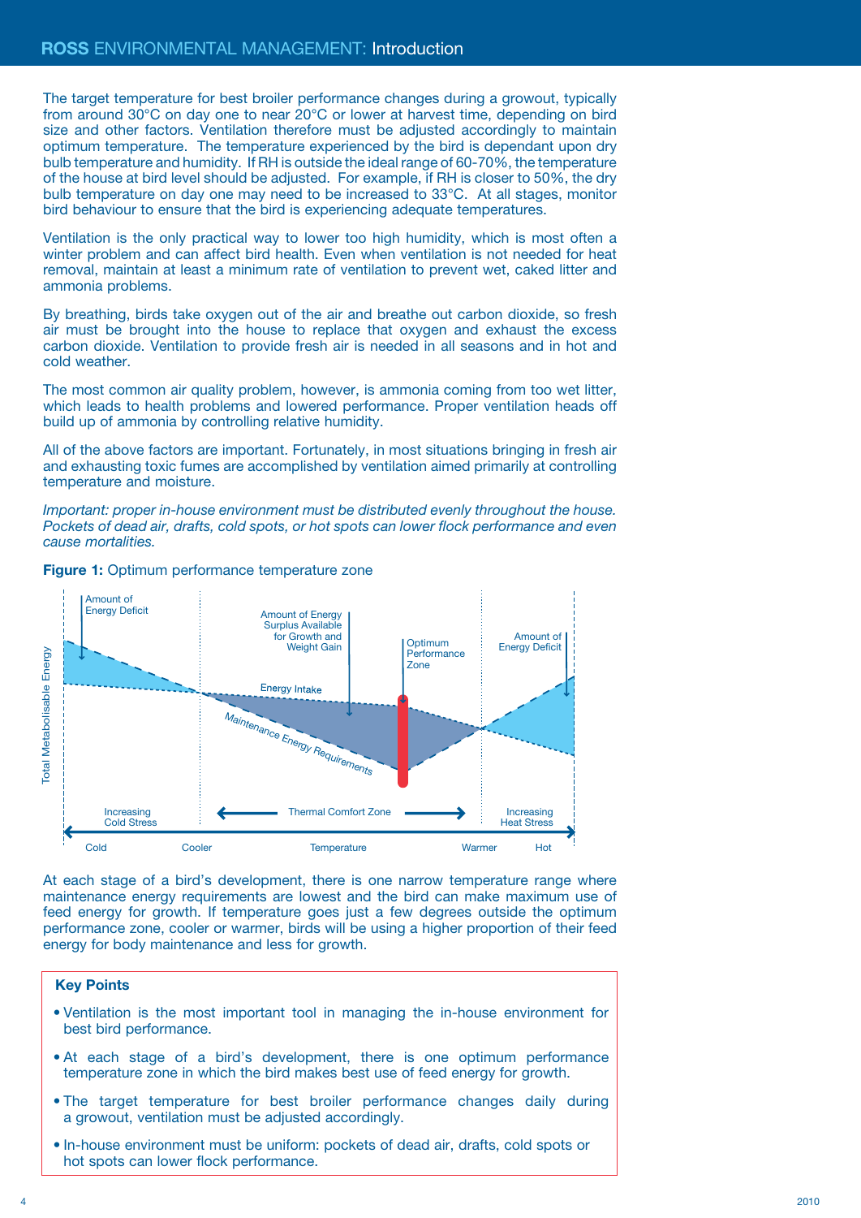The target temperature for best broiler performance changes during a growout, typically from around 30°C on day one to near 20°C or lower at harvest time, depending on bird size and other factors. Ventilation therefore must be adjusted accordingly to maintain optimum temperature. The temperature experienced by the bird is dependant upon dry bulb temperature and humidity. If RH is outside the ideal range of 60-70%, the temperature of the house at bird level should be adjusted. For example, if RH is closer to 50%, the dry bulb temperature on day one may need to be increased to 33°C. At all stages, monitor bird behaviour to ensure that the bird is experiencing adequate temperatures.

Ventilation is the only practical way to lower too high humidity, which is most often a winter problem and can affect bird health. Even when ventilation is not needed for heat removal, maintain at least a minimum rate of ventilation to prevent wet, caked litter and ammonia problems.

By breathing, birds take oxygen out of the air and breathe out carbon dioxide, so fresh air must be brought into the house to replace that oxygen and exhaust the excess carbon dioxide. Ventilation to provide fresh air is needed in all seasons and in hot and cold weather.

The most common air quality problem, however, is ammonia coming from too wet litter, which leads to health problems and lowered performance. Proper ventilation heads off build up of ammonia by controlling relative humidity.

All of the above factors are important. Fortunately, in most situations bringing in fresh air and exhausting toxic fumes are accomplished by ventilation aimed primarily at controlling temperature and moisture.

*Important: proper in-house environment must be distributed evenly throughout the house. Pockets of dead air, drafts, cold spots, or hot spots can lower flock performance and even cause mortalities.*

**Figure 1:** Optimum performance temperature zone

At each stage of a bird's development, there is one narrow temperature range where maintenance energy requirements are lowest and the bird can make maximum use of feed energy for growth. If temperature goes just a few degrees outside the optimum performance zone, cooler or warmer, birds will be using a higher proportion of their feed energy for body maintenance and less for growth.

**Key Points**

- Ventilation is the most important tool in managing the in-house environment for best bird performance.
- At each stage of a bird's development, there is one optimum performance temperature zone in which the bird makes best use of feed energy for growth.
- The target temperature for best broiler performance changes daily during a growout, ventilation must be adjusted accordingly.
- In-house environment must be uniform: pockets of dead air, drafts, cold spots or hot spots can lower flock performance.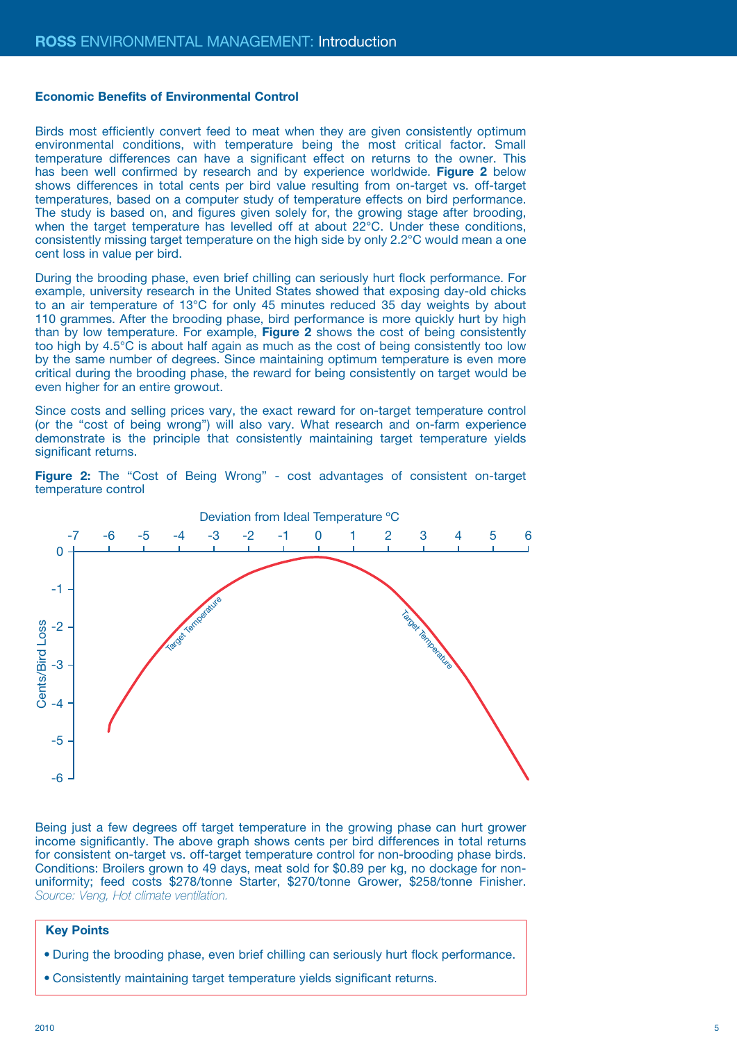## Economic Benefits of Environmental Control

Birds most efficiently convert feed to meat when they are given consistently optimum environmental conditions, with temperature being the most critical factor. Small temperature differences can have a significant effect on returns to the owner. This has been well confirmed by research and by experience worldwide. **Figure 2** below shows differences in total cents per bird value resulting from on-target vs. off-target temperatures, based on a computer study of temperature effects on bird performance. The study is based on, and figures given solely for, the growing stage after brooding, when the target temperature has levelled off at about 22°C. Under these conditions, consistently missing target temperature on the high side by only 2.2°C would mean a one cent loss in value per bird.

During the brooding phase, even brief chilling can seriously hurt flock performance. For example, university research in the United States showed that exposing day-old chicks to an air temperature of 13°C for only 45 minutes reduced 35 day weights by about 110 grammes. After the brooding phase, bird performance is more quickly hurt by high than by low temperature. For example, **Figure 2** shows the cost of being consistently too high by 4.5°C is about half again as much as the cost of being consistently too low by the same number of degrees. Since maintaining optimum temperature is even more critical during the brooding phase, the reward for being consistently on target would be even higher for an entire growout.

Since costs and selling prices vary, the exact reward for on-target temperature control (or the "cost of being wrong") will also vary. What research and on-farm experience demonstrate is the principle that consistently maintaining target temperature yields significant returns.

**Figure 2:** The "Cost of Being Wrong" - cost advantages of consistent on-target temperature control

Being just a few degrees off target temperature in the growing phase can hurt grower income significantly. The above graph shows cents per bird differences in total returns for consistent on-target vs. off-target temperature control for non-brooding phase birds. Conditions: Broilers grown to 49 days, meat sold for $0.89 per kg, no dockage for non-uniformity; feed costs $278/tonne Starter, $270/tonne Grower, $258/tonne Finisher. *Source: Veng, Hot climate ventilation.*

**Key Points**

- During the brooding phase, even brief chilling can seriously hurt flock performance.
- Consistently maintaining target temperature yields significant returns.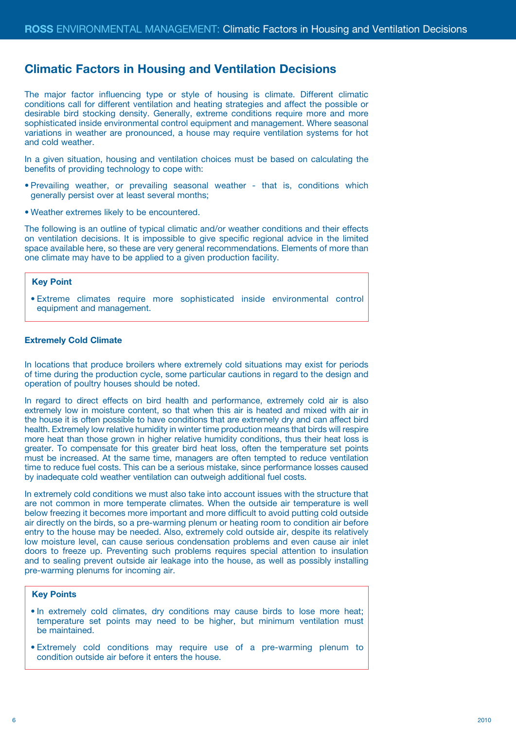## Climatic Factors in Housing and Ventilation Decisions

The major factor influencing type or style of housing is climate. Different climatic conditions call for different ventilation and heating strategies and affect the possible or desirable bird stocking density. Generally, extreme conditions require more and more sophisticated inside environmental control equipment and management. Where seasonal variations in weather are pronounced, a house may require ventilation systems for hot and cold weather.

In a given situation, housing and ventilation choices must be based on calculating the benefits of providing technology to cope with:

- Prevailing weather, or prevailing seasonal weather - that is, conditions which generally persist over at least several months;
- Weather extremes likely to be encountered.

The following is an outline of typical climatic and/or weather conditions and their effects on ventilation decisions. It is impossible to give specific regional advice in the limited space available here, so these are very general recommendations. Elements of more than one climate may have to be applied to a given production facility.

> **Key Point**
>
> - Extreme climates require more sophisticated inside environmental control equipment and management.

### Extremely Cold Climate

In locations that produce broilers where extremely cold situations may exist for periods of time during the production cycle, some particular cautions in regard to the design and operation of poultry houses should be noted.

In regard to direct effects on bird health and performance, extremely cold air is also extremely low in moisture content, so that when this air is heated and mixed with air in the house it is often possible to have conditions that are extremely dry and can affect bird health. Extremely low relative humidity in winter time production means that birds will respire more heat than those grown in higher relative humidity conditions, thus their heat loss is greater. To compensate for this greater bird heat loss, often the temperature set points must be increased. At the same time, managers are often tempted to reduce ventilation time to reduce fuel costs. This can be a serious mistake, since performance losses caused by inadequate cold weather ventilation can outweigh additional fuel costs.

In extremely cold conditions we must also take into account issues with the structure that are not common in more temperate climates. When the outside air temperature is well below freezing it becomes more important and more difficult to avoid putting cold outside air directly on the birds, so a pre-warming plenum or heating room to condition air before entry to the house may be needed. Also, extremely cold outside air, despite its relatively low moisture level, can cause serious condensation problems and even cause air inlet doors to freeze up. Preventing such problems requires special attention to insulation and to sealing prevent outside air leakage into the house, as well as possibly installing pre-warming plenums for incoming air.

> **Key Points**
>
> - In extremely cold climates, dry conditions may cause birds to lose more heat; temperature set points may need to be higher, but minimum ventilation must be maintained.
> - Extremely cold conditions may require use of a pre-warming plenum to condition outside air before it enters the house.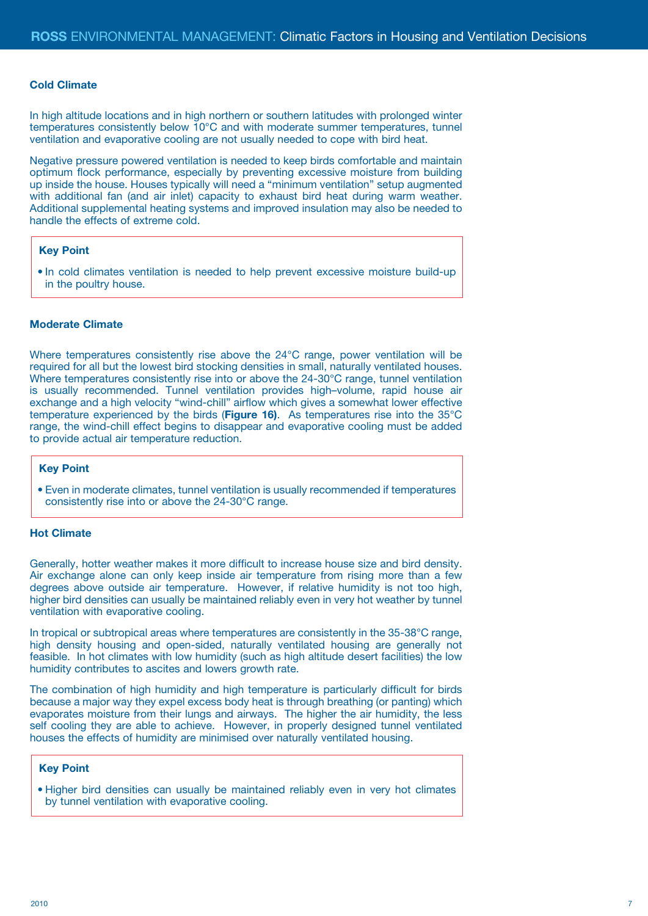### Cold Climate

In high altitude locations and in high northern or southern latitudes with prolonged winter temperatures consistently below 10°C and with moderate summer temperatures, tunnel ventilation and evaporative cooling are not usually needed to cope with bird heat.

Negative pressure powered ventilation is needed to keep birds comfortable and maintain optimum flock performance, especially by preventing excessive moisture from building up inside the house. Houses typically will need a "minimum ventilation" setup augmented with additional fan (and air inlet) capacity to exhaust bird heat during warm weather. Additional supplemental heating systems and improved insulation may also be needed to handle the effects of extreme cold.

> **Key Point**
>
> - In cold climates ventilation is needed to help prevent excessive moisture build-up in the poultry house.

### Moderate Climate

Where temperatures consistently rise above the 24°C range, power ventilation will be required for all but the lowest bird stocking densities in small, naturally ventilated houses. Where temperatures consistently rise into or above the 24-30°C range, tunnel ventilation is usually recommended. Tunnel ventilation provides high–volume, rapid house air exchange and a high velocity "wind-chill" airflow which gives a somewhat lower effective temperature experienced by the birds (**Figure 16**). As temperatures rise into the 35°C range, the wind-chill effect begins to disappear and evaporative cooling must be added to provide actual air temperature reduction.

> **Key Point**
>
> - Even in moderate climates, tunnel ventilation is usually recommended if temperatures consistently rise into or above the 24-30°C range.

### Hot Climate

Generally, hotter weather makes it more difficult to increase house size and bird density. Air exchange alone can only keep inside air temperature from rising more than a few degrees above outside air temperature. However, if relative humidity is not too high, higher bird densities can usually be maintained reliably even in very hot weather by tunnel ventilation with evaporative cooling.

In tropical or subtropical areas where temperatures are consistently in the 35-38°C range, high density housing and open-sided, naturally ventilated housing are generally not feasible. In hot climates with low humidity (such as high altitude desert facilities) the low humidity contributes to ascites and lowers growth rate.

The combination of high humidity and high temperature is particularly difficult for birds because a major way they expel excess body heat is through breathing (or panting) which evaporates moisture from their lungs and airways. The higher the air humidity, the less self cooling they are able to achieve. However, in properly designed tunnel ventilated houses the effects of humidity are minimised over naturally ventilated housing.

> **Key Point**
>
> - Higher bird densities can usually be maintained reliably even in very hot climates by tunnel ventilation with evaporative cooling.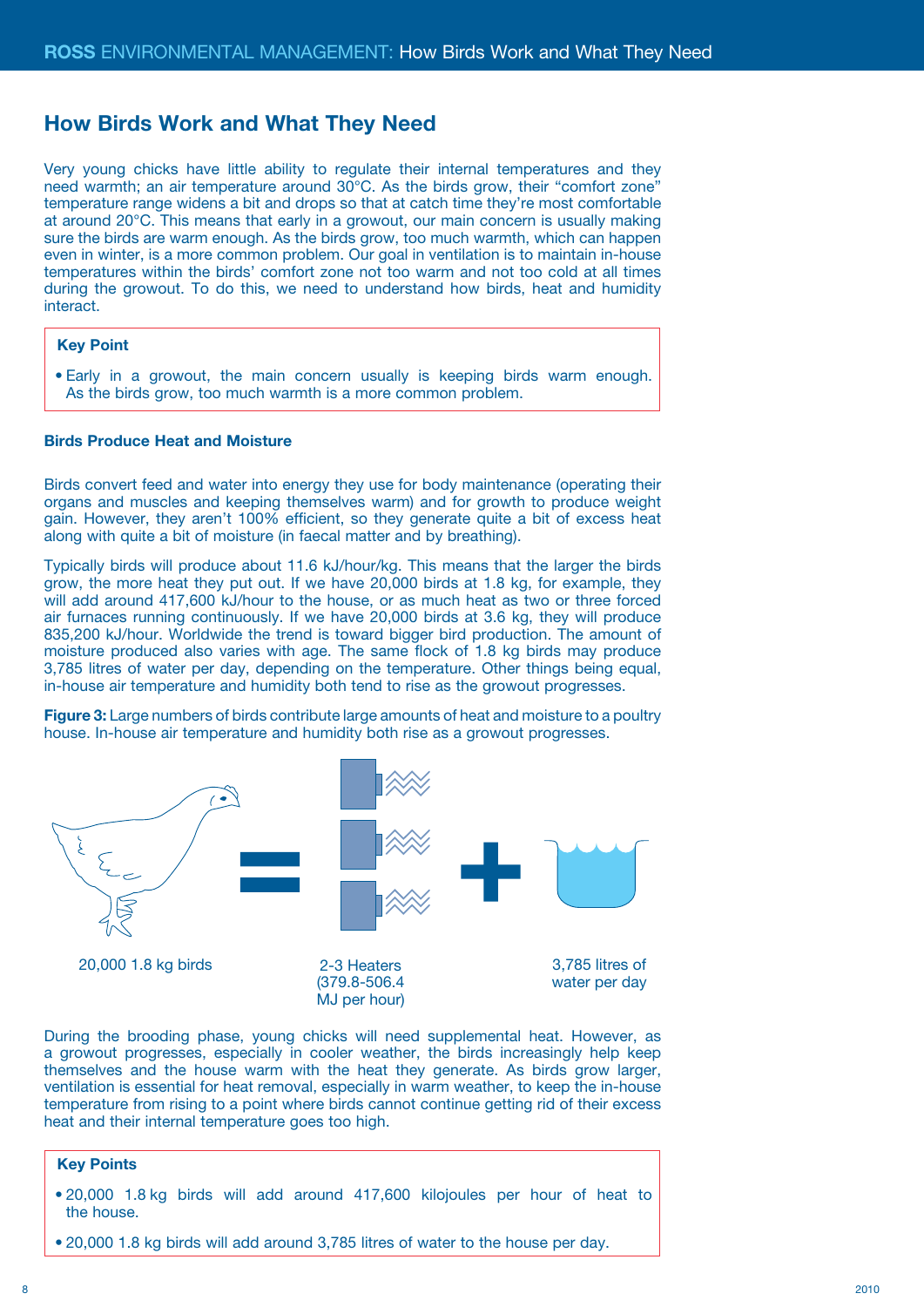## How Birds Work and What They Need

Very young chicks have little ability to regulate their internal temperatures and they need warmth; an air temperature around 30°C. As the birds grow, their "comfort zone" temperature range widens a bit and drops so that at catch time they're most comfortable at around 20°C. This means that early in a growout, our main concern is usually making sure the birds are warm enough. As the birds grow, too much warmth, which can happen even in winter, is a more common problem. Our goal in ventilation is to maintain in-house temperatures within the birds' comfort zone not too warm and not too cold at all times during the growout. To do this, we need to understand how birds, heat and humidity interact.

> **Key Point**
>
> - Early in a growout, the main concern usually is keeping birds warm enough. As the birds grow, too much warmth is a more common problem.

### Birds Produce Heat and Moisture

Birds convert feed and water into energy they use for body maintenance (operating their organs and muscles and keeping themselves warm) and for growth to produce weight gain. However, they aren't 100% efficient, so they generate quite a bit of excess heat along with quite a bit of moisture (in faecal matter and by breathing).

Typically birds will produce about 11.6 kJ/hour/kg. This means that the larger the birds grow, the more heat they put out. If we have 20,000 birds at 1.8 kg, for example, they will add around 417,600 kJ/hour to the house, or as much heat as two or three forced air furnaces running continuously. If we have 20,000 birds at 3.6 kg, they will produce 835,200 kJ/hour. Worldwide the trend is toward bigger bird production. The amount of moisture produced also varies with age. The same flock of 1.8 kg birds may produce 3,785 litres of water per day, depending on the temperature. Other things being equal, in-house air temperature and humidity both tend to rise as the growout progresses.

**Figure 3:** Large numbers of birds contribute large amounts of heat and moisture to a poultry house. In-house air temperature and humidity both rise as a growout progresses.

20,000 1.8 kg birds = 2-3 Heaters (379.8-506.4 MJ per hour) + 3,785 litres of water per day

During the brooding phase, young chicks will need supplemental heat. However, as a growout progresses, especially in cooler weather, the birds increasingly help keep themselves and the house warm with the heat they generate. As birds grow larger, ventilation is essential for heat removal, especially in warm weather, to keep the in-house temperature from rising to a point where birds cannot continue getting rid of their excess heat and their internal temperature goes too high.

> **Key Points**
>
> - 20,000 1.8 kg birds will add around 417,600 kilojoules per hour of heat to the house.
> - 20,000 1.8 kg birds will add around 3,785 litres of water to the house per day.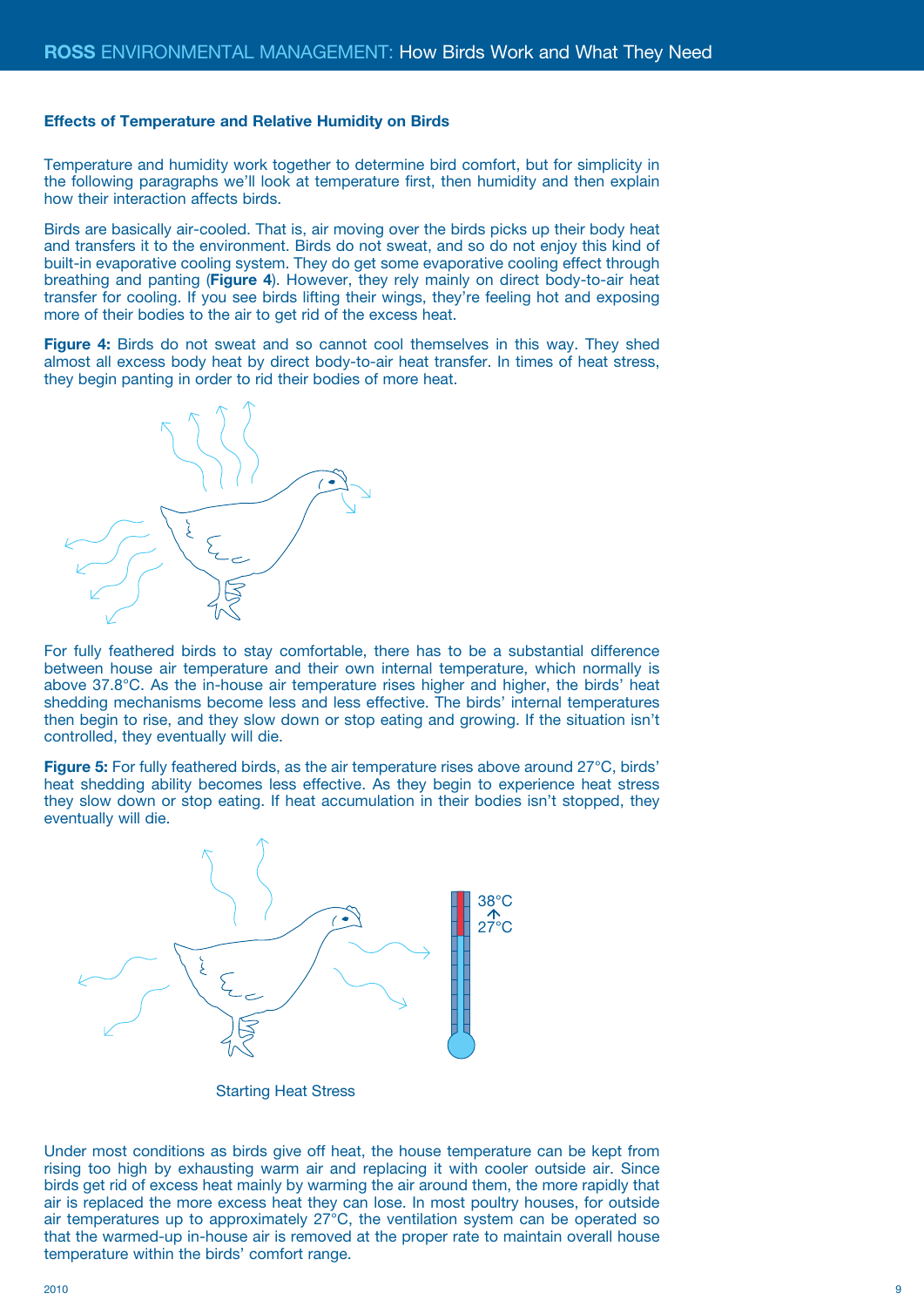## Effects of Temperature and Relative Humidity on Birds

Temperature and humidity work together to determine bird comfort, but for simplicity in the following paragraphs we'll look at temperature first, then humidity and then explain how their interaction affects birds.

Birds are basically air-cooled. That is, air moving over the birds picks up their body heat and transfers it to the environment. Birds do not sweat, and so do not enjoy this kind of built-in evaporative cooling system. They do get some evaporative cooling effect through breathing and panting (**Figure 4**). However, they rely mainly on direct body-to-air heat transfer for cooling. If you see birds lifting their wings, they're feeling hot and exposing more of their bodies to the air to get rid of the excess heat.

**Figure 4:** Birds do not sweat and so cannot cool themselves in this way. They shed almost all excess body heat by direct body-to-air heat transfer. In times of heat stress, they begin panting in order to rid their bodies of more heat.

For fully feathered birds to stay comfortable, there has to be a substantial difference between house air temperature and their own internal temperature, which normally is above 37.8°C. As the in-house air temperature rises higher and higher, the birds' heat shedding mechanisms become less and less effective. The birds' internal temperatures then begin to rise, and they slow down or stop eating and growing. If the situation isn't controlled, they eventually will die.

**Figure 5:** For fully feathered birds, as the air temperature rises above around 27°C, birds' heat shedding ability becomes less effective. As they begin to experience heat stress they slow down or stop eating. If heat accumulation in their bodies isn't stopped, they eventually will die.

Starting Heat Stress

Under most conditions as birds give off heat, the house temperature can be kept from rising too high by exhausting warm air and replacing it with cooler outside air. Since birds get rid of excess heat mainly by warming the air around them, the more rapidly that air is replaced the more excess heat they can lose. In most poultry houses, for outside air temperatures up to approximately 27°C, the ventilation system can be operated so that the warmed-up in-house air is removed at the proper rate to maintain overall house temperature within the birds' comfort range.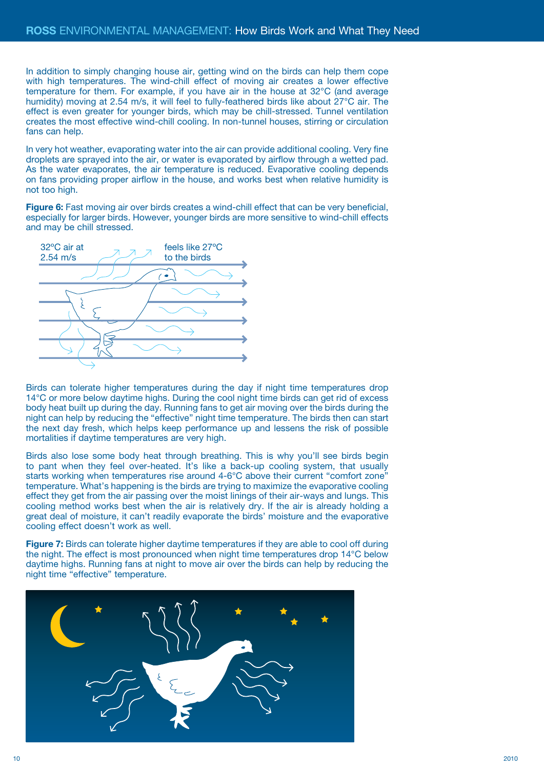In addition to simply changing house air, getting wind on the birds can help them cope with high temperatures. The wind-chill effect of moving air creates a lower effective temperature for them. For example, if you have air in the house at 32°C (and average humidity) moving at 2.54 m/s, it will feel to fully-feathered birds like about 27°C air. The effect is even greater for younger birds, which may be chill-stressed. Tunnel ventilation creates the most effective wind-chill cooling. In non-tunnel houses, stirring or circulation fans can help.

In very hot weather, evaporating water into the air can provide additional cooling. Very fine droplets are sprayed into the air, or water is evaporated by airflow through a wetted pad. As the water evaporates, the air temperature is reduced. Evaporative cooling depends on fans providing proper airflow in the house, and works best when relative humidity is not too high.

**Figure 6:** Fast moving air over birds creates a wind-chill effect that can be very beneficial, especially for larger birds. However, younger birds are more sensitive to wind-chill effects and may be chill stressed.

32°C air at 2.54 m/s

feels like 27°C to the birds

Birds can tolerate higher temperatures during the day if night time temperatures drop 14°C or more below daytime highs. During the cool night time birds can get rid of excess body heat built up during the day. Running fans to get air moving over the birds during the night can help by reducing the "effective" night time temperature. The birds then can start the next day fresh, which helps keep performance up and lessens the risk of possible mortalities if daytime temperatures are very high.

Birds also lose some body heat through breathing. This is why you'll see birds begin to pant when they feel over-heated. It's like a back-up cooling system, that usually starts working when temperatures rise around 4-6°C above their current "comfort zone" temperature. What's happening is the birds are trying to maximize the evaporative cooling effect they get from the air passing over the moist linings of their air-ways and lungs. This cooling method works best when the air is relatively dry. If the air is already holding a great deal of moisture, it can't readily evaporate the birds' moisture and the evaporative cooling effect doesn't work as well.

**Figure 7:** Birds can tolerate higher daytime temperatures if they are able to cool off during the night. The effect is most pronounced when night time temperatures drop 14°C below daytime highs. Running fans at night to move air over the birds can help by reducing the night time "effective" temperature.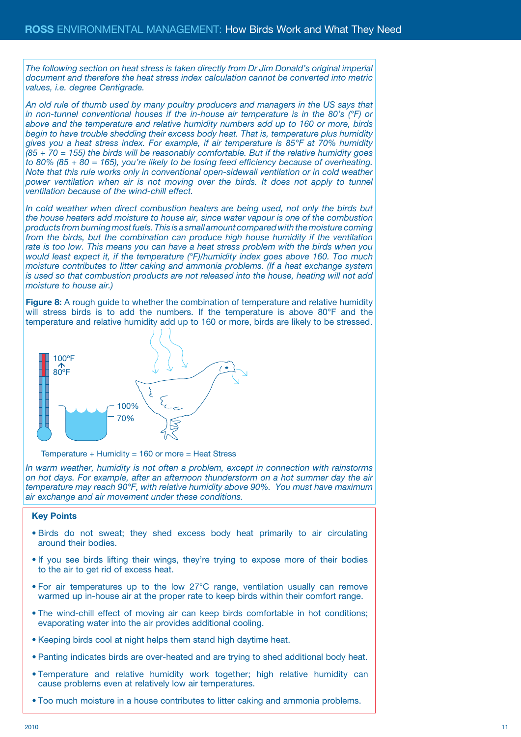*The following section on heat stress is taken directly from Dr Jim Donald's original imperial document and therefore the heat stress index calculation cannot be converted into metric values, i.e. degree Centigrade.*

*An old rule of thumb used by many poultry producers and managers in the US says that in non-tunnel conventional houses if the in-house air temperature is in the 80's (°F) or above and the temperature and relative humidity numbers add up to 160 or more, birds begin to have trouble shedding their excess body heat. That is, temperature plus humidity gives you a heat stress index. For example, if air temperature is 85°F at 70% humidity (85 + 70 = 155) the birds will be reasonably comfortable. But if the relative humidity goes to 80% (85 + 80 = 165), you're likely to be losing feed efficiency because of overheating. Note that this rule works only in conventional open-sidewall ventilation or in cold weather power ventilation when air is not moving over the birds. It does not apply to tunnel ventilation because of the wind-chill effect.*

*In cold weather when direct combustion heaters are being used, not only the birds but the house heaters add moisture to house air, since water vapour is one of the combustion products from burning most fuels. This is a small amount compared with the moisture coming from the birds, but the combination can produce high house humidity if the ventilation rate is too low. This means you can have a heat stress problem with the birds when you would least expect it, if the temperature (°F)/humidity index goes above 160. Too much moisture contributes to litter caking and ammonia problems. (If a heat exchange system is used so that combustion products are not released into the house, heating will not add moisture to house air.)*

**Figure 8:** A rough guide to whether the combination of temperature and relative humidity will stress birds is to add the numbers. If the temperature is above 80°F and the temperature and relative humidity add up to 160 or more, birds are likely to be stressed.

100°F
80°F

100%
70%

Temperature + Humidity = 160 or more = Heat Stress

*In warm weather, humidity is not often a problem, except in connection with rainstorms on hot days. For example, after an afternoon thunderstorm on a hot summer day the air temperature may reach 90°F, with relative humidity above 90%. You must have maximum air exchange and air movement under these conditions.*

**Key Points**

- Birds do not sweat; they shed excess body heat primarily to air circulating around their bodies.
- If you see birds lifting their wings, they're trying to expose more of their bodies to the air to get rid of excess heat.
- For air temperatures up to the low 27°C range, ventilation usually can remove warmed up in-house air at the proper rate to keep birds within their comfort range.
- The wind-chill effect of moving air can keep birds comfortable in hot conditions; evaporating water into the air provides additional cooling.
- Keeping birds cool at night helps them stand high daytime heat.
- Panting indicates birds are over-heated and are trying to shed additional body heat.
- Temperature and relative humidity work together; high relative humidity can cause problems even at relatively low air temperatures.
- Too much moisture in a house contributes to litter caking and ammonia problems.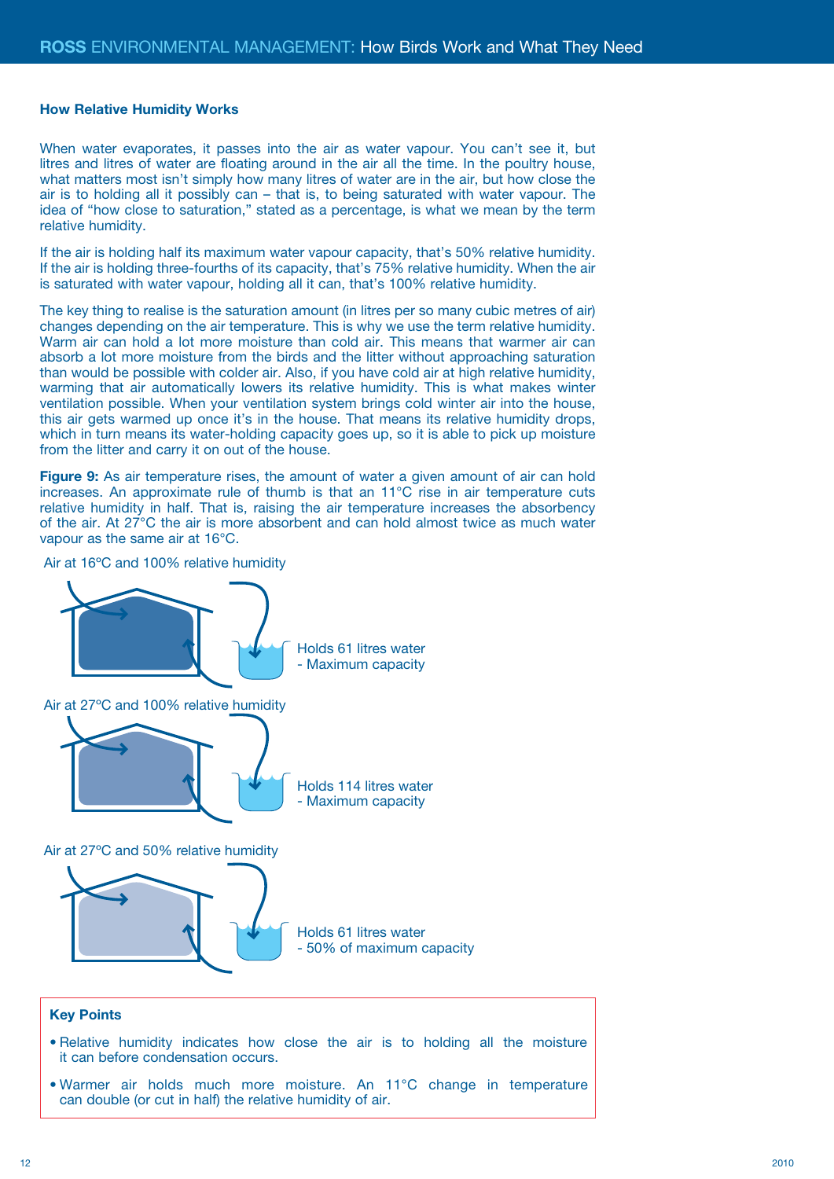### How Relative Humidity Works

When water evaporates, it passes into the air as water vapour. You can't see it, but litres and litres of water are floating around in the air all the time. In the poultry house, what matters most isn't simply how many litres of water are in the air, but how close the air is to holding all it possibly can – that is, to being saturated with water vapour. The idea of "how close to saturation," stated as a percentage, is what we mean by the term relative humidity.

If the air is holding half its maximum water vapour capacity, that's 50% relative humidity. If the air is holding three-fourths of its capacity, that's 75% relative humidity. When the air is saturated with water vapour, holding all it can, that's 100% relative humidity.

The key thing to realise is the saturation amount (in litres per so many cubic metres of air) changes depending on the air temperature. This is why we use the term relative humidity. Warm air can hold a lot more moisture than cold air. This means that warmer air can absorb a lot more moisture from the birds and the litter without approaching saturation than would be possible with colder air. Also, if you have cold air at high relative humidity, warming that air automatically lowers its relative humidity. This is what makes winter ventilation possible. When your ventilation system brings cold winter air into the house, this air gets warmed up once it's in the house. That means its relative humidity drops, which in turn means its water-holding capacity goes up, so it is able to pick up moisture from the litter and carry it on out of the house.

**Figure 9:** As air temperature rises, the amount of water a given amount of air can hold increases. An approximate rule of thumb is that an 11°C rise in air temperature cuts relative humidity in half. That is, raising the air temperature increases the absorbency of the air. At 27°C the air is more absorbent and can hold almost twice as much water vapour as the same air at 16°C.

Air at 16ºC and 100% relative humidity

Holds 61 litres water
- Maximum capacity

Air at 27ºC and 100% relative humidity

Holds 114 litres water
- Maximum capacity

Air at 27ºC and 50% relative humidity

Holds 61 litres water
- 50% of maximum capacity

**Key Points**

- Relative humidity indicates how close the air is to holding all the moisture it can before condensation occurs.
- Warmer air holds much more moisture. An 11°C change in temperature can double (or cut in half) the relative humidity of air.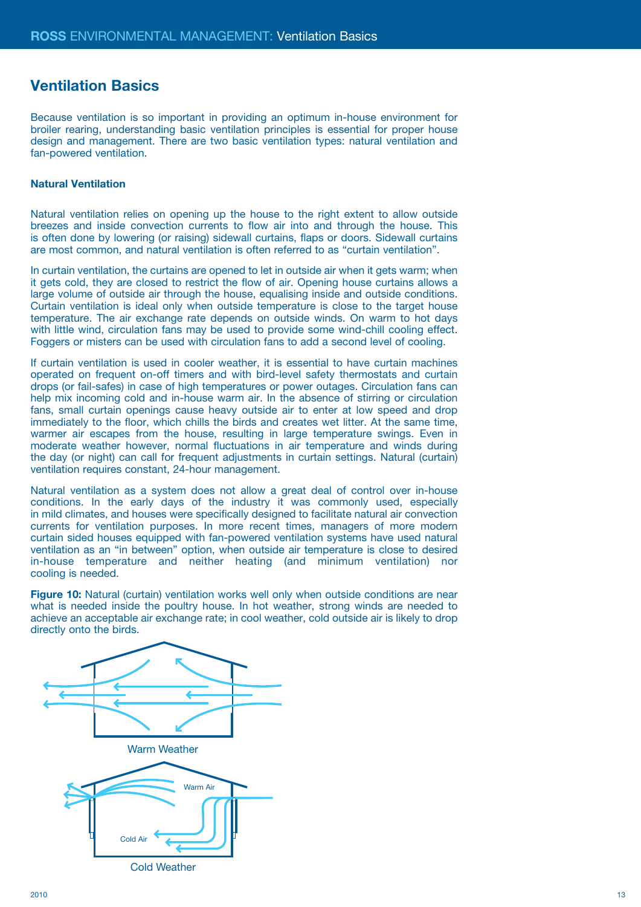## Ventilation Basics

Because ventilation is so important in providing an optimum in-house environment for broiler rearing, understanding basic ventilation principles is essential for proper house design and management. There are two basic ventilation types: natural ventilation and fan-powered ventilation.

### Natural Ventilation

Natural ventilation relies on opening up the house to the right extent to allow outside breezes and inside convection currents to flow air into and through the house. This is often done by lowering (or raising) sidewall curtains, flaps or doors. Sidewall curtains are most common, and natural ventilation is often referred to as "curtain ventilation".

In curtain ventilation, the curtains are opened to let in outside air when it gets warm; when it gets cold, they are closed to restrict the flow of air. Opening house curtains allows a large volume of outside air through the house, equalising inside and outside conditions. Curtain ventilation is ideal only when outside temperature is close to the target house temperature. The air exchange rate depends on outside winds. On warm to hot days with little wind, circulation fans may be used to provide some wind-chill cooling effect. Foggers or misters can be used with circulation fans to add a second level of cooling.

If curtain ventilation is used in cooler weather, it is essential to have curtain machines operated on frequent on-off timers and with bird-level safety thermostats and curtain drops (or fail-safes) in case of high temperatures or power outages. Circulation fans can help mix incoming cold and in-house warm air. In the absence of stirring or circulation fans, small curtain openings cause heavy outside air to enter at low speed and drop immediately to the floor, which chills the birds and creates wet litter. At the same time, warmer air escapes from the house, resulting in large temperature swings. Even in moderate weather however, normal fluctuations in air temperature and winds during the day (or night) can call for frequent adjustments in curtain settings. Natural (curtain) ventilation requires constant, 24-hour management.

Natural ventilation as a system does not allow a great deal of control over in-house conditions. In the early days of the industry it was commonly used, especially in mild climates, and houses were specifically designed to facilitate natural air convection currents for ventilation purposes. In more recent times, managers of more modern curtain sided houses equipped with fan-powered ventilation systems have used natural ventilation as an "in between" option, when outside air temperature is close to desired in-house temperature and neither heating (and minimum ventilation) nor cooling is needed.

**Figure 10:** Natural (curtain) ventilation works well only when outside conditions are near what is needed inside the poultry house. In hot weather, strong winds are needed to achieve an acceptable air exchange rate; in cool weather, cold outside air is likely to drop directly onto the birds.

Warm Weather

Warm Air

Cold Air

Cold Weather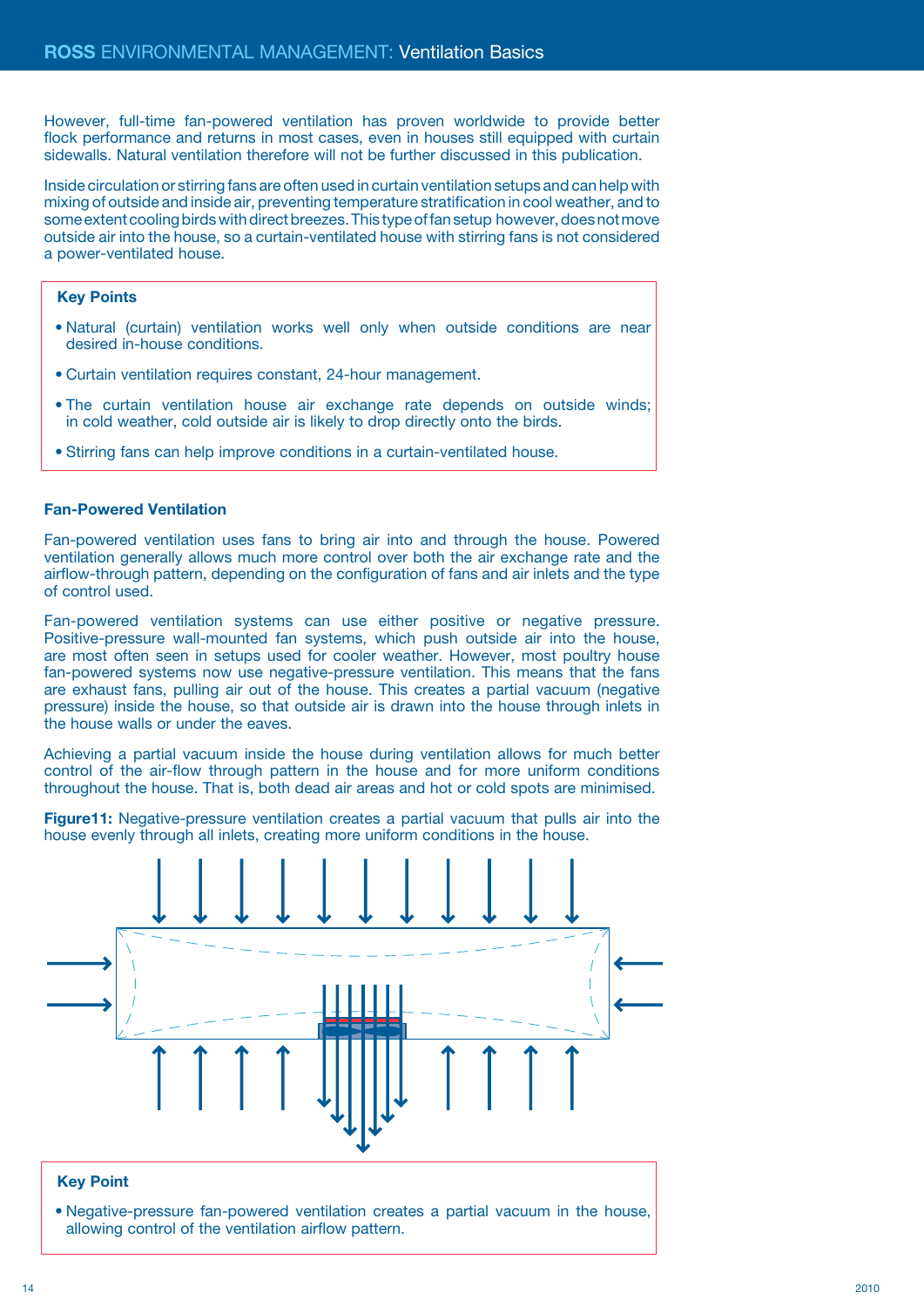However, full-time fan-powered ventilation has proven worldwide to provide better flock performance and returns in most cases, even in houses still equipped with curtain sidewalls. Natural ventilation therefore will not be further discussed in this publication.

Inside circulation or stirring fans are often used in curtain ventilation setups and can help with mixing of outside and inside air, preventing temperature stratification in cool weather, and to some extent cooling birds with direct breezes. This type of fan setup however, does not move outside air into the house, so a curtain-ventilated house with stirring fans is not considered a power-ventilated house.

**Key Points**

- Natural (curtain) ventilation works well only when outside conditions are near desired in-house conditions.
- Curtain ventilation requires constant, 24-hour management.
- The curtain ventilation house air exchange rate depends on outside winds; in cold weather, cold outside air is likely to drop directly onto the birds.
- Stirring fans can help improve conditions in a curtain-ventilated house.

### Fan-Powered Ventilation

Fan-powered ventilation uses fans to bring air into and through the house. Powered ventilation generally allows much more control over both the air exchange rate and the airflow-through pattern, depending on the configuration of fans and air inlets and the type of control used.

Fan-powered ventilation systems can use either positive or negative pressure. Positive-pressure wall-mounted fan systems, which push outside air into the house, are most often seen in setups used for cooler weather. However, most poultry house fan-powered systems now use negative-pressure ventilation. This means that the fans are exhaust fans, pulling air out of the house. This creates a partial vacuum (negative pressure) inside the house, so that outside air is drawn into the house through inlets in the house walls or under the eaves.

Achieving a partial vacuum inside the house during ventilation allows for much better control of the air-flow through pattern in the house and for more uniform conditions throughout the house. That is, both dead air areas and hot or cold spots are minimised.

**Figure11:** Negative-pressure ventilation creates a partial vacuum that pulls air into the house evenly through all inlets, creating more uniform conditions in the house.

**Key Point**

- Negative-pressure fan-powered ventilation creates a partial vacuum in the house, allowing control of the ventilation airflow pattern.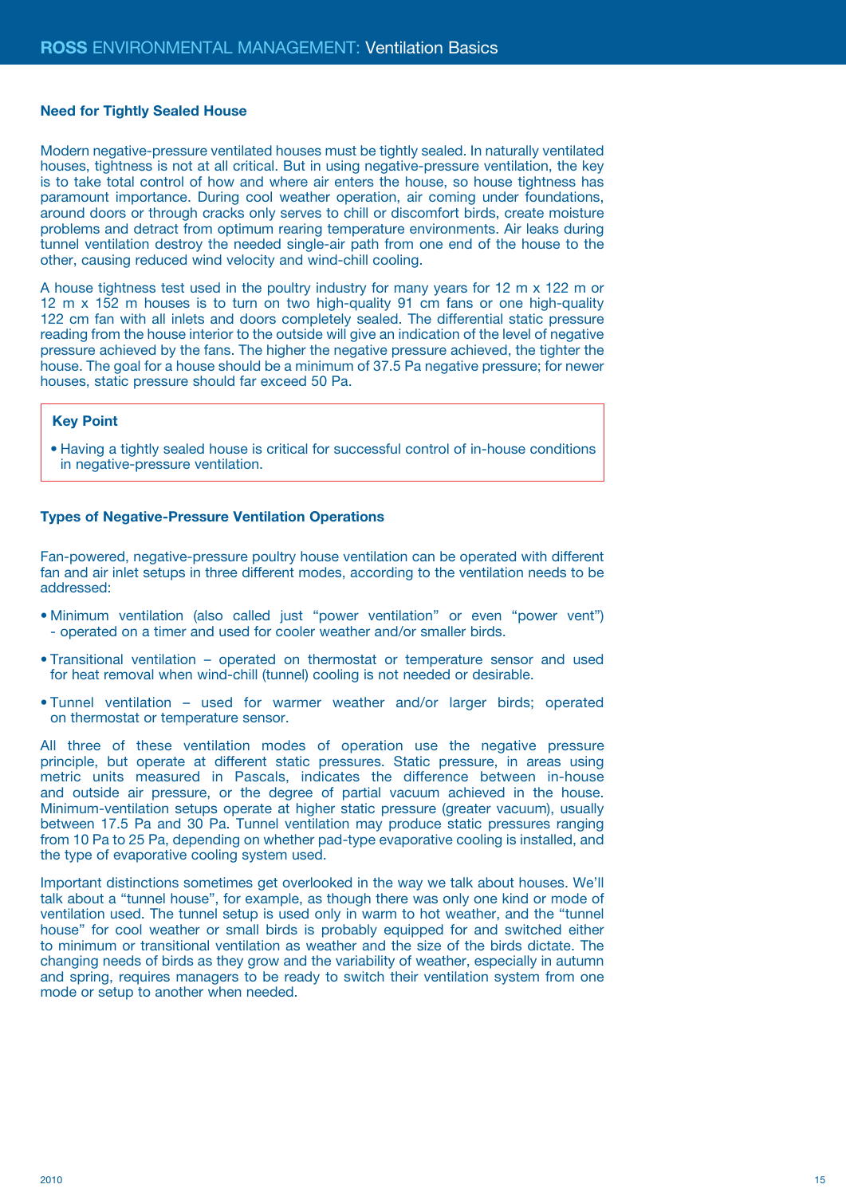## Need for Tightly Sealed House

Modern negative-pressure ventilated houses must be tightly sealed. In naturally ventilated houses, tightness is not at all critical. But in using negative-pressure ventilation, the key is to take total control of how and where air enters the house, so house tightness has paramount importance. During cool weather operation, air coming under foundations, around doors or through cracks only serves to chill or discomfort birds, create moisture problems and detract from optimum rearing temperature environments. Air leaks during tunnel ventilation destroy the needed single-air path from one end of the house to the other, causing reduced wind velocity and wind-chill cooling.

A house tightness test used in the poultry industry for many years for 12 m x 122 m or 12 m x 152 m houses is to turn on two high-quality 91 cm fans or one high-quality 122 cm fan with all inlets and doors completely sealed. The differential static pressure reading from the house interior to the outside will give an indication of the level of negative pressure achieved by the fans. The higher the negative pressure achieved, the tighter the house. The goal for a house should be a minimum of 37.5 Pa negative pressure; for newer houses, static pressure should far exceed 50 Pa.

> **Key Point**
>
> - Having a tightly sealed house is critical for successful control of in-house conditions in negative-pressure ventilation.

## Types of Negative-Pressure Ventilation Operations

Fan-powered, negative-pressure poultry house ventilation can be operated with different fan and air inlet setups in three different modes, according to the ventilation needs to be addressed:

- Minimum ventilation (also called just "power ventilation" or even "power vent") - operated on a timer and used for cooler weather and/or smaller birds.
- Transitional ventilation – operated on thermostat or temperature sensor and used for heat removal when wind-chill (tunnel) cooling is not needed or desirable.
- Tunnel ventilation – used for warmer weather and/or larger birds; operated on thermostat or temperature sensor.

All three of these ventilation modes of operation use the negative pressure principle, but operate at different static pressures. Static pressure, in areas using metric units measured in Pascals, indicates the difference between in-house and outside air pressure, or the degree of partial vacuum achieved in the house. Minimum-ventilation setups operate at higher static pressure (greater vacuum), usually between 17.5 Pa and 30 Pa. Tunnel ventilation may produce static pressures ranging from 10 Pa to 25 Pa, depending on whether pad-type evaporative cooling is installed, and the type of evaporative cooling system used.

Important distinctions sometimes get overlooked in the way we talk about houses. We'll talk about a "tunnel house", for example, as though there was only one kind or mode of ventilation used. The tunnel setup is used only in warm to hot weather, and the "tunnel house" for cool weather or small birds is probably equipped for and switched either to minimum or transitional ventilation as weather and the size of the birds dictate. The changing needs of birds as they grow and the variability of weather, especially in autumn and spring, requires managers to be ready to switch their ventilation system from one mode or setup to another when needed.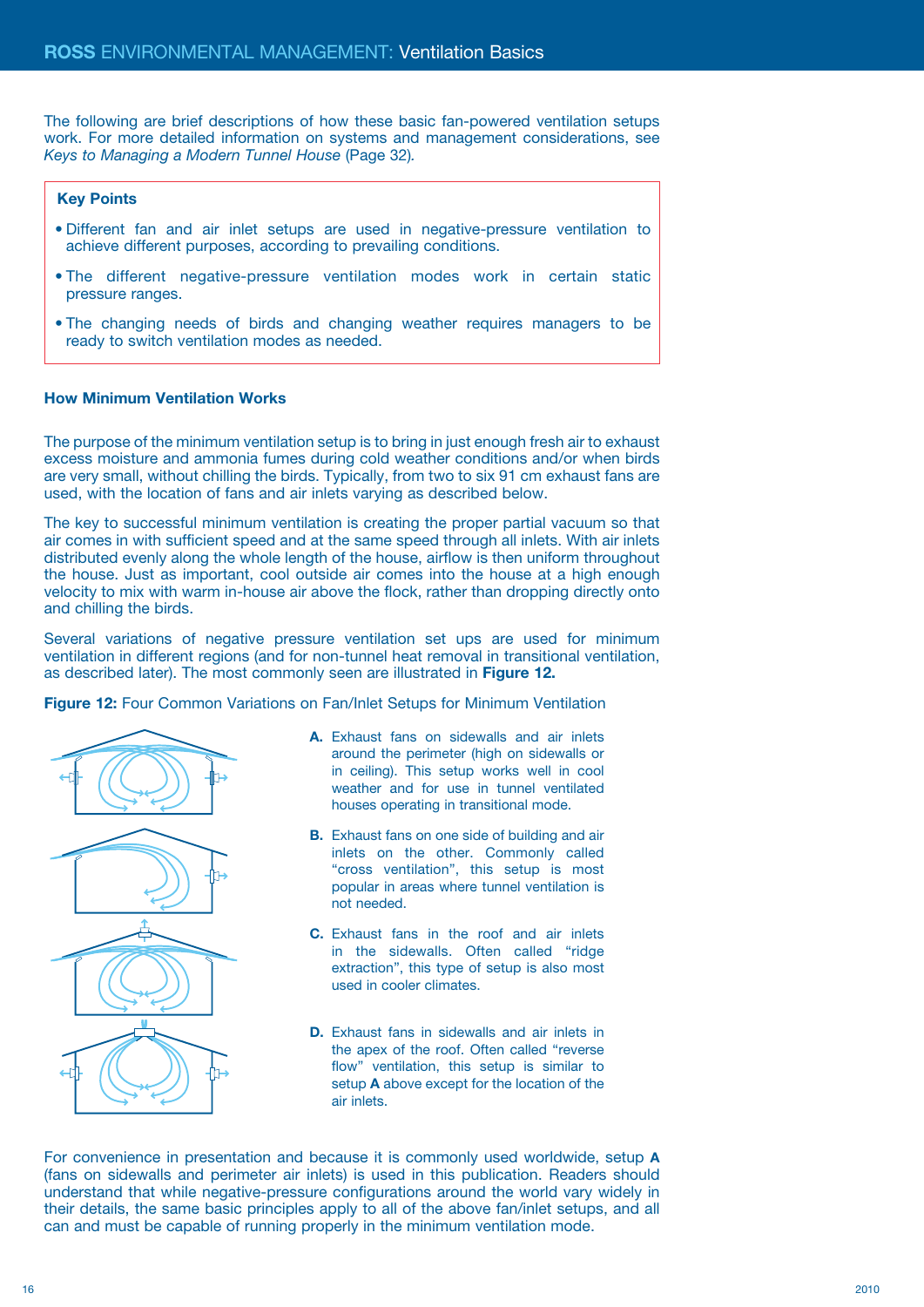The following are brief descriptions of how these basic fan-powered ventilation setups work. For more detailed information on systems and management considerations, see *Keys to Managing a Modern Tunnel House* (Page 32).

> **Key Points**
>
> - Different fan and air inlet setups are used in negative-pressure ventilation to achieve different purposes, according to prevailing conditions.
> - The different negative-pressure ventilation modes work in certain static pressure ranges.
> - The changing needs of birds and changing weather requires managers to be ready to switch ventilation modes as needed.

### How Minimum Ventilation Works

The purpose of the minimum ventilation setup is to bring in just enough fresh air to exhaust excess moisture and ammonia fumes during cold weather conditions and/or when birds are very small, without chilling the birds. Typically, from two to six 91 cm exhaust fans are used, with the location of fans and air inlets varying as described below.

The key to successful minimum ventilation is creating the proper partial vacuum so that air comes in with sufficient speed and at the same speed through all inlets. With air inlets distributed evenly along the whole length of the house, airflow is then uniform throughout the house. Just as important, cool outside air comes into the house at a high enough velocity to mix with warm in-house air above the flock, rather than dropping directly onto and chilling the birds.

Several variations of negative pressure ventilation set ups are used for minimum ventilation in different regions (and for non-tunnel heat removal in transitional ventilation, as described later). The most commonly seen are illustrated in **Figure 12.**

**Figure 12:** Four Common Variations on Fan/Inlet Setups for Minimum Ventilation

**A.** Exhaust fans on sidewalls and air inlets around the perimeter (high on sidewalls or in ceiling). This setup works well in cool weather and for use in tunnel ventilated houses operating in transitional mode.

**B.** Exhaust fans on one side of building and air inlets on the other. Commonly called "cross ventilation", this setup is most popular in areas where tunnel ventilation is not needed.

**C.** Exhaust fans in the roof and air inlets in the sidewalls. Often called "ridge extraction", this type of setup is also most used in cooler climates.

**D.** Exhaust fans in sidewalls and air inlets in the apex of the roof. Often called "reverse flow" ventilation, this setup is similar to setup **A** above except for the location of the air inlets.

For convenience in presentation and because it is commonly used worldwide, setup **A** (fans on sidewalls and perimeter air inlets) is used in this publication. Readers should understand that while negative-pressure configurations around the world vary widely in their details, the same basic principles apply to all of the above fan/inlet setups, and all can and must be capable of running properly in the minimum ventilation mode.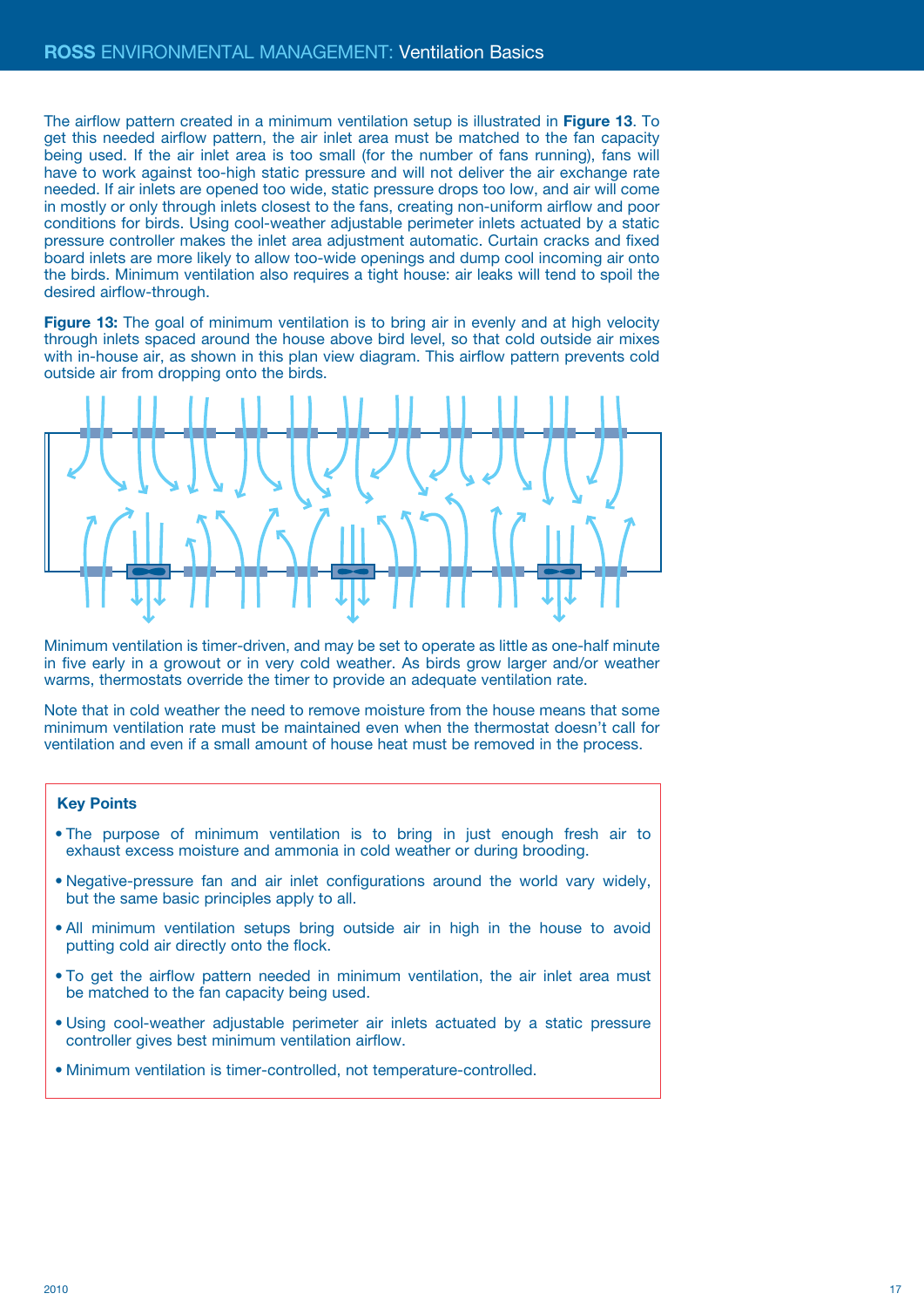The airflow pattern created in a minimum ventilation setup is illustrated in **Figure 13**. To get this needed airflow pattern, the air inlet area must be matched to the fan capacity being used. If the air inlet area is too small (for the number of fans running), fans will have to work against too-high static pressure and will not deliver the air exchange rate needed. If air inlets are opened too wide, static pressure drops too low, and air will come in mostly or only through inlets closest to the fans, creating non-uniform airflow and poor conditions for birds. Using cool-weather adjustable perimeter inlets actuated by a static pressure controller makes the inlet area adjustment automatic. Curtain cracks and fixed board inlets are more likely to allow too-wide openings and dump cool incoming air onto the birds. Minimum ventilation also requires a tight house: air leaks will tend to spoil the desired airflow-through.

**Figure 13:** The goal of minimum ventilation is to bring air in evenly and at high velocity through inlets spaced around the house above bird level, so that cold outside air mixes with in-house air, as shown in this plan view diagram. This airflow pattern prevents cold outside air from dropping onto the birds.

Minimum ventilation is timer-driven, and may be set to operate as little as one-half minute in five early in a growout or in very cold weather. As birds grow larger and/or weather warms, thermostats override the timer to provide an adequate ventilation rate.

Note that in cold weather the need to remove moisture from the house means that some minimum ventilation rate must be maintained even when the thermostat doesn't call for ventilation and even if a small amount of house heat must be removed in the process.

**Key Points**

- The purpose of minimum ventilation is to bring in just enough fresh air to exhaust excess moisture and ammonia in cold weather or during brooding.
- Negative-pressure fan and air inlet configurations around the world vary widely, but the same basic principles apply to all.
- All minimum ventilation setups bring outside air in high in the house to avoid putting cold air directly onto the flock.
- To get the airflow pattern needed in minimum ventilation, the air inlet area must be matched to the fan capacity being used.
- Using cool-weather adjustable perimeter air inlets actuated by a static pressure controller gives best minimum ventilation airflow.
- Minimum ventilation is timer-controlled, not temperature-controlled.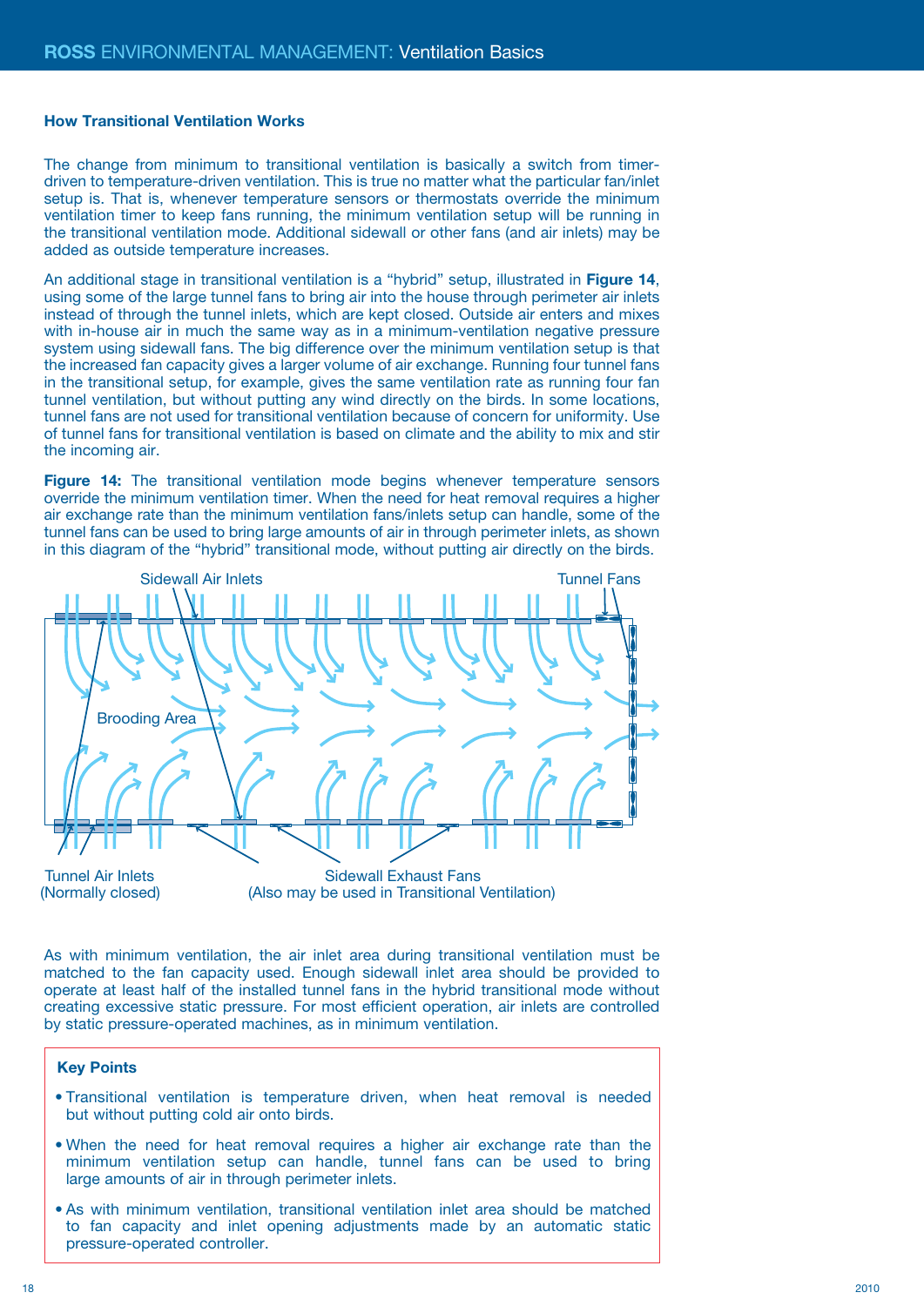### How Transitional Ventilation Works

The change from minimum to transitional ventilation is basically a switch from timer-driven to temperature-driven ventilation. This is true no matter what the particular fan/inlet setup is. That is, whenever temperature sensors or thermostats override the minimum ventilation timer to keep fans running, the minimum ventilation setup will be running in the transitional ventilation mode. Additional sidewall or other fans (and air inlets) may be added as outside temperature increases.

An additional stage in transitional ventilation is a "hybrid" setup, illustrated in **Figure 14**, using some of the large tunnel fans to bring air into the house through perimeter air inlets instead of through the tunnel inlets, which are kept closed. Outside air enters and mixes with in-house air in much the same way as in a minimum-ventilation negative pressure system using sidewall fans. The big difference over the minimum ventilation setup is that the increased fan capacity gives a larger volume of air exchange. Running four tunnel fans in the transitional setup, for example, gives the same ventilation rate as running four fan tunnel ventilation, but without putting any wind directly on the birds. In some locations, tunnel fans are not used for transitional ventilation because of concern for uniformity. Use of tunnel fans for transitional ventilation is based on climate and the ability to mix and stir the incoming air.

**Figure 14:** The transitional ventilation mode begins whenever temperature sensors override the minimum ventilation timer. When the need for heat removal requires a higher air exchange rate than the minimum ventilation fans/inlets setup can handle, some of the tunnel fans can be used to bring large amounts of air in through perimeter inlets, as shown in this diagram of the "hybrid" transitional mode, without putting air directly on the birds.

Sidewall Air Inlets — Tunnel Fans — Brooding Area — Tunnel Air Inlets (Normally closed) — Sidewall Exhaust Fans (Also may be used in Transitional Ventilation)

As with minimum ventilation, the air inlet area during transitional ventilation must be matched to the fan capacity used. Enough sidewall inlet area should be provided to operate at least half of the installed tunnel fans in the hybrid transitional mode without creating excessive static pressure. For most efficient operation, air inlets are controlled by static pressure-operated machines, as in minimum ventilation.

**Key Points**

- Transitional ventilation is temperature driven, when heat removal is needed but without putting cold air onto birds.
- When the need for heat removal requires a higher air exchange rate than the minimum ventilation setup can handle, tunnel fans can be used to bring large amounts of air in through perimeter inlets.
- As with minimum ventilation, transitional ventilation inlet area should be matched to fan capacity and inlet opening adjustments made by an automatic static pressure-operated controller.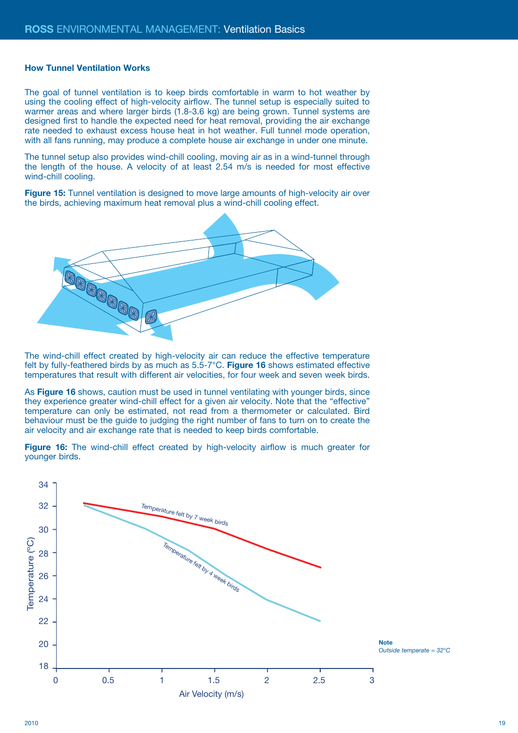### How Tunnel Ventilation Works

The goal of tunnel ventilation is to keep birds comfortable in warm to hot weather by using the cooling effect of high-velocity airflow. The tunnel setup is especially suited to warmer areas and where larger birds (1.8-3.6 kg) are being grown. Tunnel systems are designed first to handle the expected need for heat removal, providing the air exchange rate needed to exhaust excess house heat in hot weather. Full tunnel mode operation, with all fans running, may produce a complete house air exchange in under one minute.

The tunnel setup also provides wind-chill cooling, moving air as in a wind-tunnel through the length of the house. A velocity of at least 2.54 m/s is needed for most effective wind-chill cooling.

**Figure 15:** Tunnel ventilation is designed to move large amounts of high-velocity air over the birds, achieving maximum heat removal plus a wind-chill cooling effect.

The wind-chill effect created by high-velocity air can reduce the effective temperature felt by fully-feathered birds by as much as 5.5-7°C. **Figure 16** shows estimated effective temperatures that result with different air velocities, for four week and seven week birds.

As **Figure 16** shows, caution must be used in tunnel ventilating with younger birds, since they experience greater wind-chill effect for a given air velocity. Note that the "effective" temperature can only be estimated, not read from a thermometer or calculated. Bird behaviour must be the guide to judging the right number of fans to turn on to create the air velocity and air exchange rate that is needed to keep birds comfortable.

**Figure 16:** The wind-chill effect created by high-velocity airflow is much greater for younger birds.

**Note**
*Outside temperate = 32°C*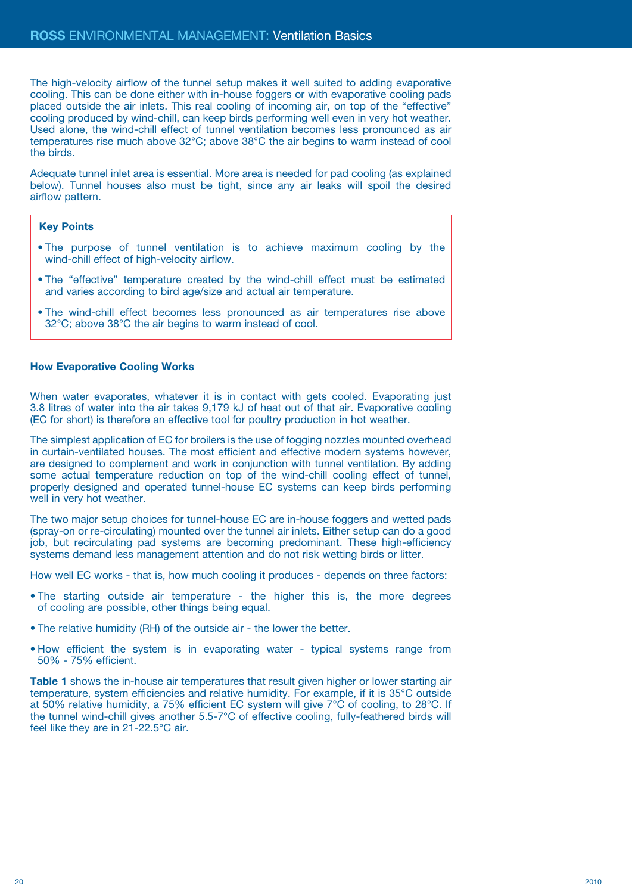The high-velocity airflow of the tunnel setup makes it well suited to adding evaporative cooling. This can be done either with in-house foggers or with evaporative cooling pads placed outside the air inlets. This real cooling of incoming air, on top of the "effective" cooling produced by wind-chill, can keep birds performing well even in very hot weather. Used alone, the wind-chill effect of tunnel ventilation becomes less pronounced as air temperatures rise much above 32°C; above 38°C the air begins to warm instead of cool the birds.

Adequate tunnel inlet area is essential. More area is needed for pad cooling (as explained below). Tunnel houses also must be tight, since any air leaks will spoil the desired airflow pattern.

**Key Points**

- The purpose of tunnel ventilation is to achieve maximum cooling by the wind-chill effect of high-velocity airflow.
- The "effective" temperature created by the wind-chill effect must be estimated and varies according to bird age/size and actual air temperature.
- The wind-chill effect becomes less pronounced as air temperatures rise above 32°C; above 38°C the air begins to warm instead of cool.

### How Evaporative Cooling Works

When water evaporates, whatever it is in contact with gets cooled. Evaporating just 3.8 litres of water into the air takes 9,179 kJ of heat out of that air. Evaporative cooling (EC for short) is therefore an effective tool for poultry production in hot weather.

The simplest application of EC for broilers is the use of fogging nozzles mounted overhead in curtain-ventilated houses. The most efficient and effective modern systems however, are designed to complement and work in conjunction with tunnel ventilation. By adding some actual temperature reduction on top of the wind-chill cooling effect of tunnel, properly designed and operated tunnel-house EC systems can keep birds performing well in very hot weather.

The two major setup choices for tunnel-house EC are in-house foggers and wetted pads (spray-on or re-circulating) mounted over the tunnel air inlets. Either setup can do a good job, but recirculating pad systems are becoming predominant. These high-efficiency systems demand less management attention and do not risk wetting birds or litter.

How well EC works - that is, how much cooling it produces - depends on three factors:

- The starting outside air temperature - the higher this is, the more degrees of cooling are possible, other things being equal.
- The relative humidity (RH) of the outside air - the lower the better.
- How efficient the system is in evaporating water - typical systems range from 50% - 75% efficient.

**Table 1** shows the in-house air temperatures that result given higher or lower starting air temperature, system efficiencies and relative humidity. For example, if it is 35°C outside at 50% relative humidity, a 75% efficient EC system will give 7°C of cooling, to 28°C. If the tunnel wind-chill gives another 5.5-7°C of effective cooling, fully-feathered birds will feel like they are in 21-22.5°C air.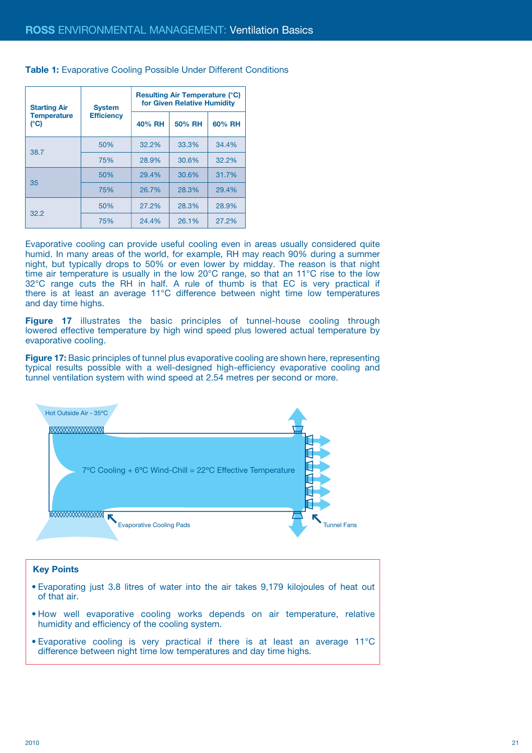**Table 1:** Evaporative Cooling Possible Under Different Conditions

| Starting Air Temperature (°C) | System Efficiency | Resulting Air Temperature (°C) for Given Relative Humidity | | |
|---|---|---|---|---|
| | | 40% RH | 50% RH | 60% RH |
| 38.7 | 50% | 32.2% | 33.3% | 34.4% |
| | 75% | 28.9% | 30.6% | 32.2% |
| 35 | 50% | 29.4% | 30.6% | 31.7% |
| | 75% | 26.7% | 28.3% | 29.4% |
| 32.2 | 50% | 27.2% | 28.3% | 28.9% |
| | 75% | 24.4% | 26.1% | 27.2% |

Evaporative cooling can provide useful cooling even in areas usually considered quite humid. In many areas of the world, for example, RH may reach 90% during a summer night, but typically drops to 50% or even lower by midday. The reason is that night time air temperature is usually in the low 20°C range, so that an 11°C rise to the low 32°C range cuts the RH in half. A rule of thumb is that EC is very practical if there is at least an average 11°C difference between night time low temperatures and day time highs.

**Figure 17** illustrates the basic principles of tunnel-house cooling through lowered effective temperature by high wind speed plus lowered actual temperature by evaporative cooling.

**Figure 17:** Basic principles of tunnel plus evaporative cooling are shown here, representing typical results possible with a well-designed high-efficiency evaporative cooling and tunnel ventilation system with wind speed at 2.54 metres per second or more.

Hot Outside Air - 35°C

7°C Cooling + 6°C Wind-Chill = 22°C Effective Temperature

Evaporative Cooling Pads

Tunnel Fans

**Key Points**

- Evaporating just 3.8 litres of water into the air takes 9,179 kilojoules of heat out of that air.
- How well evaporative cooling works depends on air temperature, relative humidity and efficiency of the cooling system.
- Evaporative cooling is very practical if there is at least an average 11°C difference between night time low temperatures and day time highs.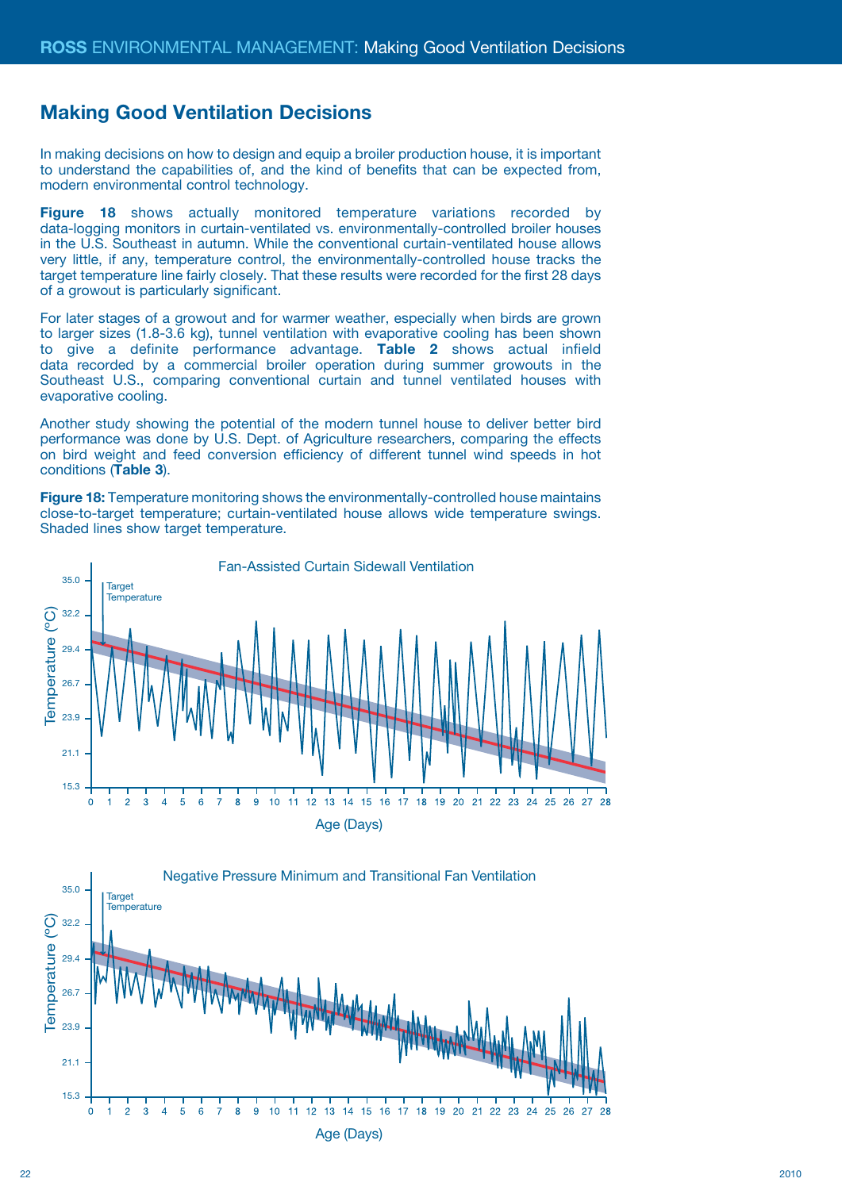## Making Good Ventilation Decisions

In making decisions on how to design and equip a broiler production house, it is important to understand the capabilities of, and the kind of benefits that can be expected from, modern environmental control technology.

**Figure 18** shows actually monitored temperature variations recorded by data-logging monitors in curtain-ventilated vs. environmentally-controlled broiler houses in the U.S. Southeast in autumn. While the conventional curtain-ventilated house allows very little, if any, temperature control, the environmentally-controlled house tracks the target temperature line fairly closely. That these results were recorded for the first 28 days of a growout is particularly significant.

For later stages of a growout and for warmer weather, especially when birds are grown to larger sizes (1.8-3.6 kg), tunnel ventilation with evaporative cooling has been shown to give a definite performance advantage. **Table 2** shows actual infield data recorded by a commercial broiler operation during summer growouts in the Southeast U.S., comparing conventional curtain and tunnel ventilated houses with evaporative cooling.

Another study showing the potential of the modern tunnel house to deliver better bird performance was done by U.S. Dept. of Agriculture researchers, comparing the effects on bird weight and feed conversion efficiency of different tunnel wind speeds in hot conditions (**Table 3**).

**Figure 18:** Temperature monitoring shows the environmentally-controlled house maintains close-to-target temperature; curtain-ventilated house allows wide temperature swings. Shaded lines show target temperature.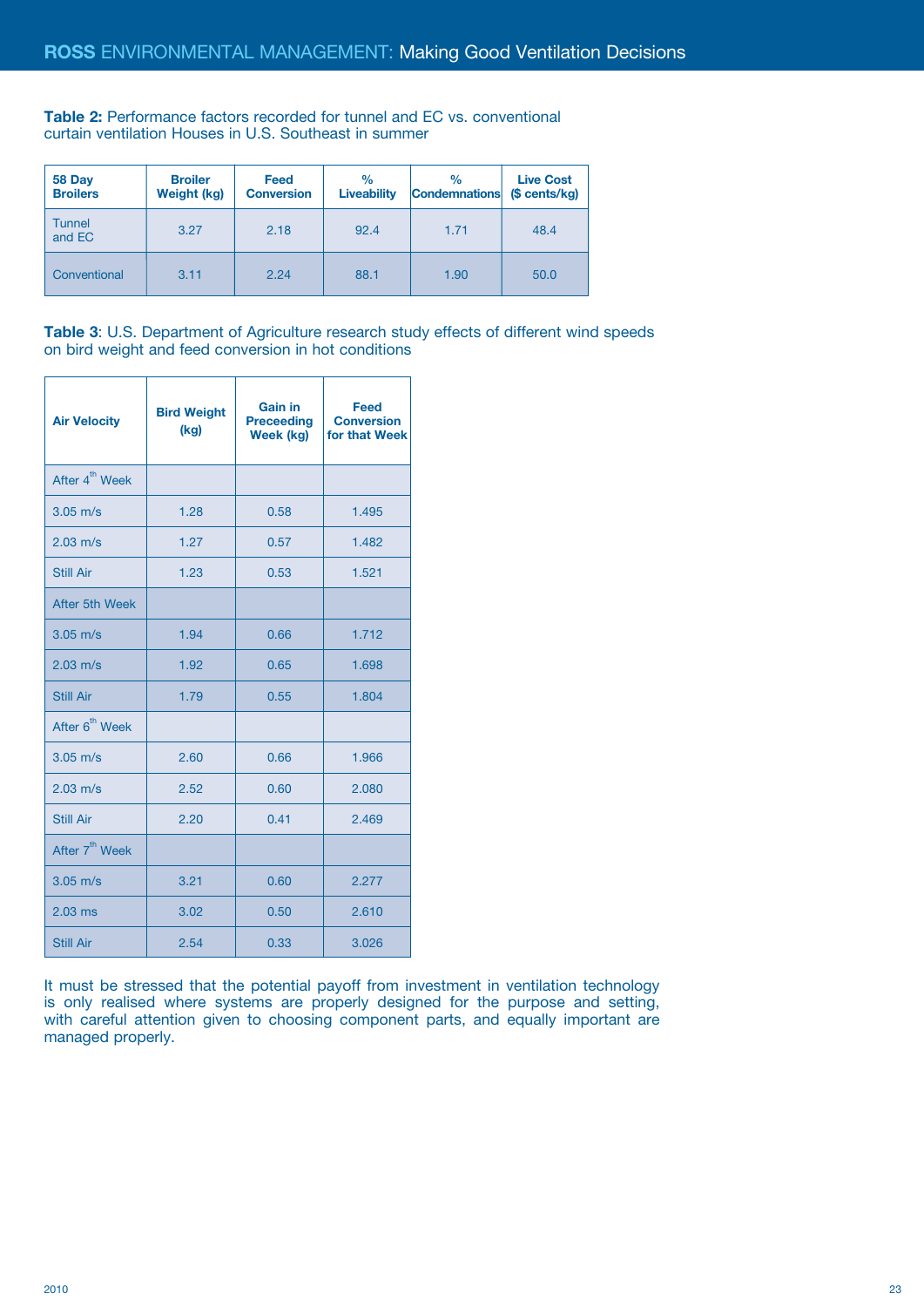**Table 2:** Performance factors recorded for tunnel and EC vs. conventional curtain ventilation Houses in U.S. Southeast in summer

| 58 Day Broilers | Broiler Weight (kg) | Feed Conversion | % Liveability | % Condemnations | Live Cost ($ cents/kg) |
|---|---|---|---|---|---|
| Tunnel and EC | 3.27 | 2.18 | 92.4 | 1.71 | 48.4 |
| Conventional | 3.11 | 2.24 | 88.1 | 1.90 | 50.0 |

**Table 3**: U.S. Department of Agriculture research study effects of different wind speeds on bird weight and feed conversion in hot conditions

| Air Velocity | Bird Weight (kg) | Gain in Preceeding Week (kg) | Feed Conversion for that Week |
|---|---|---|---|
| After 4th Week | | | |
| 3.05 m/s | 1.28 | 0.58 | 1.495 |
| 2.03 m/s | 1.27 | 0.57 | 1.482 |
| Still Air | 1.23 | 0.53 | 1.521 |
| After 5th Week | | | |
| 3.05 m/s | 1.94 | 0.66 | 1.712 |
| 2.03 m/s | 1.92 | 0.65 | 1.698 |
| Still Air | 1.79 | 0.55 | 1.804 |
| After 6th Week | | | |
| 3.05 m/s | 2.60 | 0.66 | 1.966 |
| 2.03 m/s | 2.52 | 0.60 | 2.080 |
| Still Air | 2.20 | 0.41 | 2.469 |
| After 7th Week | | | |
| 3.05 m/s | 3.21 | 0.60 | 2.277 |
| 2.03 ms | 3.02 | 0.50 | 2.610 |
| Still Air | 2.54 | 0.33 | 3.026 |

It must be stressed that the potential payoff from investment in ventilation technology is only realised where systems are properly designed for the purpose and setting, with careful attention given to choosing component parts, and equally important are managed properly.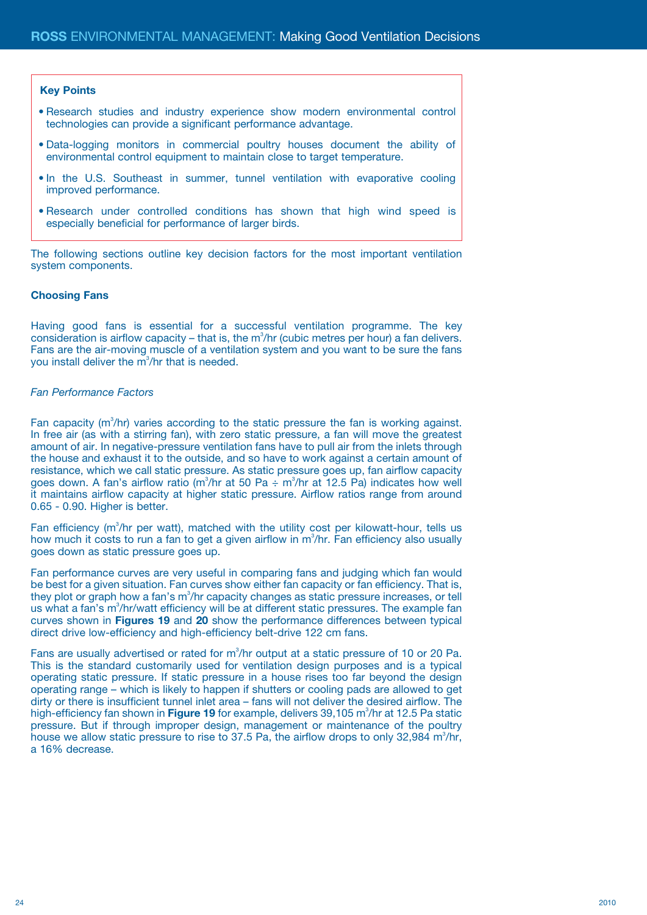**Key Points**

- Research studies and industry experience show modern environmental control technologies can provide a significant performance advantage.
- Data-logging monitors in commercial poultry houses document the ability of environmental control equipment to maintain close to target temperature.
- In the U.S. Southeast in summer, tunnel ventilation with evaporative cooling improved performance.
- Research under controlled conditions has shown that high wind speed is especially beneficial for performance of larger birds.

The following sections outline key decision factors for the most important ventilation system components.

### Choosing Fans

Having good fans is essential for a successful ventilation programme. The key consideration is airflow capacity – that is, the $m^3$/hr (cubic metres per hour) a fan delivers. Fans are the air-moving muscle of a ventilation system and you want to be sure the fans you install deliver the $m^3$/hr that is needed.

*Fan Performance Factors*

Fan capacity ($m^3$/hr) varies according to the static pressure the fan is working against. In free air (as with a stirring fan), with zero static pressure, a fan will move the greatest amount of air. In negative-pressure ventilation fans have to pull air from the inlets through the house and exhaust it to the outside, and so have to work against a certain amount of resistance, which we call static pressure. As static pressure goes up, fan airflow capacity goes down. A fan's airflow ratio ($m^3$/hr at 50 Pa ÷ $m^3$/hr at 12.5 Pa) indicates how well it maintains airflow capacity at higher static pressure. Airflow ratios range from around 0.65 - 0.90. Higher is better.

Fan efficiency ($m^3$/hr per watt), matched with the utility cost per kilowatt-hour, tells us how much it costs to run a fan to get a given airflow in $m^3$/hr. Fan efficiency also usually goes down as static pressure goes up.

Fan performance curves are very useful in comparing fans and judging which fan would be best for a given situation. Fan curves show either fan capacity or fan efficiency. That is, they plot or graph how a fan's $m^3$/hr capacity changes as static pressure increases, or tell us what a fan's $m^3$/hr/watt efficiency will be at different static pressures. The example fan curves shown in **Figures 19** and **20** show the performance differences between typical direct drive low-efficiency and high-efficiency belt-drive 122 cm fans.

Fans are usually advertised or rated for $m^3$/hr output at a static pressure of 10 or 20 Pa. This is the standard customarily used for ventilation design purposes and is a typical operating static pressure. If static pressure in a house rises too far beyond the design operating range – which is likely to happen if shutters or cooling pads are allowed to get dirty or there is insufficient tunnel inlet area – fans will not deliver the desired airflow. The high-efficiency fan shown in **Figure 19** for example, delivers 39,105 $m^3$/hr at 12.5 Pa static pressure. But if through improper design, management or maintenance of the poultry house we allow static pressure to rise to 37.5 Pa, the airflow drops to only 32,984 $m^3$/hr, a 16% decrease.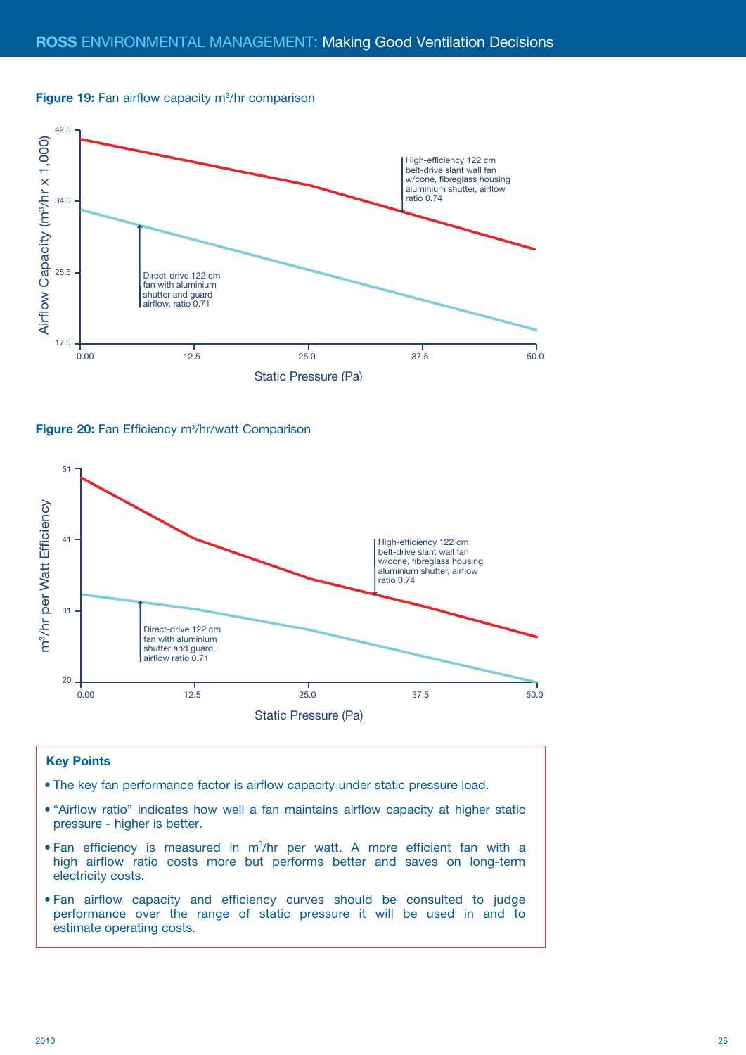**Figure 19:** Fan airflow capacity m³/hr comparison

**Figure 20:** Fan Efficiency m³/hr/watt Comparison

**Key Points**

- The key fan performance factor is airflow capacity under static pressure load.
- "Airflow ratio" indicates how well a fan maintains airflow capacity at higher static pressure - higher is better.
- Fan efficiency is measured in m³/hr per watt. A more efficient fan with a high airflow ratio costs more but performs better and saves on long-term electricity costs.
- Fan airflow capacity and efficiency curves should be consulted to judge performance over the range of static pressure it will be used in and to estimate operating costs.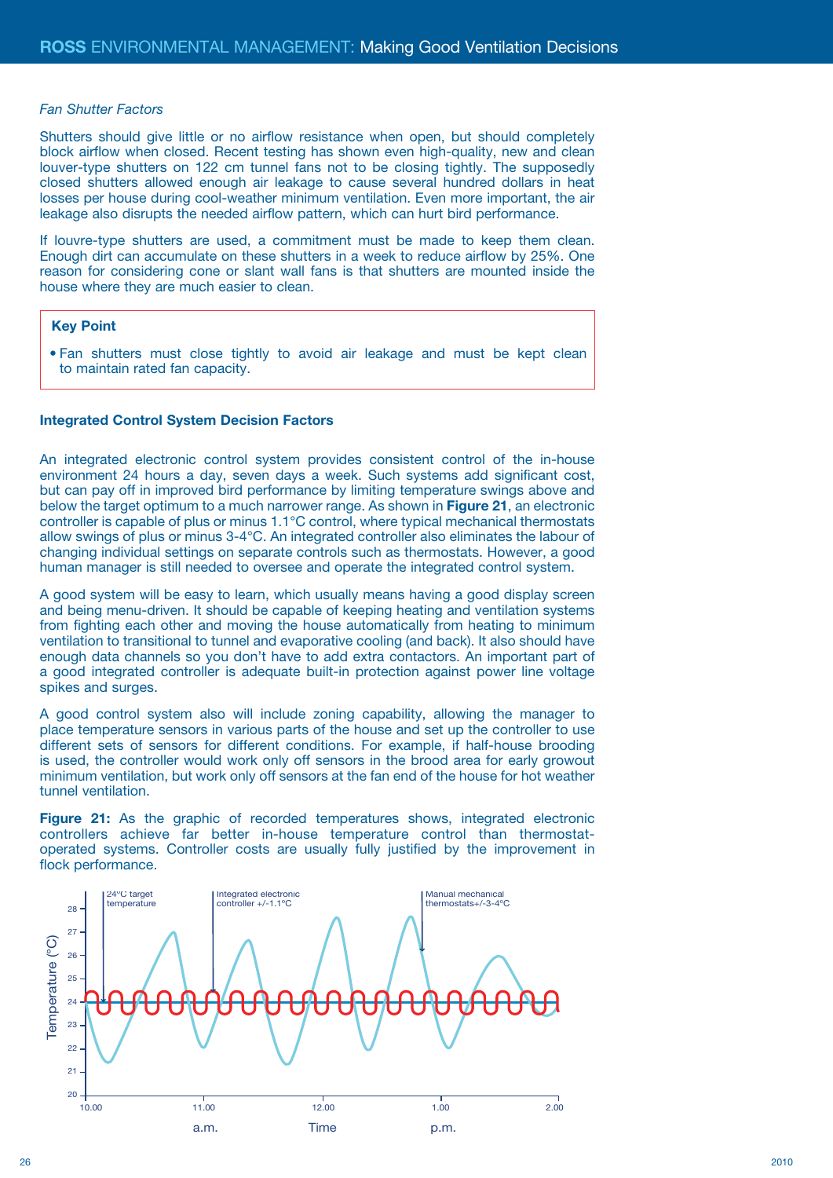*Fan Shutter Factors*

Shutters should give little or no airflow resistance when open, but should completely block airflow when closed. Recent testing has shown even high-quality, new and clean louver-type shutters on 122 cm tunnel fans not to be closing tightly. The supposedly closed shutters allowed enough air leakage to cause several hundred dollars in heat losses per house during cool-weather minimum ventilation. Even more important, the air leakage also disrupts the needed airflow pattern, which can hurt bird performance.

If louvre-type shutters are used, a commitment must be made to keep them clean. Enough dirt can accumulate on these shutters in a week to reduce airflow by 25%. One reason for considering cone or slant wall fans is that shutters are mounted inside the house where they are much easier to clean.

> **Key Point**
>
> - Fan shutters must close tightly to avoid air leakage and must be kept clean to maintain rated fan capacity.

### Integrated Control System Decision Factors

An integrated electronic control system provides consistent control of the in-house environment 24 hours a day, seven days a week. Such systems add significant cost, but can pay off in improved bird performance by limiting temperature swings above and below the target optimum to a much narrower range. As shown in **Figure 21**, an electronic controller is capable of plus or minus 1.1°C control, where typical mechanical thermostats allow swings of plus or minus 3-4°C. An integrated controller also eliminates the labour of changing individual settings on separate controls such as thermostats. However, a good human manager is still needed to oversee and operate the integrated control system.

A good system will be easy to learn, which usually means having a good display screen and being menu-driven. It should be capable of keeping heating and ventilation systems from fighting each other and moving the house automatically from heating to minimum ventilation to transitional to tunnel and evaporative cooling (and back). It also should have enough data channels so you don't have to add extra contactors. An important part of a good integrated controller is adequate built-in protection against power line voltage spikes and surges.

A good control system also will include zoning capability, allowing the manager to place temperature sensors in various parts of the house and set up the controller to use different sets of sensors for different conditions. For example, if half-house brooding is used, the controller would work only off sensors in the brood area for early growout minimum ventilation, but work only off sensors at the fan end of the house for hot weather tunnel ventilation.

**Figure 21:** As the graphic of recorded temperatures shows, integrated electronic controllers achieve far better in-house temperature control than thermostat-operated systems. Controller costs are usually fully justified by the improvement in flock performance.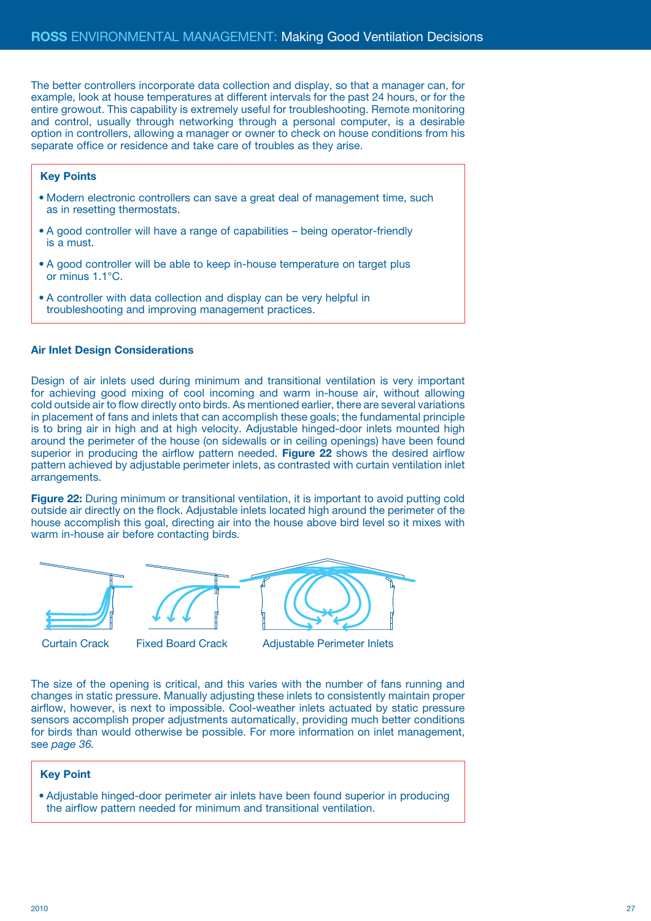The better controllers incorporate data collection and display, so that a manager can, for example, look at house temperatures at different intervals for the past 24 hours, or for the entire growout. This capability is extremely useful for troubleshooting. Remote monitoring and control, usually through networking through a personal computer, is a desirable option in controllers, allowing a manager or owner to check on house conditions from his separate office or residence and take care of troubles as they arise.

**Key Points**

- Modern electronic controllers can save a great deal of management time, such as in resetting thermostats.
- A good controller will have a range of capabilities – being operator-friendly is a must.
- A good controller will be able to keep in-house temperature on target plus or minus 1.1°C.
- A controller with data collection and display can be very helpful in troubleshooting and improving management practices.

### Air Inlet Design Considerations

Design of air inlets used during minimum and transitional ventilation is very important for achieving good mixing of cool incoming and warm in-house air, without allowing cold outside air to flow directly onto birds. As mentioned earlier, there are several variations in placement of fans and inlets that can accomplish these goals; the fundamental principle is to bring air in high and at high velocity. Adjustable hinged-door inlets mounted high around the perimeter of the house (on sidewalls or in ceiling openings) have been found superior in producing the airflow pattern needed. **Figure 22** shows the desired airflow pattern achieved by adjustable perimeter inlets, as contrasted with curtain ventilation inlet arrangements.

**Figure 22:** During minimum or transitional ventilation, it is important to avoid putting cold outside air directly on the flock. Adjustable inlets located high around the perimeter of the house accomplish this goal, directing air into the house above bird level so it mixes with warm in-house air before contacting birds.

Curtain Crack | Fixed Board Crack | Adjustable Perimeter Inlets

The size of the opening is critical, and this varies with the number of fans running and changes in static pressure. Manually adjusting these inlets to consistently maintain proper airflow, however, is next to impossible. Cool-weather inlets actuated by static pressure sensors accomplish proper adjustments automatically, providing much better conditions for birds than would otherwise be possible. For more information on inlet management, see *page 36*.

**Key Point**

- Adjustable hinged-door perimeter air inlets have been found superior in producing the airflow pattern needed for minimum and transitional ventilation.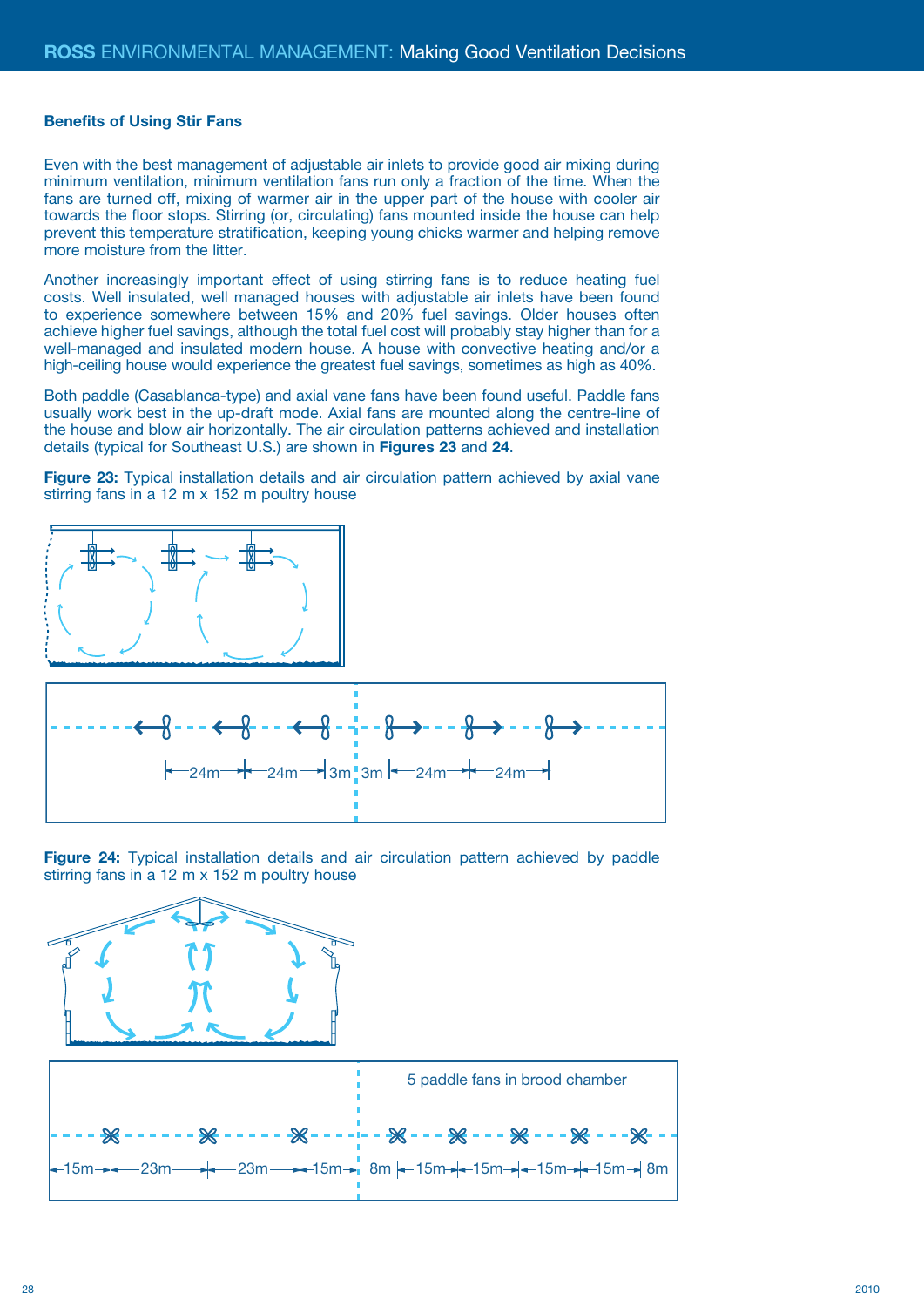### Benefits of Using Stir Fans

Even with the best management of adjustable air inlets to provide good air mixing during minimum ventilation, minimum ventilation fans run only a fraction of the time. When the fans are turned off, mixing of warmer air in the upper part of the house with cooler air towards the floor stops. Stirring (or, circulating) fans mounted inside the house can help prevent this temperature stratification, keeping young chicks warmer and helping remove more moisture from the litter.

Another increasingly important effect of using stirring fans is to reduce heating fuel costs. Well insulated, well managed houses with adjustable air inlets have been found to experience somewhere between 15% and 20% fuel savings. Older houses often achieve higher fuel savings, although the total fuel cost will probably stay higher than for a well-managed and insulated modern house. A house with convective heating and/or a high-ceiling house would experience the greatest fuel savings, sometimes as high as 40%.

Both paddle (Casablanca-type) and axial vane fans have been found useful. Paddle fans usually work best in the up-draft mode. Axial fans are mounted along the centre-line of the house and blow air horizontally. The air circulation patterns achieved and installation details (typical for Southeast U.S.) are shown in **Figures 23** and **24**.

**Figure 23:** Typical installation details and air circulation pattern achieved by axial vane stirring fans in a 12 m x 152 m poultry house

**Figure 24:** Typical installation details and air circulation pattern achieved by paddle stirring fans in a 12 m x 152 m poultry house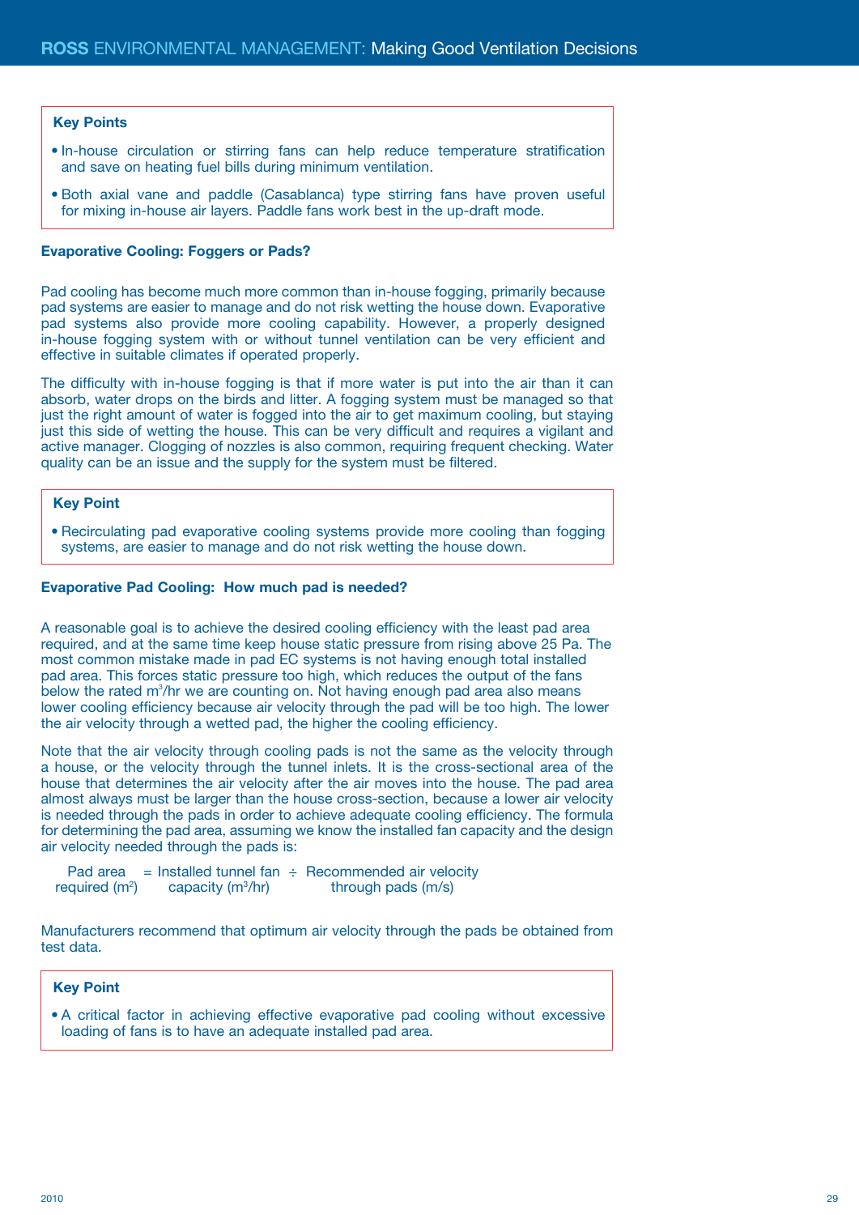**Key Points**

- In-house circulation or stirring fans can help reduce temperature stratification and save on heating fuel bills during minimum ventilation.
- Both axial vane and paddle (Casablanca) type stirring fans have proven useful for mixing in-house air layers. Paddle fans work best in the up-draft mode.

### Evaporative Cooling: Foggers or Pads?

Pad cooling has become much more common than in-house fogging, primarily because pad systems are easier to manage and do not risk wetting the house down. Evaporative pad systems also provide more cooling capability. However, a properly designed in-house fogging system with or without tunnel ventilation can be very efficient and effective in suitable climates if operated properly.

The difficulty with in-house fogging is that if more water is put into the air than it can absorb, water drops on the birds and litter. A fogging system must be managed so that just the right amount of water is fogged into the air to get maximum cooling, but staying just this side of wetting the house. This can be very difficult and requires a vigilant and active manager. Clogging of nozzles is also common, requiring frequent checking. Water quality can be an issue and the supply for the system must be filtered.

**Key Point**

- Recirculating pad evaporative cooling systems provide more cooling than fogging systems, are easier to manage and do not risk wetting the house down.

### Evaporative Pad Cooling: How much pad is needed?

A reasonable goal is to achieve the desired cooling efficiency with the least pad area required, and at the same time keep house static pressure from rising above 25 Pa. The most common mistake made in pad EC systems is not having enough total installed pad area. This forces static pressure too high, which reduces the output of the fans below the rated $m^3$/hr we are counting on. Not having enough pad area also means lower cooling efficiency because air velocity through the pad will be too high. The lower the air velocity through a wetted pad, the higher the cooling efficiency.

Note that the air velocity through cooling pads is not the same as the velocity through a house, or the velocity through the tunnel inlets. It is the cross-sectional area of the house that determines the air velocity after the air moves into the house. The pad area almost always must be larger than the house cross-section, because a lower air velocity is needed through the pads in order to achieve adequate cooling efficiency. The formula for determining the pad area, assuming we know the installed fan capacity and the design air velocity needed through the pads is:

$$\text{Pad area required (m}^2\text{)} = \text{Installed tunnel fan capacity (m}^3\text{/hr)} \div \text{Recommended air velocity through pads (m/s)}$$

Manufacturers recommend that optimum air velocity through the pads be obtained from test data.

**Key Point**

- A critical factor in achieving effective evaporative pad cooling without excessive loading of fans is to have an adequate installed pad area.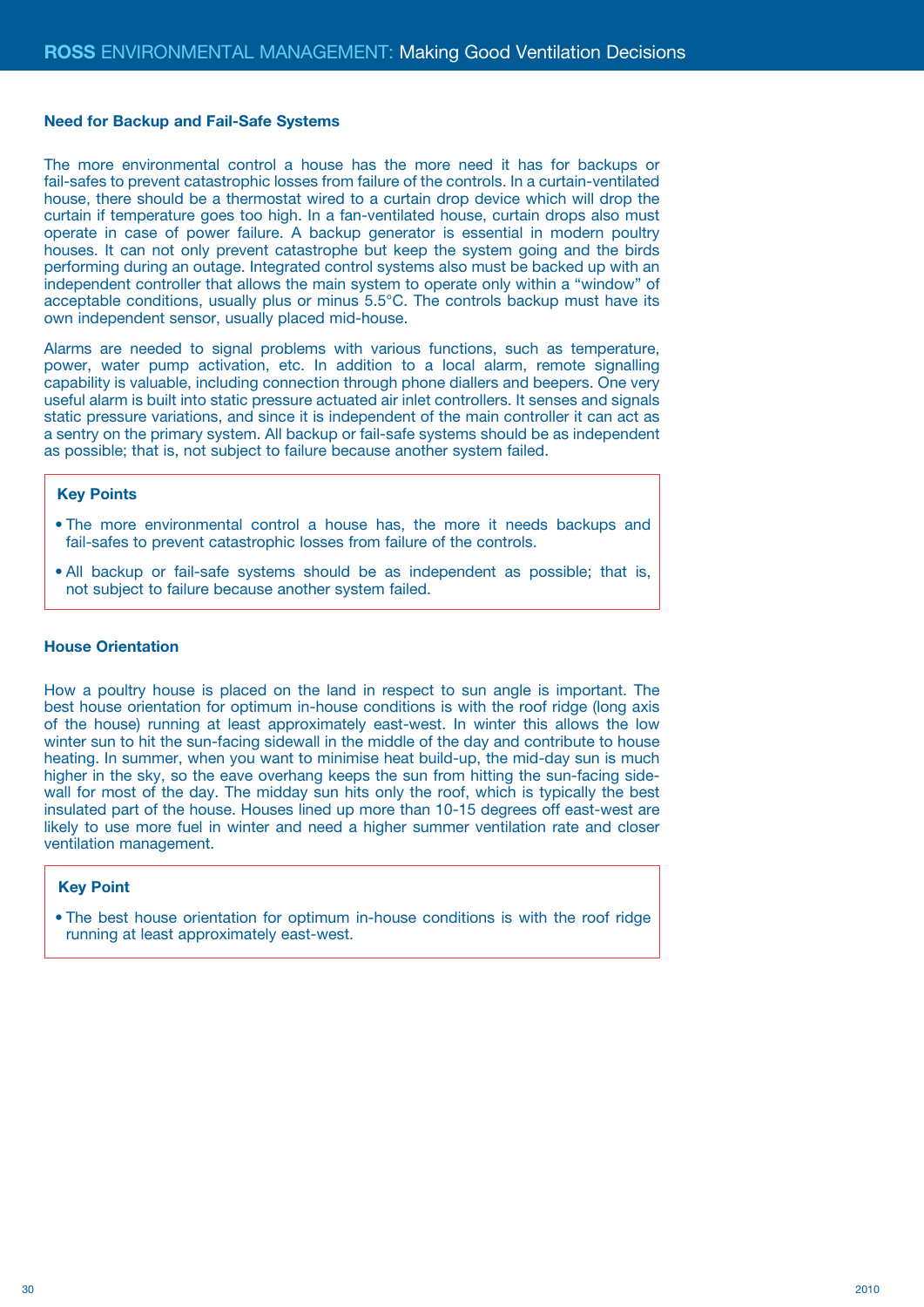## Need for Backup and Fail-Safe Systems

The more environmental control a house has the more need it has for backups or fail-safes to prevent catastrophic losses from failure of the controls. In a curtain-ventilated house, there should be a thermostat wired to a curtain drop device which will drop the curtain if temperature goes too high. In a fan-ventilated house, curtain drops also must operate in case of power failure. A backup generator is essential in modern poultry houses. It can not only prevent catastrophe but keep the system going and the birds performing during an outage. Integrated control systems also must be backed up with an independent controller that allows the main system to operate only within a "window" of acceptable conditions, usually plus or minus 5.5°C. The controls backup must have its own independent sensor, usually placed mid-house.

Alarms are needed to signal problems with various functions, such as temperature, power, water pump activation, etc. In addition to a local alarm, remote signalling capability is valuable, including connection through phone diallers and beepers. One very useful alarm is built into static pressure actuated air inlet controllers. It senses and signals static pressure variations, and since it is independent of the main controller it can act as a sentry on the primary system. All backup or fail-safe systems should be as independent as possible; that is, not subject to failure because another system failed.

**Key Points**

- The more environmental control a house has, the more it needs backups and fail-safes to prevent catastrophic losses from failure of the controls.
- All backup or fail-safe systems should be as independent as possible; that is, not subject to failure because another system failed.

## House Orientation

How a poultry house is placed on the land in respect to sun angle is important. The best house orientation for optimum in-house conditions is with the roof ridge (long axis of the house) running at least approximately east-west. In winter this allows the low winter sun to hit the sun-facing sidewall in the middle of the day and contribute to house heating. In summer, when you want to minimise heat build-up, the mid-day sun is much higher in the sky, so the eave overhang keeps the sun from hitting the sun-facing side-wall for most of the day. The midday sun hits only the roof, which is typically the best insulated part of the house. Houses lined up more than 10-15 degrees off east-west are likely to use more fuel in winter and need a higher summer ventilation rate and closer ventilation management.

**Key Point**

- The best house orientation for optimum in-house conditions is with the roof ridge running at least approximately east-west.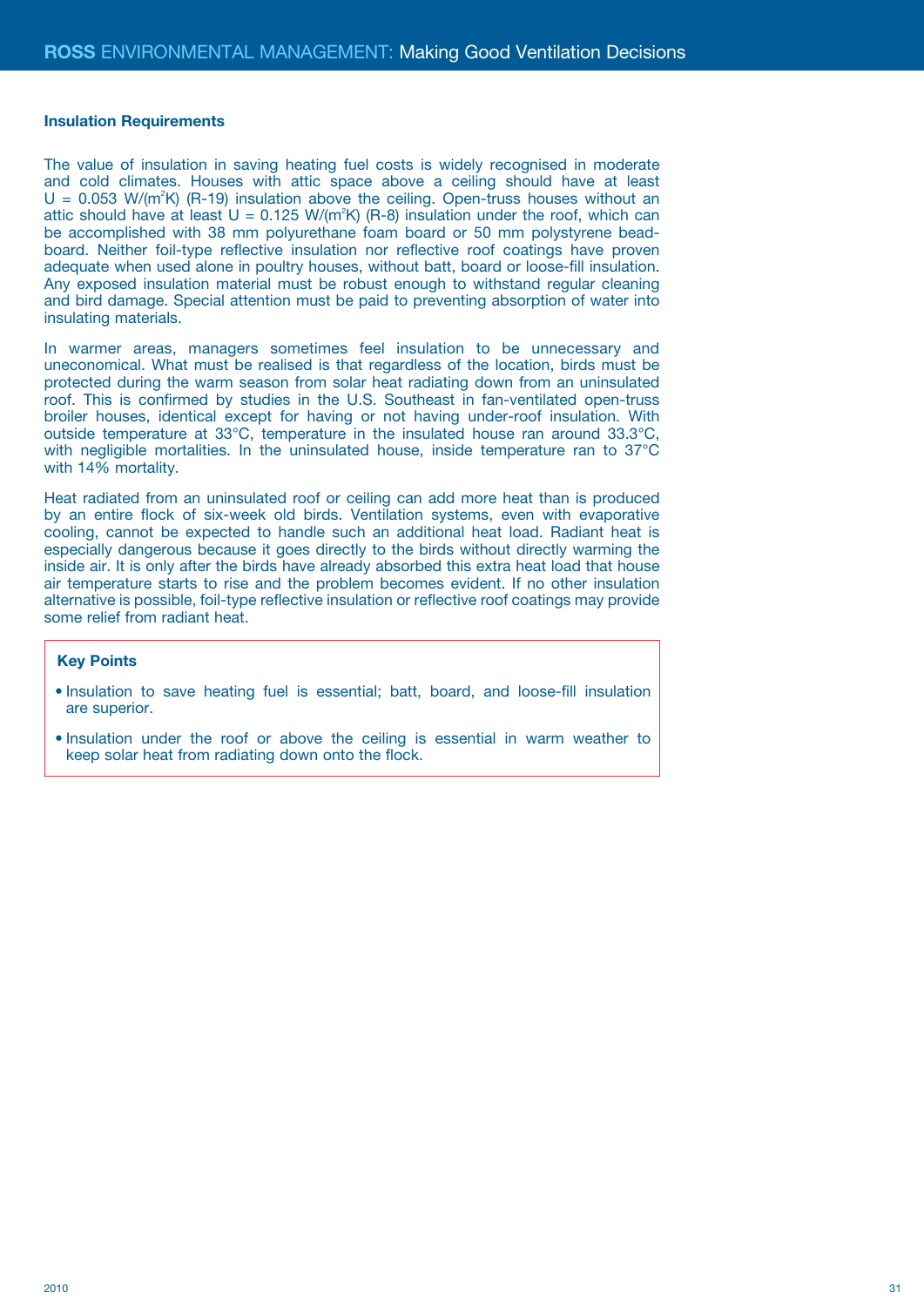## Insulation Requirements

The value of insulation in saving heating fuel costs is widely recognised in moderate and cold climates. Houses with attic space above a ceiling should have at least U = 0.053 W/($m^2$K) (R-19) insulation above the ceiling. Open-truss houses without an attic should have at least U = 0.125 W/($m^2$K) (R-8) insulation under the roof, which can be accomplished with 38 mm polyurethane foam board or 50 mm polystyrene bead-board. Neither foil-type reflective insulation nor reflective roof coatings have proven adequate when used alone in poultry houses, without batt, board or loose-fill insulation. Any exposed insulation material must be robust enough to withstand regular cleaning and bird damage. Special attention must be paid to preventing absorption of water into insulating materials.

In warmer areas, managers sometimes feel insulation to be unnecessary and uneconomical. What must be realised is that regardless of the location, birds must be protected during the warm season from solar heat radiating down from an uninsulated roof. This is confirmed by studies in the U.S. Southeast in fan-ventilated open-truss broiler houses, identical except for having or not having under-roof insulation. With outside temperature at 33°C, temperature in the insulated house ran around 33.3°C, with negligible mortalities. In the uninsulated house, inside temperature ran to 37°C with 14% mortality.

Heat radiated from an uninsulated roof or ceiling can add more heat than is produced by an entire flock of six-week old birds. Ventilation systems, even with evaporative cooling, cannot be expected to handle such an additional heat load. Radiant heat is especially dangerous because it goes directly to the birds without directly warming the inside air. It is only after the birds have already absorbed this extra heat load that house air temperature starts to rise and the problem becomes evident. If no other insulation alternative is possible, foil-type reflective insulation or reflective roof coatings may provide some relief from radiant heat.

### Key Points

- Insulation to save heating fuel is essential; batt, board, and loose-fill insulation are superior.
- Insulation under the roof or above the ceiling is essential in warm weather to keep solar heat from radiating down onto the flock.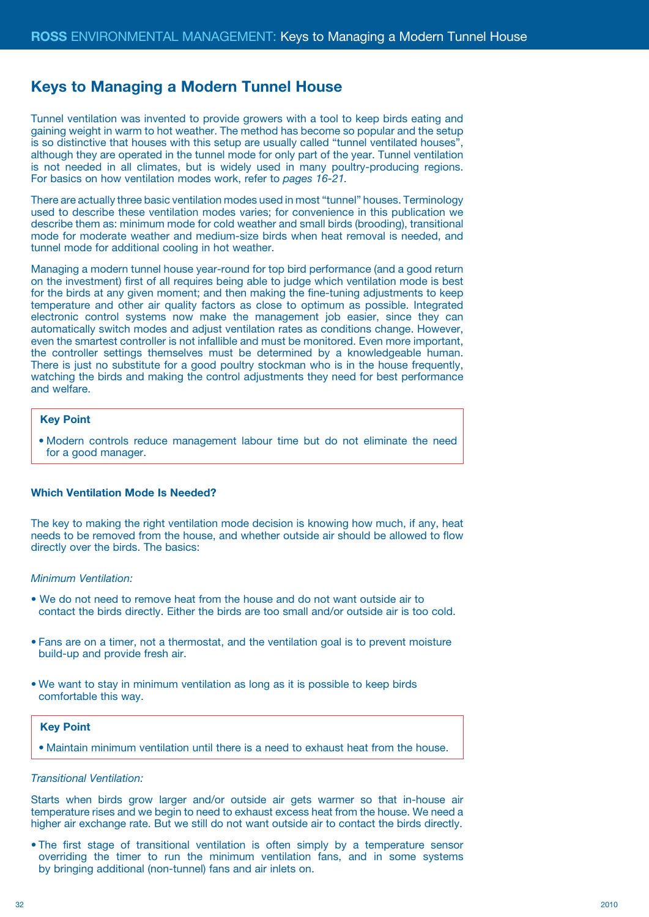# Keys to Managing a Modern Tunnel House

Tunnel ventilation was invented to provide growers with a tool to keep birds eating and gaining weight in warm to hot weather. The method has become so popular and the setup is so distinctive that houses with this setup are usually called "tunnel ventilated houses", although they are operated in the tunnel mode for only part of the year. Tunnel ventilation is not needed in all climates, but is widely used in many poultry-producing regions. For basics on how ventilation modes work, refer to *pages 16-21*.

There are actually three basic ventilation modes used in most "tunnel" houses. Terminology used to describe these ventilation modes varies; for convenience in this publication we describe them as: minimum mode for cold weather and small birds (brooding), transitional mode for moderate weather and medium-size birds when heat removal is needed, and tunnel mode for additional cooling in hot weather.

Managing a modern tunnel house year-round for top bird performance (and a good return on the investment) first of all requires being able to judge which ventilation mode is best for the birds at any given moment; and then making the fine-tuning adjustments to keep temperature and other air quality factors as close to optimum as possible. Integrated electronic control systems now make the management job easier, since they can automatically switch modes and adjust ventilation rates as conditions change. However, even the smartest controller is not infallible and must be monitored. Even more important, the controller settings themselves must be determined by a knowledgeable human. There is just no substitute for a good poultry stockman who is in the house frequently, watching the birds and making the control adjustments they need for best performance and welfare.

**Key Point**

- Modern controls reduce management labour time but do not eliminate the need for a good manager.

### Which Ventilation Mode Is Needed?

The key to making the right ventilation mode decision is knowing how much, if any, heat needs to be removed from the house, and whether outside air should be allowed to flow directly over the birds. The basics:

*Minimum Ventilation:*

- We do not need to remove heat from the house and do not want outside air to contact the birds directly. Either the birds are too small and/or outside air is too cold.
- Fans are on a timer, not a thermostat, and the ventilation goal is to prevent moisture build-up and provide fresh air.
- We want to stay in minimum ventilation as long as it is possible to keep birds comfortable this way.

**Key Point**

- Maintain minimum ventilation until there is a need to exhaust heat from the house.

*Transitional Ventilation:*

Starts when birds grow larger and/or outside air gets warmer so that in-house air temperature rises and we begin to need to exhaust excess heat from the house. We need a higher air exchange rate. But we still do not want outside air to contact the birds directly.

- The first stage of transitional ventilation is often simply by a temperature sensor overriding the timer to run the minimum ventilation fans, and in some systems by bringing additional (non-tunnel) fans and air inlets on.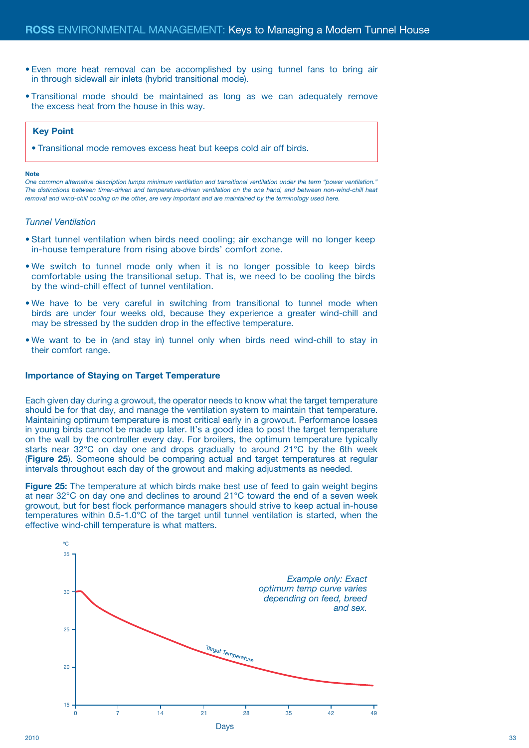- Even more heat removal can be accomplished by using tunnel fans to bring air in through sidewall air inlets (hybrid transitional mode).
- Transitional mode should be maintained as long as we can adequately remove the excess heat from the house in this way.

> **Key Point**
>
> - Transitional mode removes excess heat but keeps cold air off birds.

**Note**

*One common alternative description lumps minimum ventilation and transitional ventilation under the term "power ventilation." The distinctions between timer-driven and temperature-driven ventilation on the one hand, and between non-wind-chill heat removal and wind-chill cooling on the other, are very important and are maintained by the terminology used here.*

*Tunnel Ventilation*

- Start tunnel ventilation when birds need cooling; air exchange will no longer keep in-house temperature from rising above birds' comfort zone.
- We switch to tunnel mode only when it is no longer possible to keep birds comfortable using the transitional setup. That is, we need to be cooling the birds by the wind-chill effect of tunnel ventilation.
- We have to be very careful in switching from transitional to tunnel mode when birds are under four weeks old, because they experience a greater wind-chill and may be stressed by the sudden drop in the effective temperature.
- We want to be in (and stay in) tunnel only when birds need wind-chill to stay in their comfort range.

### Importance of Staying on Target Temperature

Each given day during a growout, the operator needs to know what the target temperature should be for that day, and manage the ventilation system to maintain that temperature. Maintaining optimum temperature is most critical early in a growout. Performance losses in young birds cannot be made up later. It's a good idea to post the target temperature on the wall by the controller every day. For broilers, the optimum temperature typically starts near 32°C on day one and drops gradually to around 21°C by the 6th week (**Figure 25**). Someone should be comparing actual and target temperatures at regular intervals throughout each day of the growout and making adjustments as needed.

**Figure 25:** The temperature at which birds make best use of feed to gain weight begins at near 32°C on day one and declines to around 21°C toward the end of a seven week growout, but for best flock performance managers should strive to keep actual in-house temperatures within 0.5-1.0°C of the target until tunnel ventilation is started, when the effective wind-chill temperature is what matters.

*Example only: Exact optimum temp curve varies depending on feed, breed and sex.*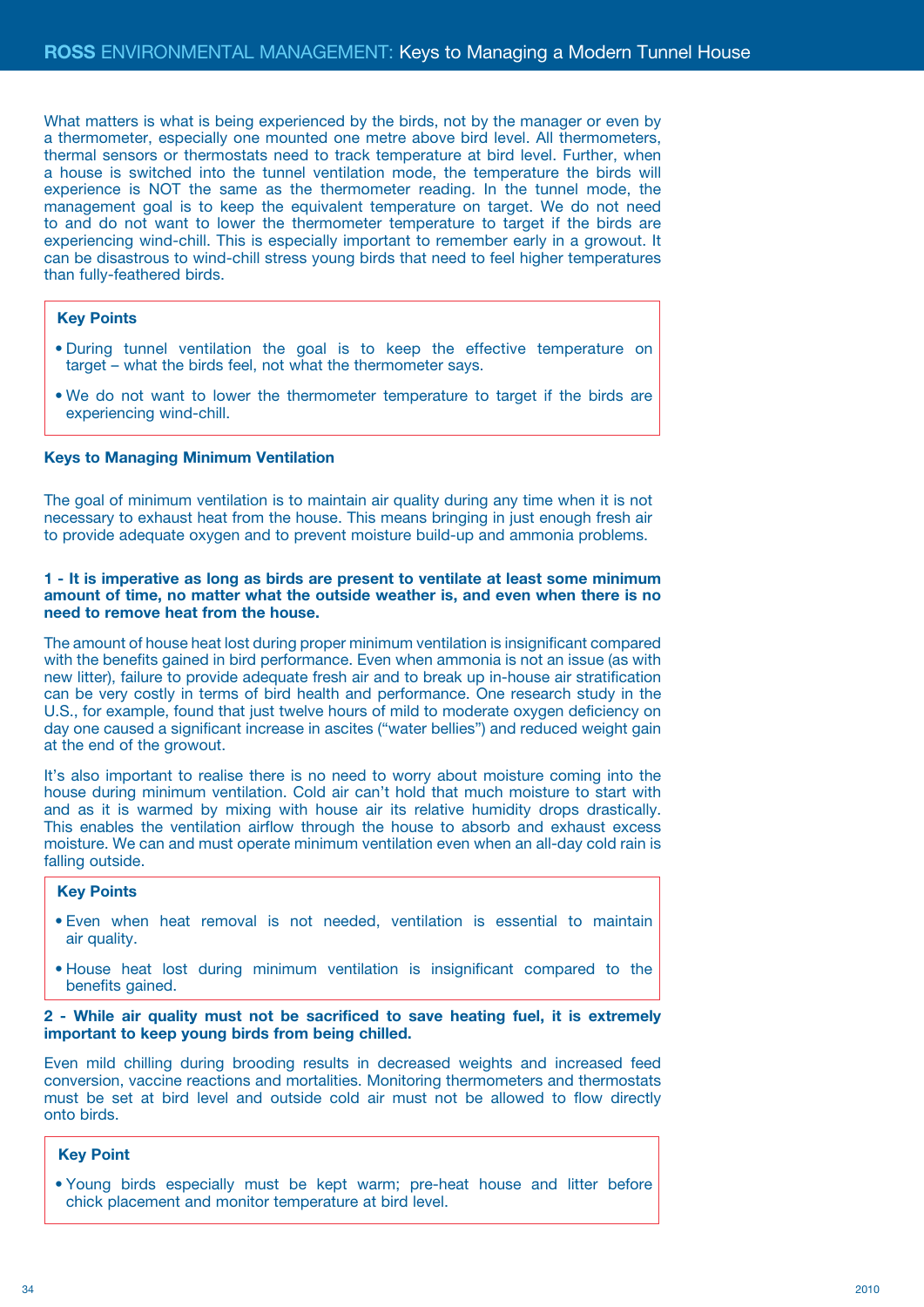What matters is what is being experienced by the birds, not by the manager or even by a thermometer, especially one mounted one metre above bird level. All thermometers, thermal sensors or thermostats need to track temperature at bird level. Further, when a house is switched into the tunnel ventilation mode, the temperature the birds will experience is NOT the same as the thermometer reading. In the tunnel mode, the management goal is to keep the equivalent temperature on target. We do not need to and do not want to lower the thermometer temperature to target if the birds are experiencing wind-chill. This is especially important to remember early in a growout. It can be disastrous to wind-chill stress young birds that need to feel higher temperatures than fully-feathered birds.

**Key Points**

- During tunnel ventilation the goal is to keep the effective temperature on target – what the birds feel, not what the thermometer says.
- We do not want to lower the thermometer temperature to target if the birds are experiencing wind-chill.

## Keys to Managing Minimum Ventilation

The goal of minimum ventilation is to maintain air quality during any time when it is not necessary to exhaust heat from the house. This means bringing in just enough fresh air to provide adequate oxygen and to prevent moisture build-up and ammonia problems.

**1 - It is imperative as long as birds are present to ventilate at least some minimum amount of time, no matter what the outside weather is, and even when there is no need to remove heat from the house.**

The amount of house heat lost during proper minimum ventilation is insignificant compared with the benefits gained in bird performance. Even when ammonia is not an issue (as with new litter), failure to provide adequate fresh air and to break up in-house air stratification can be very costly in terms of bird health and performance. One research study in the U.S., for example, found that just twelve hours of mild to moderate oxygen deficiency on day one caused a significant increase in ascites ("water bellies") and reduced weight gain at the end of the growout.

It's also important to realise there is no need to worry about moisture coming into the house during minimum ventilation. Cold air can't hold that much moisture to start with and as it is warmed by mixing with house air its relative humidity drops drastically. This enables the ventilation airflow through the house to absorb and exhaust excess moisture. We can and must operate minimum ventilation even when an all-day cold rain is falling outside.

**Key Points**

- Even when heat removal is not needed, ventilation is essential to maintain air quality.
- House heat lost during minimum ventilation is insignificant compared to the benefits gained.

**2 - While air quality must not be sacrificed to save heating fuel, it is extremely important to keep young birds from being chilled.**

Even mild chilling during brooding results in decreased weights and increased feed conversion, vaccine reactions and mortalities. Monitoring thermometers and thermostats must be set at bird level and outside cold air must not be allowed to flow directly onto birds.

**Key Point**

- Young birds especially must be kept warm; pre-heat house and litter before chick placement and monitor temperature at bird level.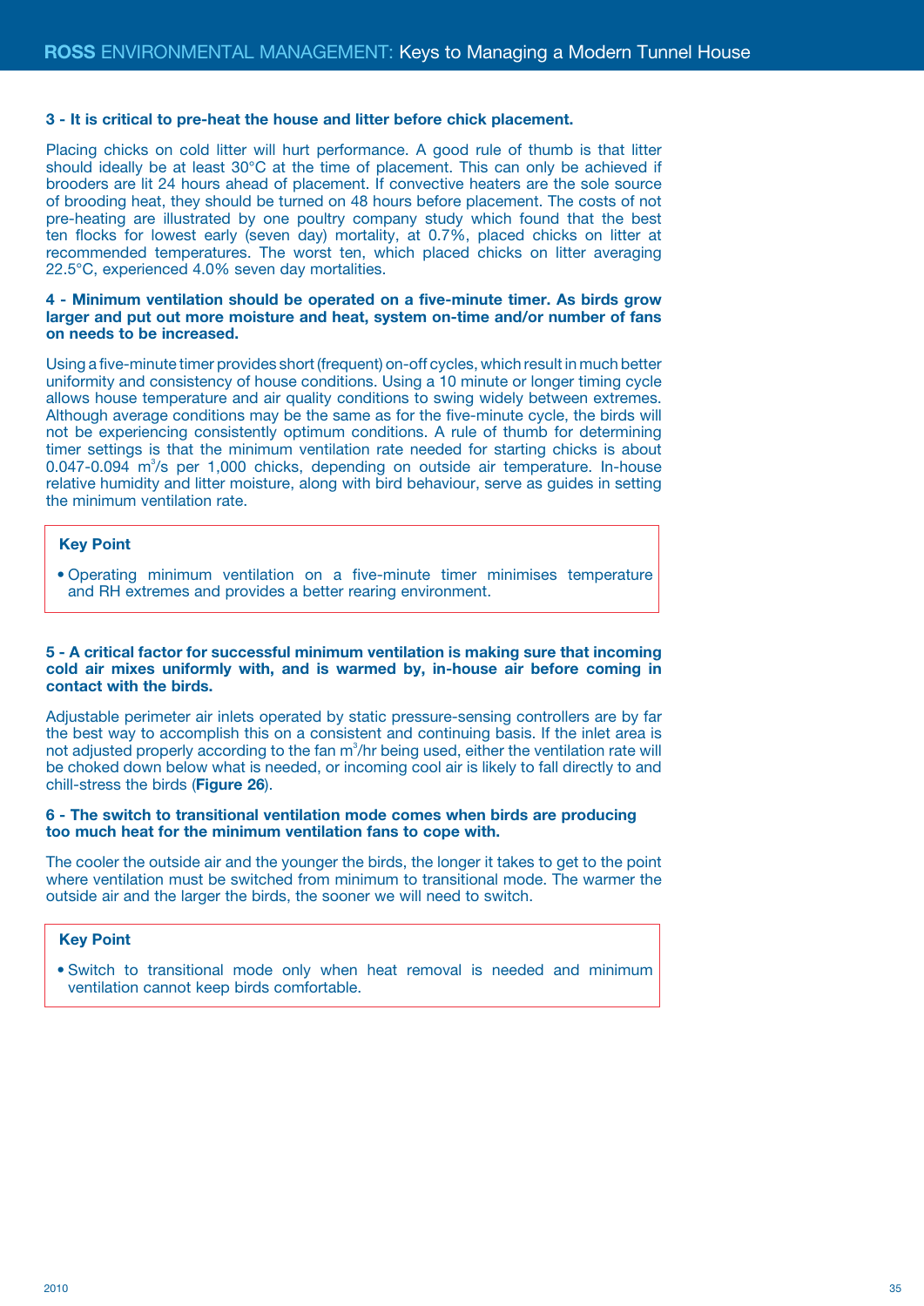**3 - It is critical to pre-heat the house and litter before chick placement.**

Placing chicks on cold litter will hurt performance. A good rule of thumb is that litter should ideally be at least 30°C at the time of placement. This can only be achieved if brooders are lit 24 hours ahead of placement. If convective heaters are the sole source of brooding heat, they should be turned on 48 hours before placement. The costs of not pre-heating are illustrated by one poultry company study which found that the best ten flocks for lowest early (seven day) mortality, at 0.7%, placed chicks on litter at recommended temperatures. The worst ten, which placed chicks on litter averaging 22.5°C, experienced 4.0% seven day mortalities.

**4 - Minimum ventilation should be operated on a five-minute timer. As birds grow larger and put out more moisture and heat, system on-time and/or number of fans on needs to be increased.**

Using a five-minute timer provides short (frequent) on-off cycles, which result in much better uniformity and consistency of house conditions. Using a 10 minute or longer timing cycle allows house temperature and air quality conditions to swing widely between extremes. Although average conditions may be the same as for the five-minute cycle, the birds will not be experiencing consistently optimum conditions. A rule of thumb for determining timer settings is that the minimum ventilation rate needed for starting chicks is about 0.047-0.094 $m^3/s$ per 1,000 chicks, depending on outside air temperature. In-house relative humidity and litter moisture, along with bird behaviour, serve as guides in setting the minimum ventilation rate.

**Key Point**

- Operating minimum ventilation on a five-minute timer minimises temperature and RH extremes and provides a better rearing environment.

**5 - A critical factor for successful minimum ventilation is making sure that incoming cold air mixes uniformly with, and is warmed by, in-house air before coming in contact with the birds.**

Adjustable perimeter air inlets operated by static pressure-sensing controllers are by far the best way to accomplish this on a consistent and continuing basis. If the inlet area is not adjusted properly according to the fan $m^3/hr$ being used, either the ventilation rate will be choked down below what is needed, or incoming cool air is likely to fall directly to and chill-stress the birds (**Figure 26**).

**6 - The switch to transitional ventilation mode comes when birds are producing too much heat for the minimum ventilation fans to cope with.**

The cooler the outside air and the younger the birds, the longer it takes to get to the point where ventilation must be switched from minimum to transitional mode. The warmer the outside air and the larger the birds, the sooner we will need to switch.

**Key Point**

- Switch to transitional mode only when heat removal is needed and minimum ventilation cannot keep birds comfortable.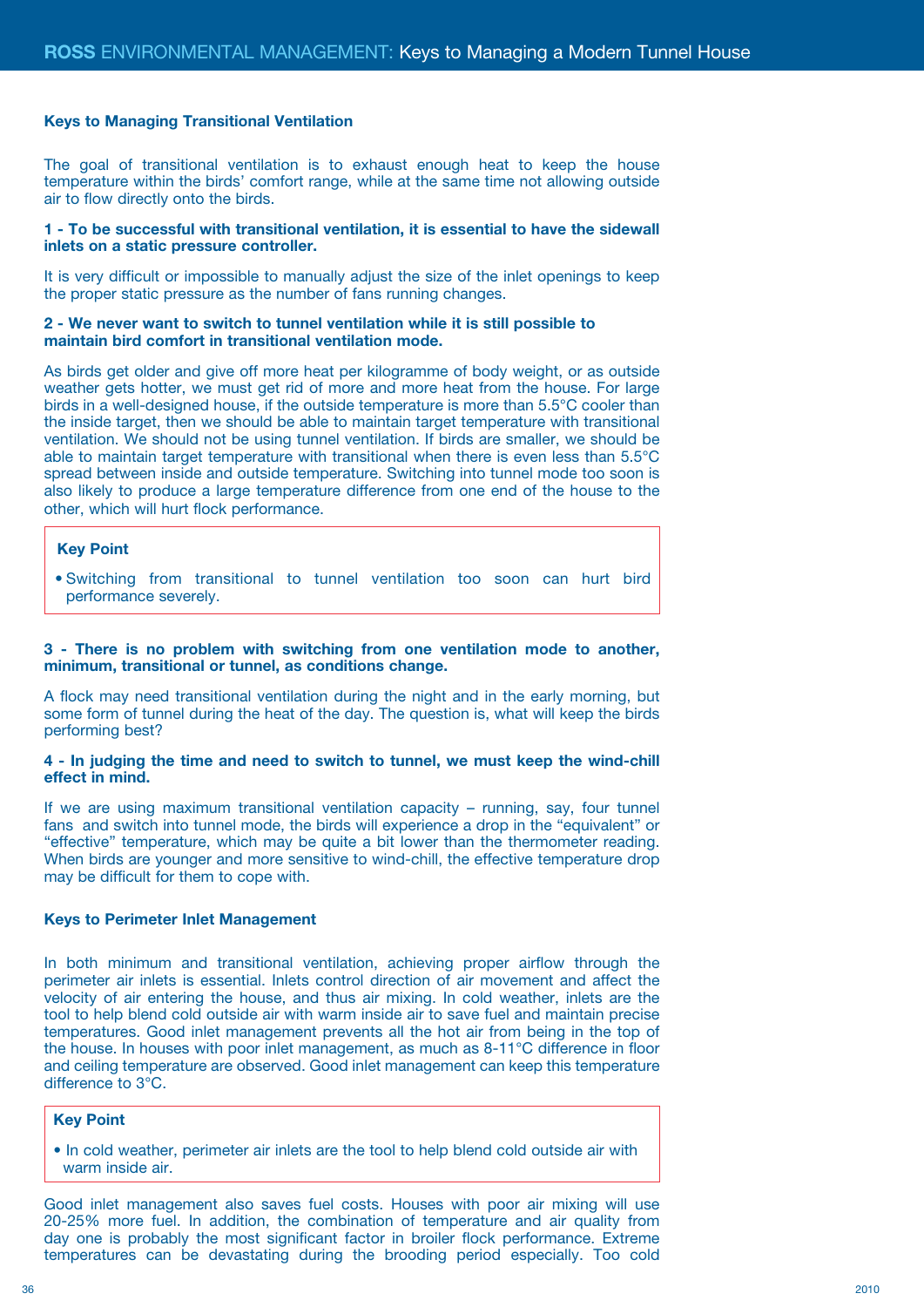## Keys to Managing Transitional Ventilation

The goal of transitional ventilation is to exhaust enough heat to keep the house temperature within the birds' comfort range, while at the same time not allowing outside air to flow directly onto the birds.

**1 - To be successful with transitional ventilation, it is essential to have the sidewall inlets on a static pressure controller.**

It is very difficult or impossible to manually adjust the size of the inlet openings to keep the proper static pressure as the number of fans running changes.

**2 - We never want to switch to tunnel ventilation while it is still possible to maintain bird comfort in transitional ventilation mode.**

As birds get older and give off more heat per kilogramme of body weight, or as outside weather gets hotter, we must get rid of more and more heat from the house. For large birds in a well-designed house, if the outside temperature is more than 5.5°C cooler than the inside target, then we should be able to maintain target temperature with transitional ventilation. We should not be using tunnel ventilation. If birds are smaller, we should be able to maintain target temperature with transitional when there is even less than 5.5°C spread between inside and outside temperature. Switching into tunnel mode too soon is also likely to produce a large temperature difference from one end of the house to the other, which will hurt flock performance.

> **Key Point**
>
> - Switching from transitional to tunnel ventilation too soon can hurt bird performance severely.

**3 - There is no problem with switching from one ventilation mode to another, minimum, transitional or tunnel, as conditions change.**

A flock may need transitional ventilation during the night and in the early morning, but some form of tunnel during the heat of the day. The question is, what will keep the birds performing best?

**4 - In judging the time and need to switch to tunnel, we must keep the wind-chill effect in mind.**

If we are using maximum transitional ventilation capacity – running, say, four tunnel fans and switch into tunnel mode, the birds will experience a drop in the "equivalent" or "effective" temperature, which may be quite a bit lower than the thermometer reading. When birds are younger and more sensitive to wind-chill, the effective temperature drop may be difficult for them to cope with.

## Keys to Perimeter Inlet Management

In both minimum and transitional ventilation, achieving proper airflow through the perimeter air inlets is essential. Inlets control direction of air movement and affect the velocity of air entering the house, and thus air mixing. In cold weather, inlets are the tool to help blend cold outside air with warm inside air to save fuel and maintain precise temperatures. Good inlet management prevents all the hot air from being in the top of the house. In houses with poor inlet management, as much as 8-11°C difference in floor and ceiling temperature are observed. Good inlet management can keep this temperature difference to 3°C.

> **Key Point**
>
> - In cold weather, perimeter air inlets are the tool to help blend cold outside air with warm inside air.

Good inlet management also saves fuel costs. Houses with poor air mixing will use 20-25% more fuel. In addition, the combination of temperature and air quality from day one is probably the most significant factor in broiler flock performance. Extreme temperatures can be devastating during the brooding period especially. Too cold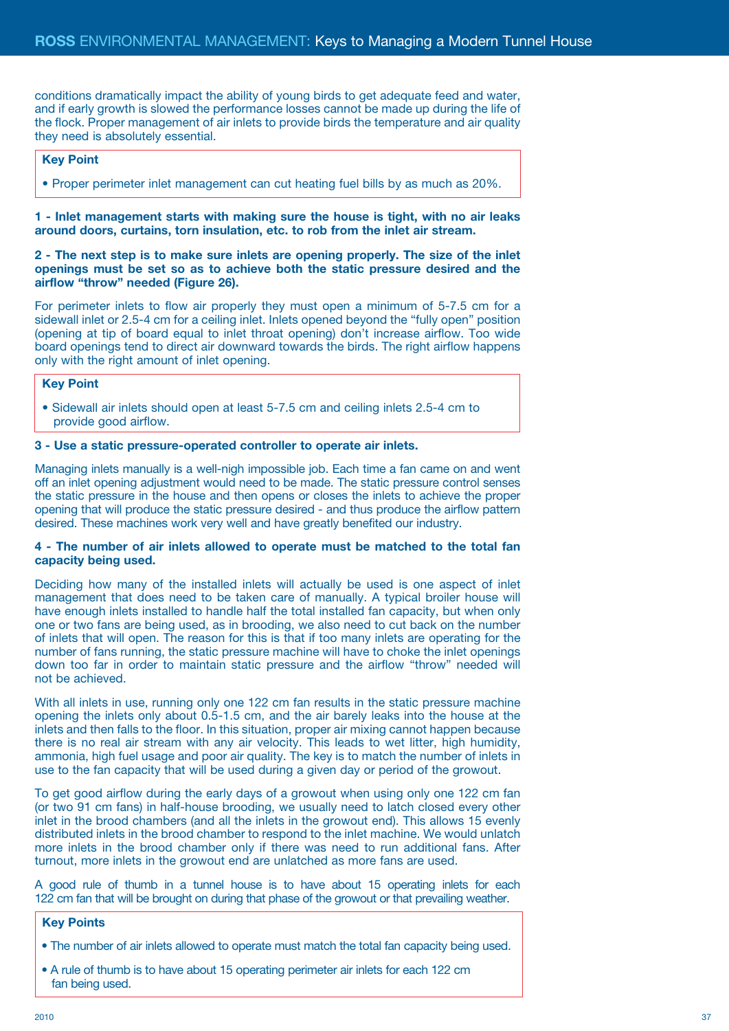conditions dramatically impact the ability of young birds to get adequate feed and water, and if early growth is slowed the performance losses cannot be made up during the life of the flock. Proper management of air inlets to provide birds the temperature and air quality they need is absolutely essential.

> **Key Point**
>
> - Proper perimeter inlet management can cut heating fuel bills by as much as 20%.

**1 - Inlet management starts with making sure the house is tight, with no air leaks around doors, curtains, torn insulation, etc. to rob from the inlet air stream.**

**2 - The next step is to make sure inlets are opening properly. The size of the inlet openings must be set so as to achieve both the static pressure desired and the airflow "throw" needed (Figure 26).**

For perimeter inlets to flow air properly they must open a minimum of 5-7.5 cm for a sidewall inlet or 2.5-4 cm for a ceiling inlet. Inlets opened beyond the "fully open" position (opening at tip of board equal to inlet throat opening) don't increase airflow. Too wide board openings tend to direct air downward towards the birds. The right airflow happens only with the right amount of inlet opening.

> **Key Point**
>
> - Sidewall air inlets should open at least 5-7.5 cm and ceiling inlets 2.5-4 cm to provide good airflow.

**3 - Use a static pressure-operated controller to operate air inlets.**

Managing inlets manually is a well-nigh impossible job. Each time a fan came on and went off an inlet opening adjustment would need to be made. The static pressure control senses the static pressure in the house and then opens or closes the inlets to achieve the proper opening that will produce the static pressure desired - and thus produce the airflow pattern desired. These machines work very well and have greatly benefited our industry.

**4 - The number of air inlets allowed to operate must be matched to the total fan capacity being used.**

Deciding how many of the installed inlets will actually be used is one aspect of inlet management that does need to be taken care of manually. A typical broiler house will have enough inlets installed to handle half the total installed fan capacity, but when only one or two fans are being used, as in brooding, we also need to cut back on the number of inlets that will open. The reason for this is that if too many inlets are operating for the number of fans running, the static pressure machine will have to choke the inlet openings down too far in order to maintain static pressure and the airflow "throw" needed will not be achieved.

With all inlets in use, running only one 122 cm fan results in the static pressure machine opening the inlets only about 0.5-1.5 cm, and the air barely leaks into the house at the inlets and then falls to the floor. In this situation, proper air mixing cannot happen because there is no real air stream with any air velocity. This leads to wet litter, high humidity, ammonia, high fuel usage and poor air quality. The key is to match the number of inlets in use to the fan capacity that will be used during a given day or period of the growout.

To get good airflow during the early days of a growout when using only one 122 cm fan (or two 91 cm fans) in half-house brooding, we usually need to latch closed every other inlet in the brood chambers (and all the inlets in the growout end). This allows 15 evenly distributed inlets in the brood chamber to respond to the inlet machine. We would unlatch more inlets in the brood chamber only if there was need to run additional fans. After turnout, more inlets in the growout end are unlatched as more fans are used.

A good rule of thumb in a tunnel house is to have about 15 operating inlets for each 122 cm fan that will be brought on during that phase of the growout or that prevailing weather.

> **Key Points**
>
> - The number of air inlets allowed to operate must match the total fan capacity being used.
> - A rule of thumb is to have about 15 operating perimeter air inlets for each 122 cm fan being used.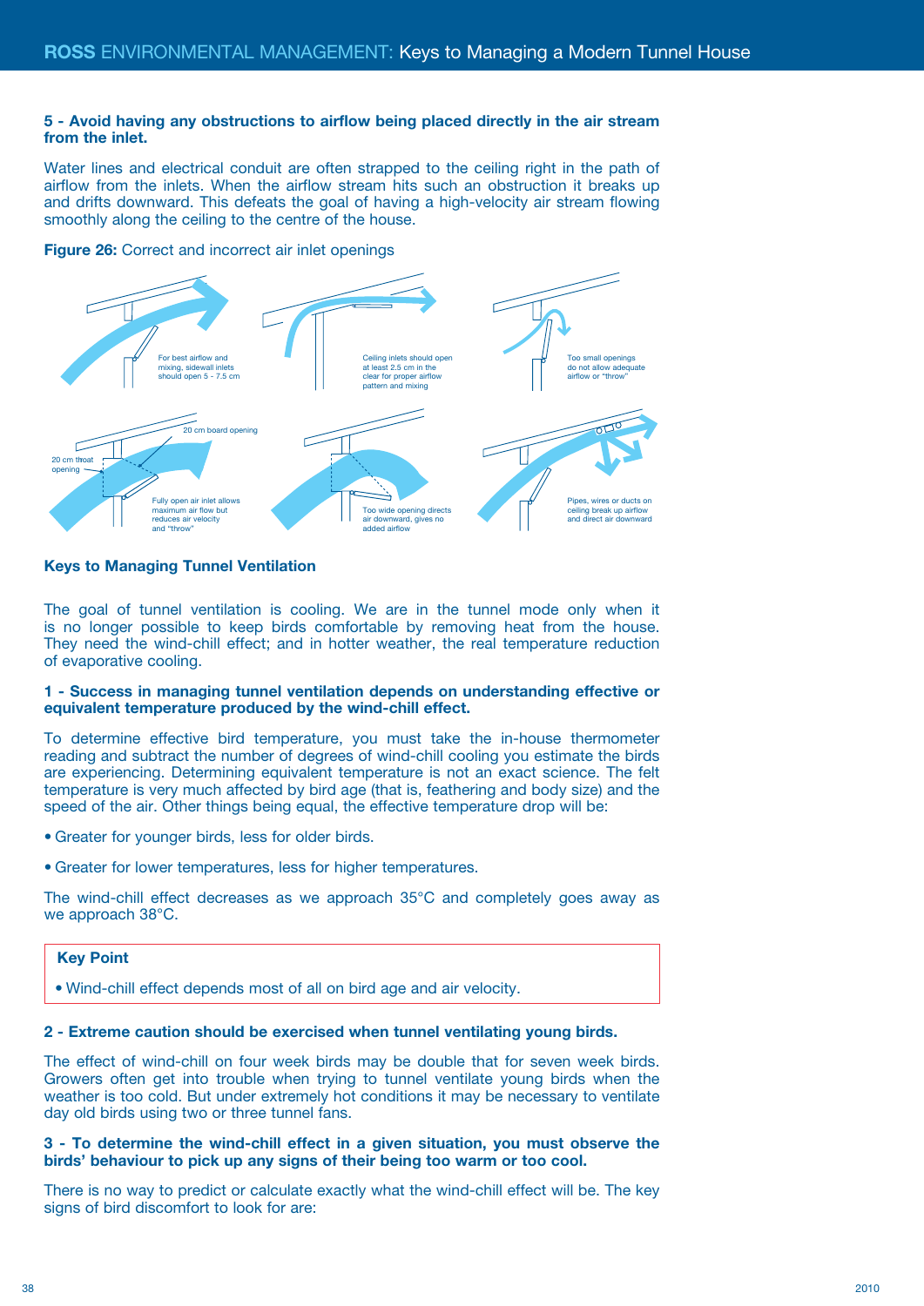**5 - Avoid having any obstructions to airflow being placed directly in the air stream from the inlet.**

Water lines and electrical conduit are often strapped to the ceiling right in the path of airflow from the inlets. When the airflow stream hits such an obstruction it breaks up and drifts downward. This defeats the goal of having a high-velocity air stream flowing smoothly along the ceiling to the centre of the house.

**Figure 26:** Correct and incorrect air inlet openings

For best airflow and mixing, sidewall inlets should open 5 - 7.5 cm

Ceiling inlets should open at least 2.5 cm in the clear for proper airflow pattern and mixing

Too small openings do not allow adequate airflow or "throw"

20 cm throat opening

20 cm board opening

Fully open air inlet allows maximum air flow but reduces air velocity and "throw"

Too wide opening directs air downward, gives no added airflow

Pipes, wires or ducts on ceiling break up airflow and direct air downward

## Keys to Managing Tunnel Ventilation

The goal of tunnel ventilation is cooling. We are in the tunnel mode only when it is no longer possible to keep birds comfortable by removing heat from the house. They need the wind-chill effect; and in hotter weather, the real temperature reduction of evaporative cooling.

**1 - Success in managing tunnel ventilation depends on understanding effective or equivalent temperature produced by the wind-chill effect.**

To determine effective bird temperature, you must take the in-house thermometer reading and subtract the number of degrees of wind-chill cooling you estimate the birds are experiencing. Determining equivalent temperature is not an exact science. The felt temperature is very much affected by bird age (that is, feathering and body size) and the speed of the air. Other things being equal, the effective temperature drop will be:

- Greater for younger birds, less for older birds.
- Greater for lower temperatures, less for higher temperatures.

The wind-chill effect decreases as we approach 35°C and completely goes away as we approach 38°C.

**Key Point**

- Wind-chill effect depends most of all on bird age and air velocity.

**2 - Extreme caution should be exercised when tunnel ventilating young birds.**

The effect of wind-chill on four week birds may be double that for seven week birds. Growers often get into trouble when trying to tunnel ventilate young birds when the weather is too cold. But under extremely hot conditions it may be necessary to ventilate day old birds using two or three tunnel fans.

**3 - To determine the wind-chill effect in a given situation, you must observe the birds' behaviour to pick up any signs of their being too warm or too cool.**

There is no way to predict or calculate exactly what the wind-chill effect will be. The key signs of bird discomfort to look for are: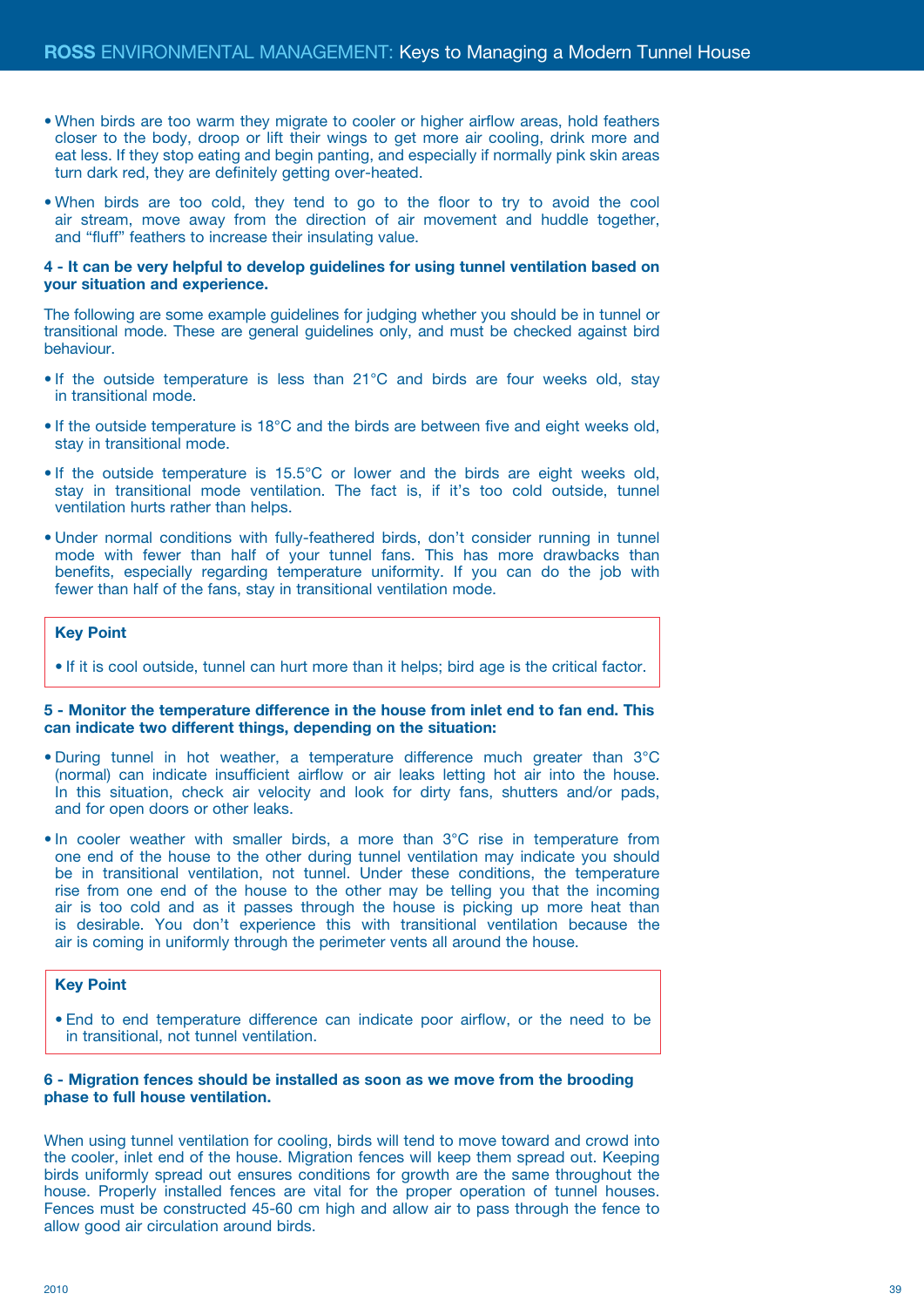- When birds are too warm they migrate to cooler or higher airflow areas, hold feathers closer to the body, droop or lift their wings to get more air cooling, drink more and eat less. If they stop eating and begin panting, and especially if normally pink skin areas turn dark red, they are definitely getting over-heated.
- When birds are too cold, they tend to go to the floor to try to avoid the cool air stream, move away from the direction of air movement and huddle together, and "fluff" feathers to increase their insulating value.

**4 - It can be very helpful to develop guidelines for using tunnel ventilation based on your situation and experience.**

The following are some example guidelines for judging whether you should be in tunnel or transitional mode. These are general guidelines only, and must be checked against bird behaviour.

- If the outside temperature is less than 21°C and birds are four weeks old, stay in transitional mode.
- If the outside temperature is 18°C and the birds are between five and eight weeks old, stay in transitional mode.
- If the outside temperature is 15.5°C or lower and the birds are eight weeks old, stay in transitional mode ventilation. The fact is, if it's too cold outside, tunnel ventilation hurts rather than helps.
- Under normal conditions with fully-feathered birds, don't consider running in tunnel mode with fewer than half of your tunnel fans. This has more drawbacks than benefits, especially regarding temperature uniformity. If you can do the job with fewer than half of the fans, stay in transitional ventilation mode.

> **Key Point**
>
> - If it is cool outside, tunnel can hurt more than it helps; bird age is the critical factor.

**5 - Monitor the temperature difference in the house from inlet end to fan end. This can indicate two different things, depending on the situation:**

- During tunnel in hot weather, a temperature difference much greater than 3°C (normal) can indicate insufficient airflow or air leaks letting hot air into the house. In this situation, check air velocity and look for dirty fans, shutters and/or pads, and for open doors or other leaks.
- In cooler weather with smaller birds, a more than 3°C rise in temperature from one end of the house to the other during tunnel ventilation may indicate you should be in transitional ventilation, not tunnel. Under these conditions, the temperature rise from one end of the house to the other may be telling you that the incoming air is too cold and as it passes through the house is picking up more heat than is desirable. You don't experience this with transitional ventilation because the air is coming in uniformly through the perimeter vents all around the house.

> **Key Point**
>
> - End to end temperature difference can indicate poor airflow, or the need to be in transitional, not tunnel ventilation.

**6 - Migration fences should be installed as soon as we move from the brooding phase to full house ventilation.**

When using tunnel ventilation for cooling, birds will tend to move toward and crowd into the cooler, inlet end of the house. Migration fences will keep them spread out. Keeping birds uniformly spread out ensures conditions for growth are the same throughout the house. Properly installed fences are vital for the proper operation of tunnel houses. Fences must be constructed 45-60 cm high and allow air to pass through the fence to allow good air circulation around birds.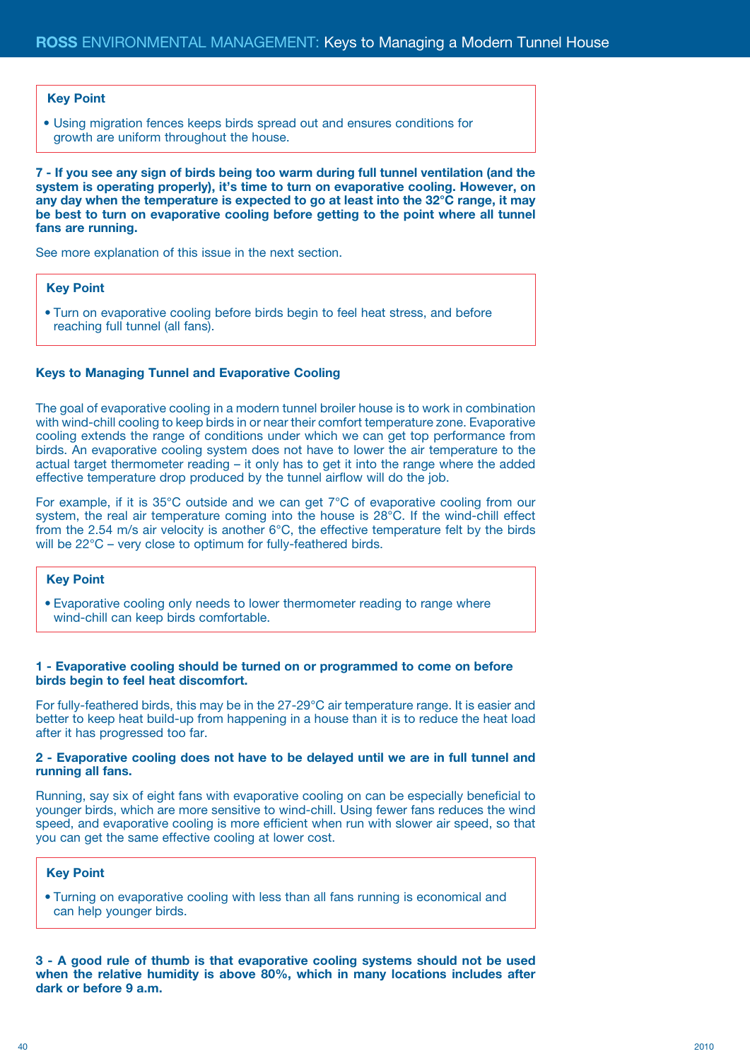**Key Point**

- Using migration fences keeps birds spread out and ensures conditions for growth are uniform throughout the house.

**7 - If you see any sign of birds being too warm during full tunnel ventilation (and the system is operating properly), it's time to turn on evaporative cooling. However, on any day when the temperature is expected to go at least into the 32°C range, it may be best to turn on evaporative cooling before getting to the point where all tunnel fans are running.**

See more explanation of this issue in the next section.

**Key Point**

- Turn on evaporative cooling before birds begin to feel heat stress, and before reaching full tunnel (all fans).

### Keys to Managing Tunnel and Evaporative Cooling

The goal of evaporative cooling in a modern tunnel broiler house is to work in combination with wind-chill cooling to keep birds in or near their comfort temperature zone. Evaporative cooling extends the range of conditions under which we can get top performance from birds. An evaporative cooling system does not have to lower the air temperature to the actual target thermometer reading – it only has to get it into the range where the added effective temperature drop produced by the tunnel airflow will do the job.

For example, if it is 35°C outside and we can get 7°C of evaporative cooling from our system, the real air temperature coming into the house is 28°C. If the wind-chill effect from the 2.54 m/s air velocity is another 6°C, the effective temperature felt by the birds will be 22°C – very close to optimum for fully-feathered birds.

**Key Point**

- Evaporative cooling only needs to lower thermometer reading to range where wind-chill can keep birds comfortable.

**1 - Evaporative cooling should be turned on or programmed to come on before birds begin to feel heat discomfort.**

For fully-feathered birds, this may be in the 27-29°C air temperature range. It is easier and better to keep heat build-up from happening in a house than it is to reduce the heat load after it has progressed too far.

**2 - Evaporative cooling does not have to be delayed until we are in full tunnel and running all fans.**

Running, say six of eight fans with evaporative cooling on can be especially beneficial to younger birds, which are more sensitive to wind-chill. Using fewer fans reduces the wind speed, and evaporative cooling is more efficient when run with slower air speed, so that you can get the same effective cooling at lower cost.

**Key Point**

- Turning on evaporative cooling with less than all fans running is economical and can help younger birds.

**3 - A good rule of thumb is that evaporative cooling systems should not be used when the relative humidity is above 80%, which in many locations includes after dark or before 9 a.m.**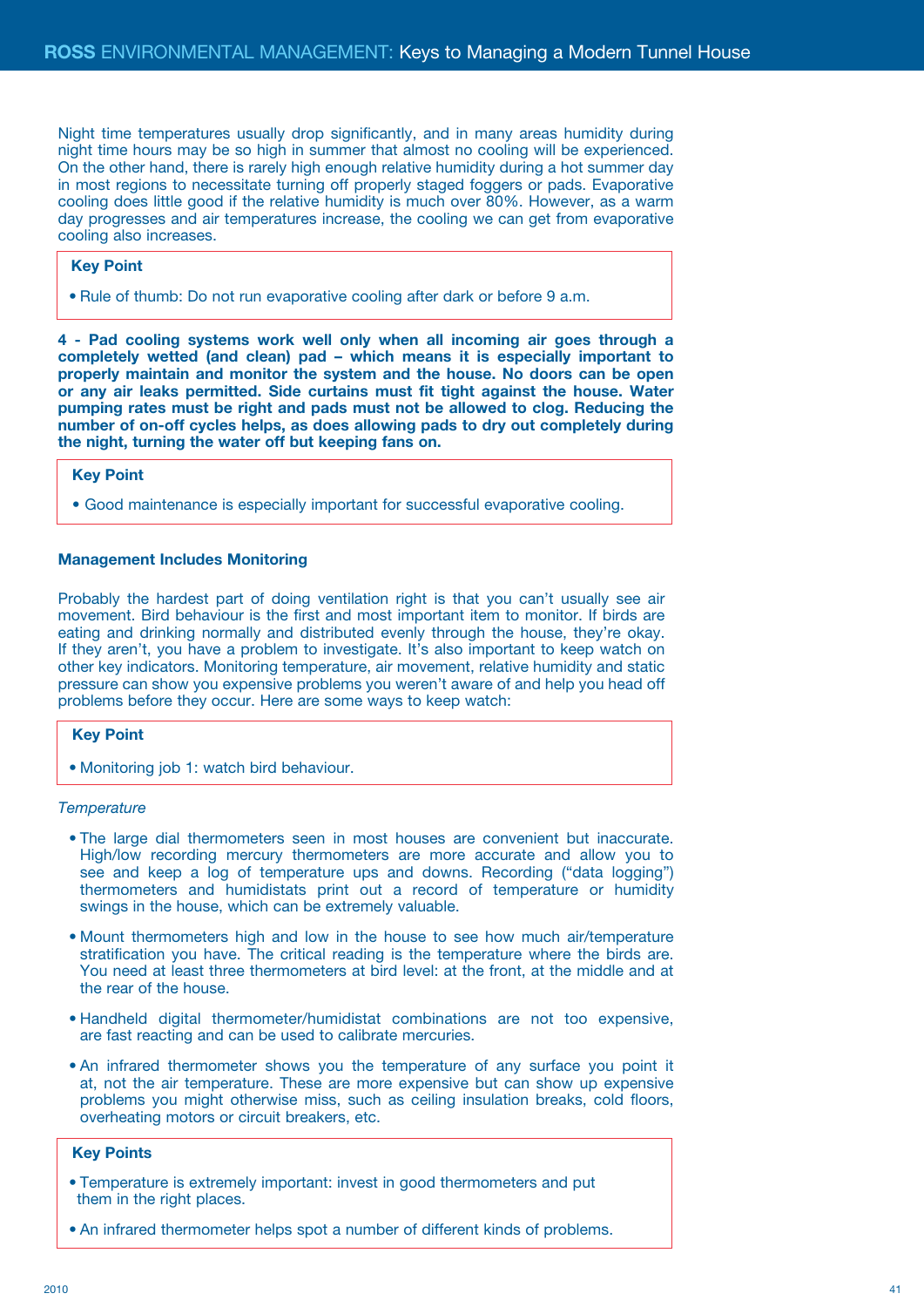Night time temperatures usually drop significantly, and in many areas humidity during night time hours may be so high in summer that almost no cooling will be experienced. On the other hand, there is rarely high enough relative humidity during a hot summer day in most regions to necessitate turning off properly staged foggers or pads. Evaporative cooling does little good if the relative humidity is much over 80%. However, as a warm day progresses and air temperatures increase, the cooling we can get from evaporative cooling also increases.

**Key Point**

- Rule of thumb: Do not run evaporative cooling after dark or before 9 a.m.

**4 - Pad cooling systems work well only when all incoming air goes through a completely wetted (and clean) pad – which means it is especially important to properly maintain and monitor the system and the house. No doors can be open or any air leaks permitted. Side curtains must fit tight against the house. Water pumping rates must be right and pads must not be allowed to clog. Reducing the number of on-off cycles helps, as does allowing pads to dry out completely during the night, turning the water off but keeping fans on.**

**Key Point**

- Good maintenance is especially important for successful evaporative cooling.

### Management Includes Monitoring

Probably the hardest part of doing ventilation right is that you can't usually see air movement. Bird behaviour is the first and most important item to monitor. If birds are eating and drinking normally and distributed evenly through the house, they're okay. If they aren't, you have a problem to investigate. It's also important to keep watch on other key indicators. Monitoring temperature, air movement, relative humidity and static pressure can show you expensive problems you weren't aware of and help you head off problems before they occur. Here are some ways to keep watch:

**Key Point**

- Monitoring job 1: watch bird behaviour.

*Temperature*

- The large dial thermometers seen in most houses are convenient but inaccurate. High/low recording mercury thermometers are more accurate and allow you to see and keep a log of temperature ups and downs. Recording ("data logging") thermometers and humidistats print out a record of temperature or humidity swings in the house, which can be extremely valuable.
- Mount thermometers high and low in the house to see how much air/temperature stratification you have. The critical reading is the temperature where the birds are. You need at least three thermometers at bird level: at the front, at the middle and at the rear of the house.
- Handheld digital thermometer/humidistat combinations are not too expensive, are fast reacting and can be used to calibrate mercuries.
- An infrared thermometer shows you the temperature of any surface you point it at, not the air temperature. These are more expensive but can show up expensive problems you might otherwise miss, such as ceiling insulation breaks, cold floors, overheating motors or circuit breakers, etc.

**Key Points**

- Temperature is extremely important: invest in good thermometers and put them in the right places.
- An infrared thermometer helps spot a number of different kinds of problems.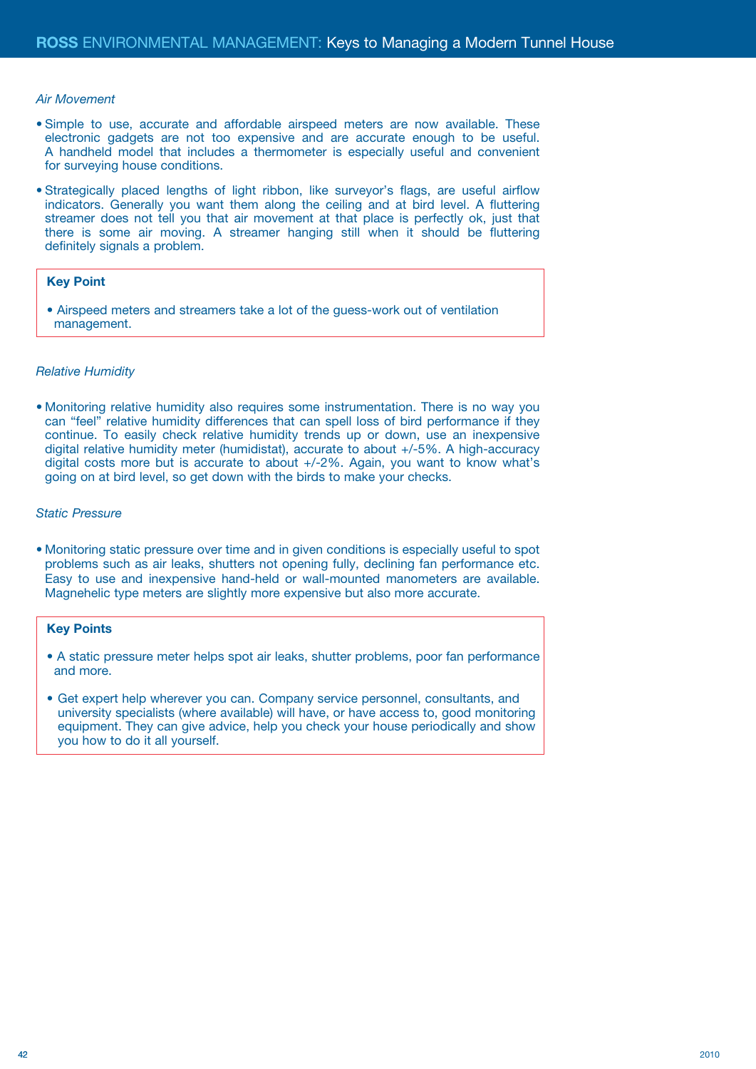*Air Movement*

- Simple to use, accurate and affordable airspeed meters are now available. These electronic gadgets are not too expensive and are accurate enough to be useful. A handheld model that includes a thermometer is especially useful and convenient for surveying house conditions.

- Strategically placed lengths of light ribbon, like surveyor's flags, are useful airflow indicators. Generally you want them along the ceiling and at bird level. A fluttering streamer does not tell you that air movement at that place is perfectly ok, just that there is some air moving. A streamer hanging still when it should be fluttering definitely signals a problem.

**Key Point**

- Airspeed meters and streamers take a lot of the guess-work out of ventilation management.

*Relative Humidity*

- Monitoring relative humidity also requires some instrumentation. There is no way you can "feel" relative humidity differences that can spell loss of bird performance if they continue. To easily check relative humidity trends up or down, use an inexpensive digital relative humidity meter (humidistat), accurate to about +/-5%. A high-accuracy digital costs more but is accurate to about +/-2%. Again, you want to know what's going on at bird level, so get down with the birds to make your checks.

*Static Pressure*

- Monitoring static pressure over time and in given conditions is especially useful to spot problems such as air leaks, shutters not opening fully, declining fan performance etc. Easy to use and inexpensive hand-held or wall-mounted manometers are available. Magnehelic type meters are slightly more expensive but also more accurate.

**Key Points**

- A static pressure meter helps spot air leaks, shutter problems, poor fan performance and more.

- Get expert help wherever you can. Company service personnel, consultants, and university specialists (where available) will have, or have access to, good monitoring equipment. They can give advice, help you check your house periodically and show you how to do it all yourself.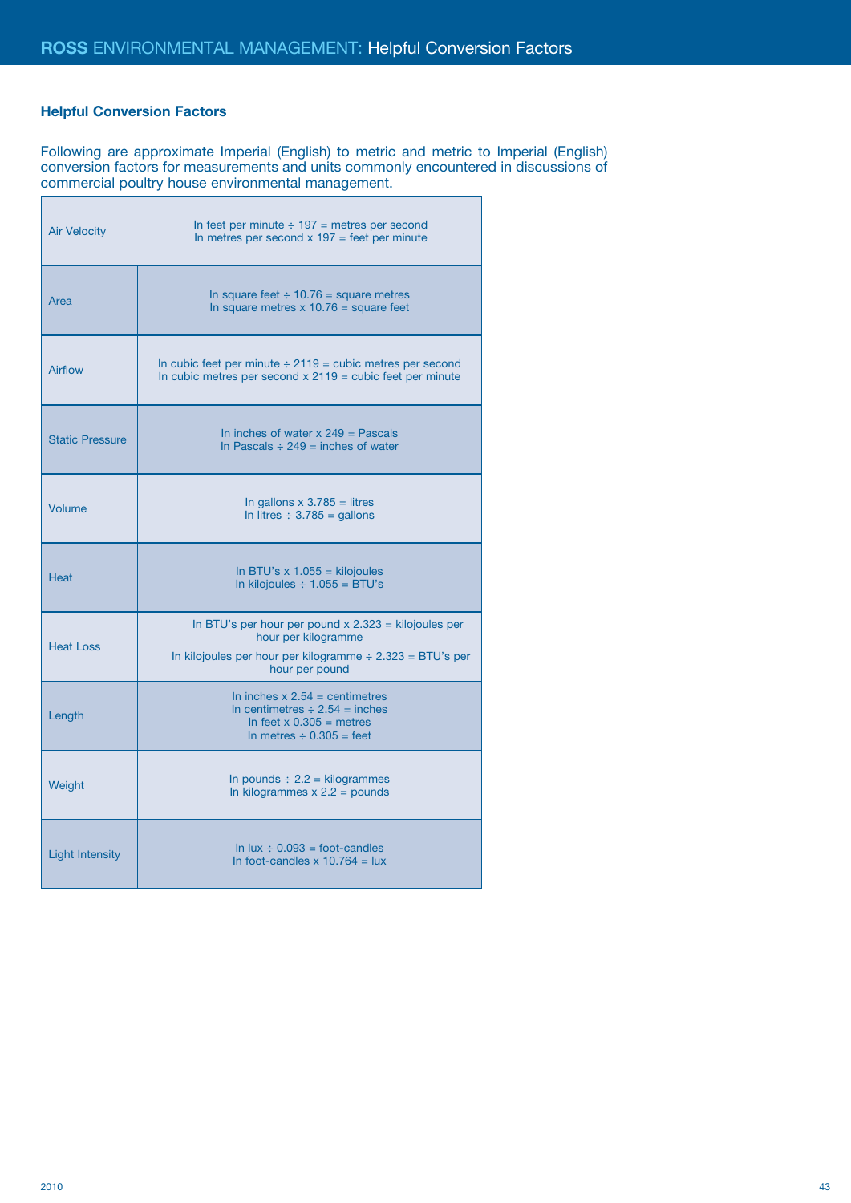## Helpful Conversion Factors

Following are approximate Imperial (English) to metric and metric to Imperial (English) conversion factors for measurements and units commonly encountered in discussions of commercial poultry house environmental management.

| | |
|---|---|
| Air Velocity | In feet per minute ÷ 197 = metres per second<br>In metres per second x 197 = feet per minute |
| Area | In square feet ÷ 10.76 = square metres<br>In square metres x 10.76 = square feet |
| Airflow | In cubic feet per minute ÷ 2119 = cubic metres per second<br>In cubic metres per second x 2119 = cubic feet per minute |
| Static Pressure | In inches of water x 249 = Pascals<br>In Pascals ÷ 249 = inches of water |
| Volume | In gallons x 3.785 = litres<br>In litres ÷ 3.785 = gallons |
| Heat | In BTU's x 1.055 = kilojoules<br>In kilojoules ÷ 1.055 = BTU's |
| Heat Loss | In BTU's per hour per pound x 2.323 = kilojoules per hour per kilogramme<br>In kilojoules per hour per kilogramme ÷ 2.323 = BTU's per hour per pound |
| Length | In inches x 2.54 = centimetres<br>In centimetres ÷ 2.54 = inches<br>In feet x 0.305 = metres<br>In metres ÷ 0.305 = feet |
| Weight | In pounds ÷ 2.2 = kilogrammes<br>In kilogrammes x 2.2 = pounds |
| Light Intensity | In lux ÷ 0.093 = foot-candles<br>In foot-candles x 10.764 = lux |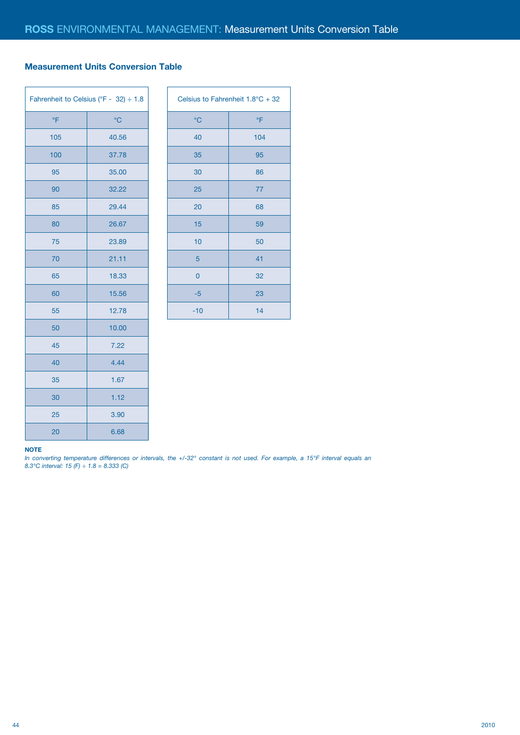## Measurement Units Conversion Table

| Fahrenheit to Celsius (°F - 32) ÷ 1.8 | |
|---|---|
| °F | °C |
| 105 | 40.56 |
| 100 | 37.78 |
| 95 | 35.00 |
| 90 | 32.22 |
| 85 | 29.44 |
| 80 | 26.67 |
| 75 | 23.89 |
| 70 | 21.11 |
| 65 | 18.33 |
| 60 | 15.56 |
| 55 | 12.78 |
| 50 | 10.00 |
| 45 | 7.22 |
| 40 | 4.44 |
| 35 | 1.67 |
| 30 | 1.12 |
| 25 | 3.90 |
| 20 | 6.68 |

| Celsius to Fahrenheit 1.8°C + 32 | |
|---|---|
| °C | °F |
| 40 | 104 |
| 35 | 95 |
| 30 | 86 |
| 25 | 77 |
| 20 | 68 |
| 15 | 59 |
| 10 | 50 |
| 5 | 41 |
| 0 | 32 |
| -5 | 23 |
| -10 | 14 |

**NOTE**

*In converting temperature differences or intervals, the +/-32° constant is not used. For example, a 15°F interval equals an 8.3°C interval: 15 (F) ÷ 1.8 = 8.333 (C)*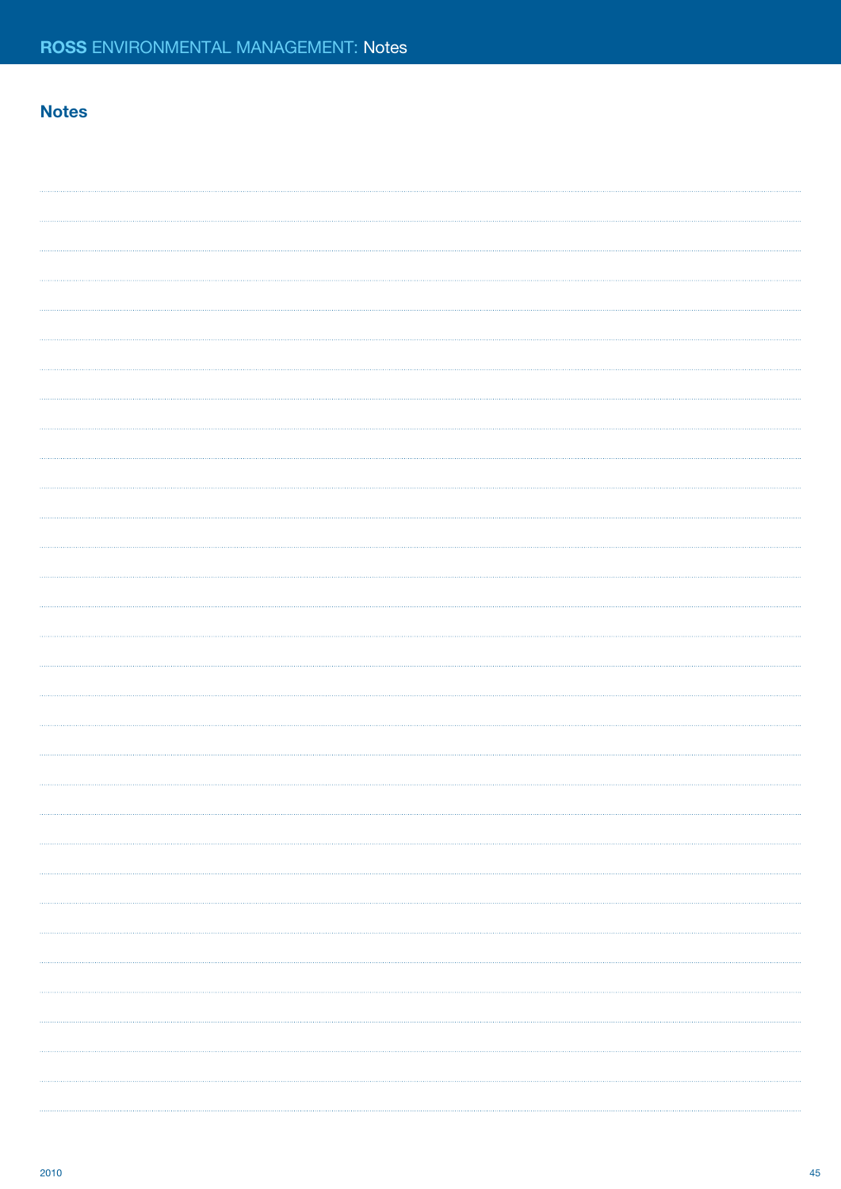## Notes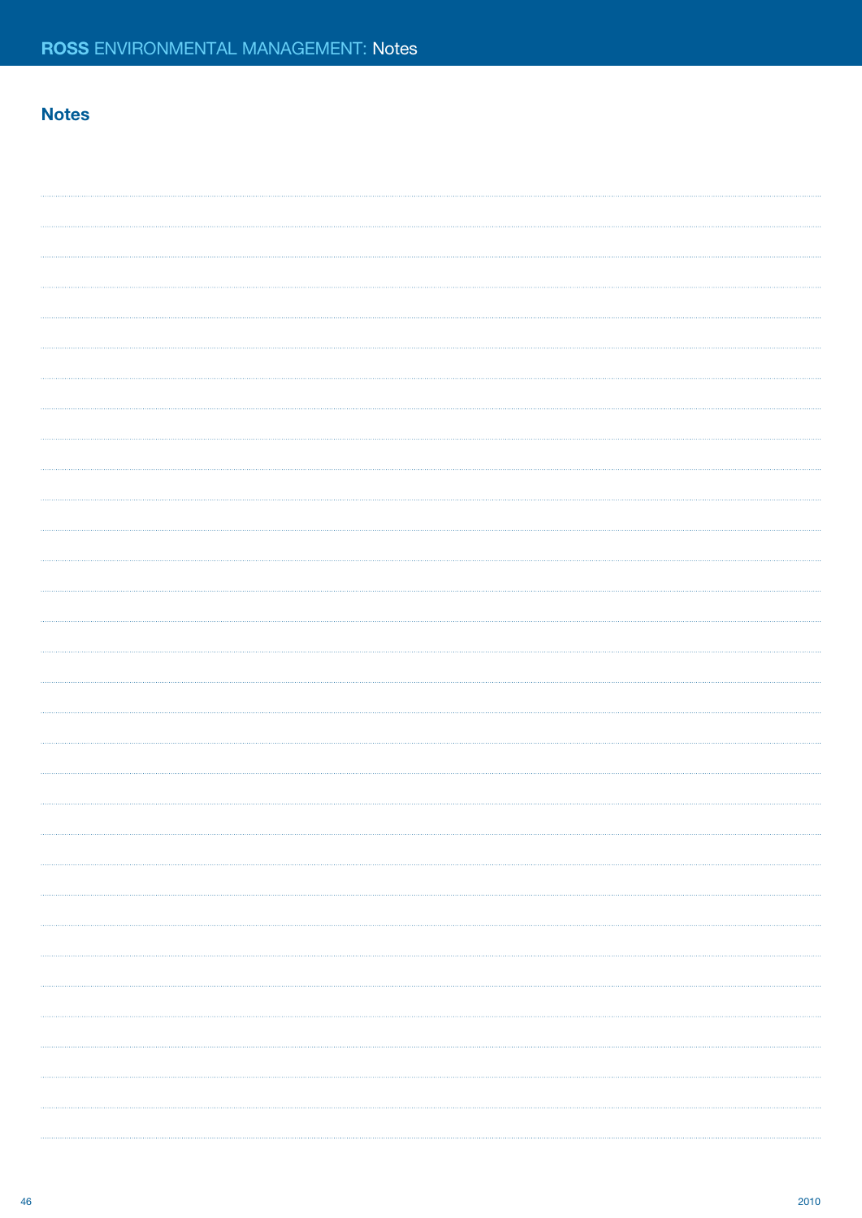## Notes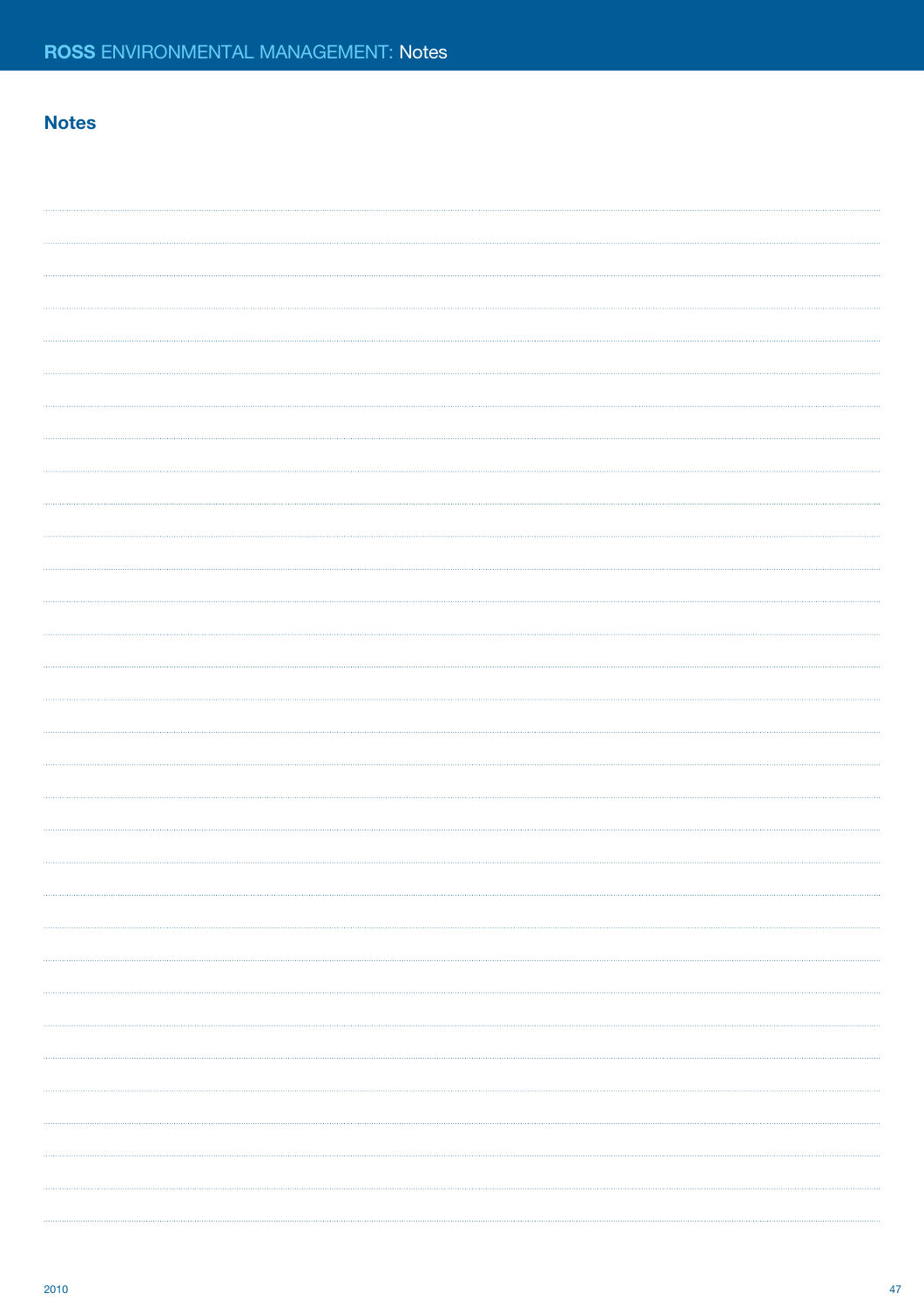## Notes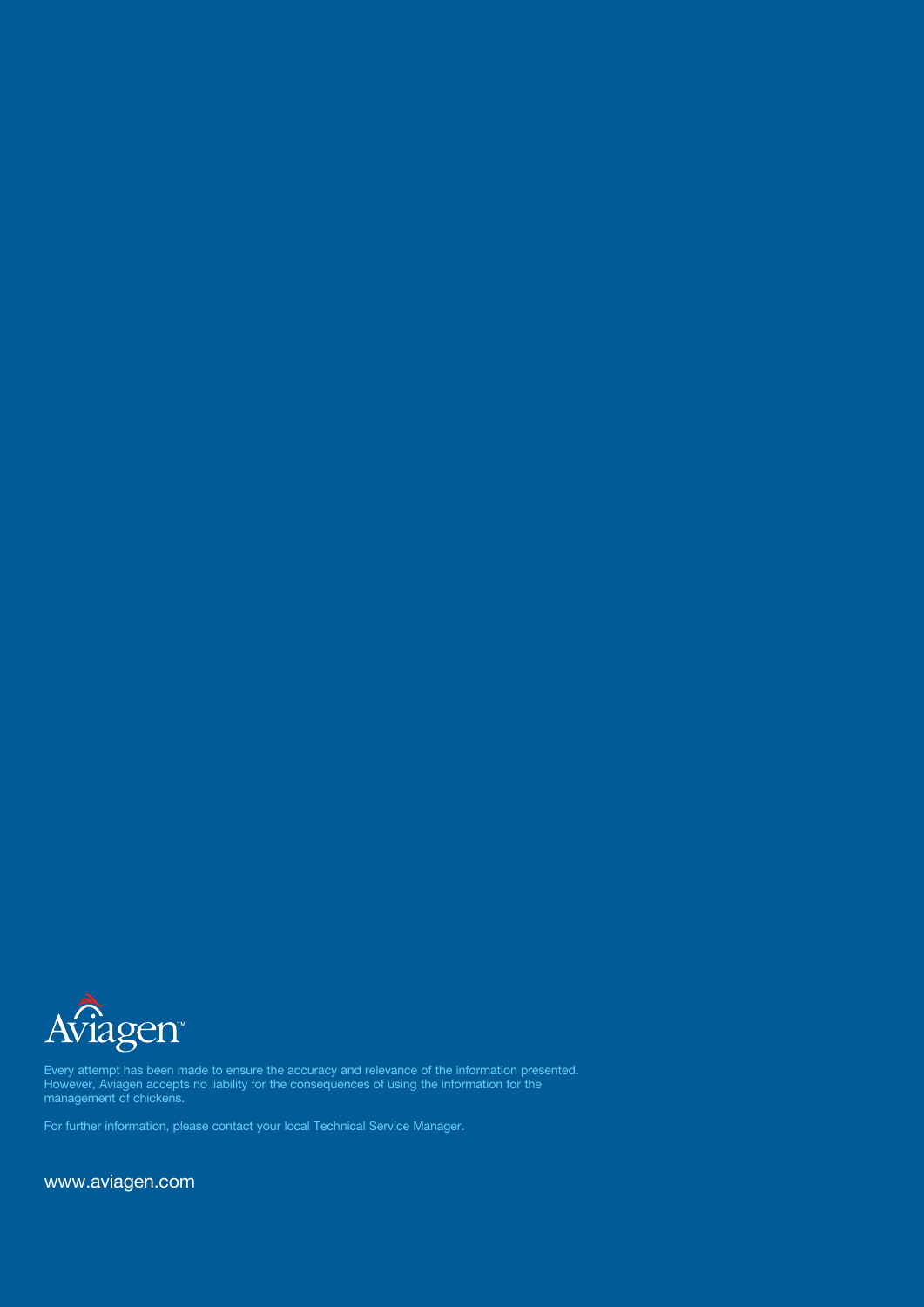Aviagen™

Every attempt has been made to ensure the accuracy and relevance of the information presented. However, Aviagen accepts no liability for the consequences of using the information for the management of chickens.

For further information, please contact your local Technical Service Manager.

www.aviagen.com